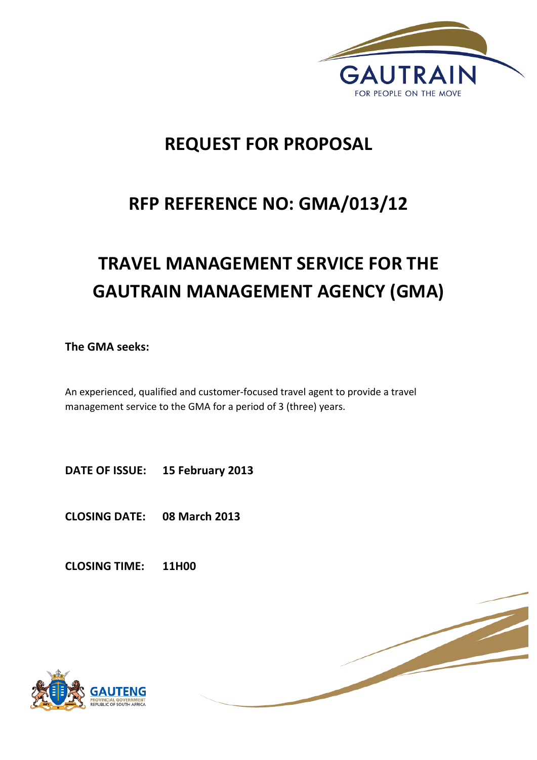GAUTRAIN

FOR PEOPLE ON THE MOVE

# REQUEST FOR PROPOSAL

# RFP REFERENCE NO: GMA/013/12

# TRAVEL MANAGEMENT SERVICE FOR THE GAUTRAIN MANAGEMENT AGENCY (GMA)

**The GMA seeks:**

An experienced, qualified and customer-focused travel agent to provide a travel management service to the GMA for a period of 3 (three) years.

**DATE OF ISSUE:** **15 February 2013**

**CLOSING DATE:** **08 March 2013**

**CLOSING TIME:** **11H00**

GAUTENG

PROVINCIAL GOVERNMENT

REPUBLIC OF SOUTH AFRICA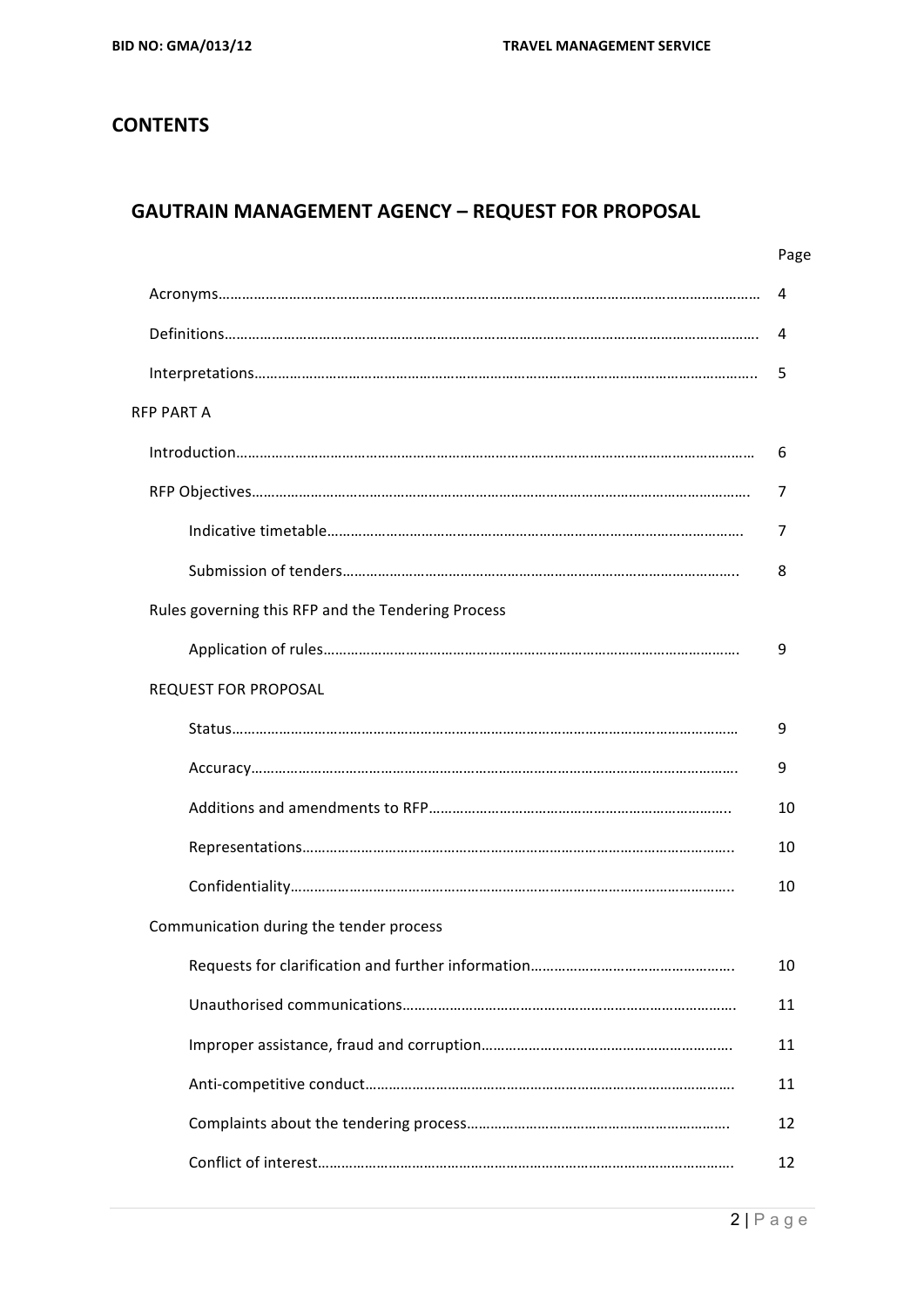## CONTENTS

### GAUTRAIN MANAGEMENT AGENCY – REQUEST FOR PROPOSAL

| | Page |
|---|---|
| Acronyms……………………………………………………………………………………………………… | 4 |
| Definitions…………………………………………………………………………………………………….. | 4 |
| Interpretations………………………………………………………………………………………………. | 5 |
| RFP PART A | |
| Introduction…………………………………………………………………………………………………… | 6 |
| RFP Objectives………………………………………………………………………………………………. | 7 |
| Indicative timetable…………………………………………………………………………………. | 7 |
| Submission of tenders……………………………………………………………………………... | 8 |
| Rules governing this RFP and the Tendering Process | |
| Application of rules………………………………………………………………………………….. | 9 |
| REQUEST FOR PROPOSAL | |
| Status………………………………………………………………………………………………………… | 9 |
| Accuracy…………………………………………………………………………………………………….. | 9 |
| Additions and amendments to RFP…………………………………………………………………. | 10 |
| Representations……………………………………………………………………………………….. | 10 |
| Confidentiality………………………………………………………………………………………….. | 10 |
| Communication during the tender process | |
| Requests for clarification and further information……………………………………………. | 10 |
| Unauthorised communications…………………………………………………………………………. | 11 |
| Improper assistance, fraud and corruption………………………………………………………. | 11 |
| Anti-competitive conduct………………………………………………………………………………. | 11 |
| Complaints about the tendering process…………………………………………………………. | 12 |
| Conflict of interest……………………………………………………………………………………….. | 12 |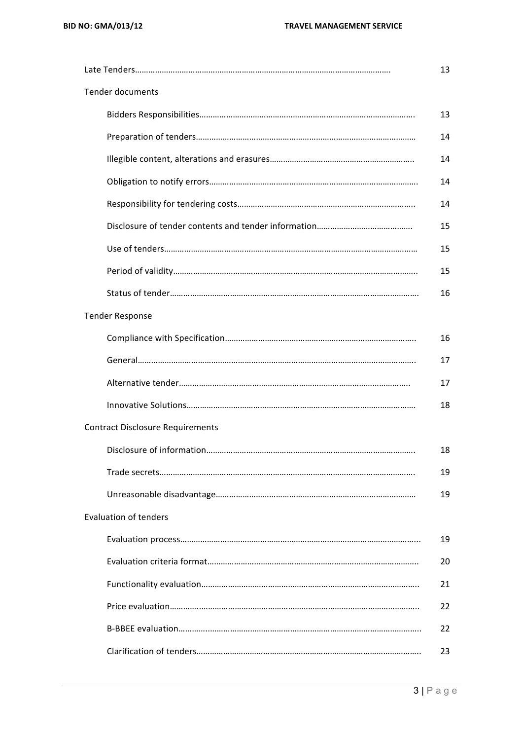| | |
|---|---|
| Late Tenders………………………………………………………………………………………………. | 13 |
| Tender documents | |
| Bidders Responsibilities……………………………………………………………………………. | 13 |
| Preparation of tenders……………………………………………………………………………… | 14 |
| Illegible content, alterations and erasures………………………………………………….. | 14 |
| Obligation to notify errors……………………………………………………………………………. | 14 |
| Responsibility for tendering costs……………………………………………………………….. | 14 |
| Disclosure of tender contents and tender information……………………………………. | 15 |
| Use of tenders……………………………………………………………………………………………… | 15 |
| Period of validity……………………………………………………………………………………….. | 15 |
| Status of tender………………………………………………………………………………………….. | 16 |
| Tender Response | |
| Compliance with Specification………………………………………………………………….. | 16 |
| General……………………………………………………………………………………………………... | 17 |
| Alternative tender…………………………………………………………………………………….. | 17 |
| Innovative Solutions…………………………………………………………………………………. | 18 |
| Contract Disclosure Requirements | |
| Disclosure of information………………………………………………………………………….. | 18 |
| Trade secrets……………………………………………………………………………………………… | 19 |
| Unreasonable disadvantage……………………………………………………………………… | 19 |
| Evaluation of tenders | |
| Evaluation process……………………………………………………………………………………... | 19 |
| Evaluation criteria format………………………………………………………………………….. | 20 |
| Functionality evaluation…………………………………………………………………………….. | 21 |
| Price evaluation…………..……………………………………………………………………………... | 22 |
| B-BBEE evaluation………..………………………………………………………………………………. | 22 |
| Clarification of tenders……………………………………………………………………………….. | 23 |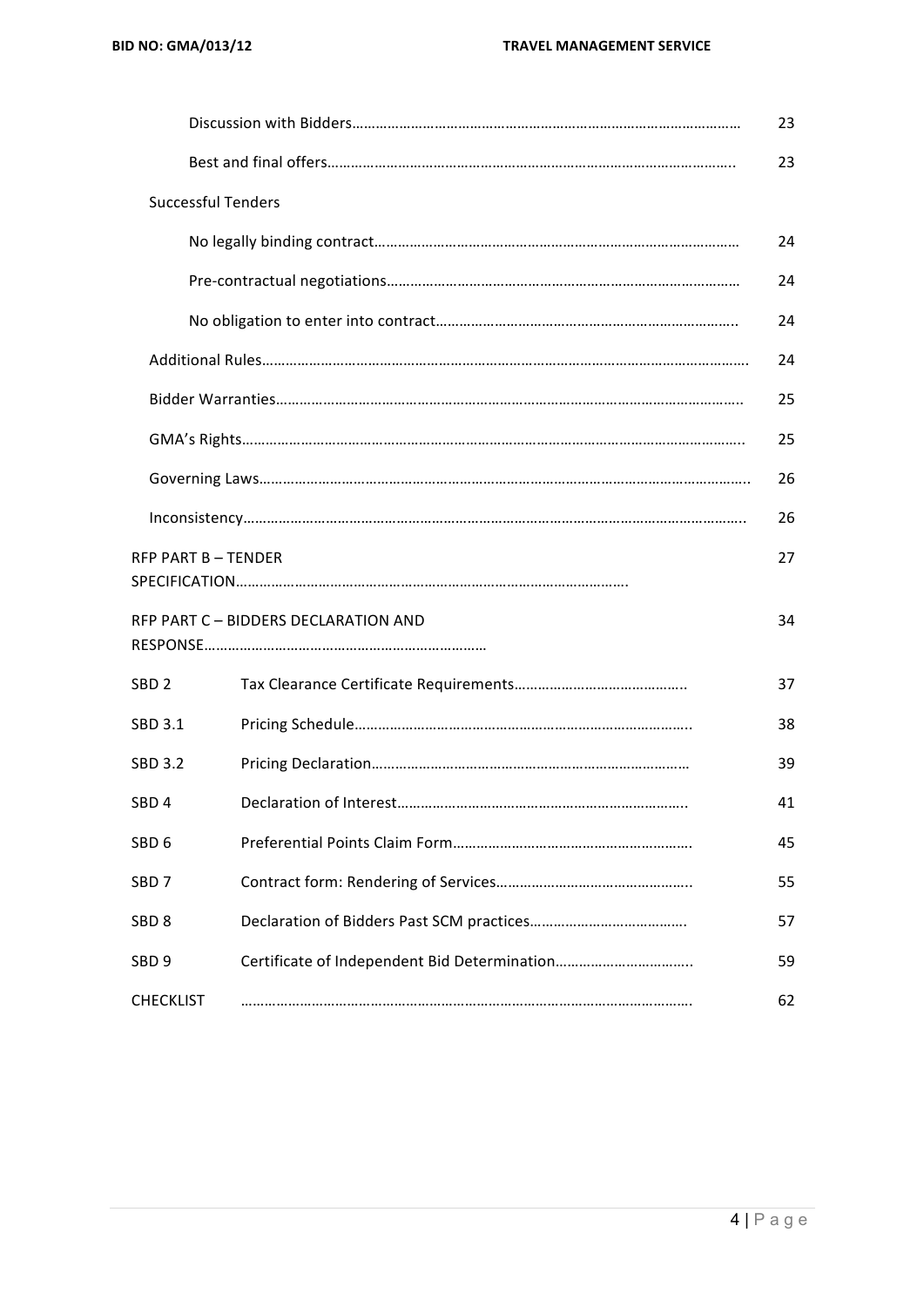| | | |
|---|---|---|
| Discussion with Bidders……………………………………………………………………………………… | | 23 |
| Best and final offers…………………………………………………………………………………………….. | | 23 |
| Successful Tenders | | |
| No legally binding contract……………………………………………………………………………… | | 24 |
| Pre-contractual negotiations……………………………………………………………………………… | | 24 |
| No obligation to enter into contract………………………………………………………………….. | | 24 |
| Additional Rules………………………………………………………………………………………………………. | | 24 |
| Bidder Warranties…………………………………………………………………………………………………. | | 25 |
| GMA's Rights……………………………………………………………………………………………………….. | | 25 |
| Governing Laws……………………………………………………………………………………………………….. | | 26 |
| Inconsistency……………………………………………………………………………………………………….. | | 26 |
| RFP PART B – TENDER SPECIFICATION………………………………………………………………………………………. | | 27 |
| RFP PART C – BIDDERS DECLARATION AND RESPONSE……………………………………………………………… | | 34 |
| SBD 2 | Tax Clearance Certificate Requirements…………………………………….. | 37 |
| SBD 3.1 | Pricing Schedule………………………………………………………………………….. | 38 |
| SBD 3.2 | Pricing Declaration……………………………………………………………………… | 39 |
| SBD 4 | Declaration of Interest……………………………………………………………….. | 41 |
| SBD 6 | Preferential Points Claim Form……………………………………………………. | 45 |
| SBD 7 | Contract form: Rendering of Services………………………………………….. | 55 |
| SBD 8 | Declaration of Bidders Past SCM practices…………………………………. | 57 |
| SBD 9 | Certificate of Independent Bid Determination…………………………….. | 59 |
| CHECKLIST | ……………………………………………………………………………………………. | 62 |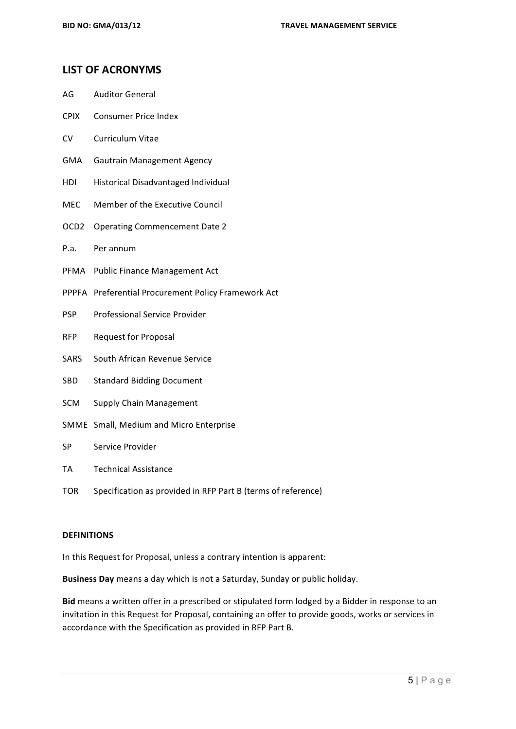## LIST OF ACRONYMS

| | |
|---|---|
| AG | Auditor General |
| CPIX | Consumer Price Index |
| CV | Curriculum Vitae |
| GMA | Gautrain Management Agency |
| HDI | Historical Disadvantaged Individual |
| MEC | Member of the Executive Council |
| OCD2 | Operating Commencement Date 2 |
| P.a. | Per annum |
| PFMA | Public Finance Management Act |
| PPPFA | Preferential Procurement Policy Framework Act |
| PSP | Professional Service Provider |
| RFP | Request for Proposal |
| SARS | South African Revenue Service |
| SBD | Standard Bidding Document |
| SCM | Supply Chain Management |
| SMME | Small, Medium and Micro Enterprise |
| SP | Service Provider |
| TA | Technical Assistance |
| TOR | Specification as provided in RFP Part B (terms of reference) |

**DEFINITIONS**

In this Request for Proposal, unless a contrary intention is apparent:

**Business Day** means a day which is not a Saturday, Sunday or public holiday.

**Bid** means a written offer in a prescribed or stipulated form lodged by a Bidder in response to an invitation in this Request for Proposal, containing an offer to provide goods, works or services in accordance with the Specification as provided in RFP Part B.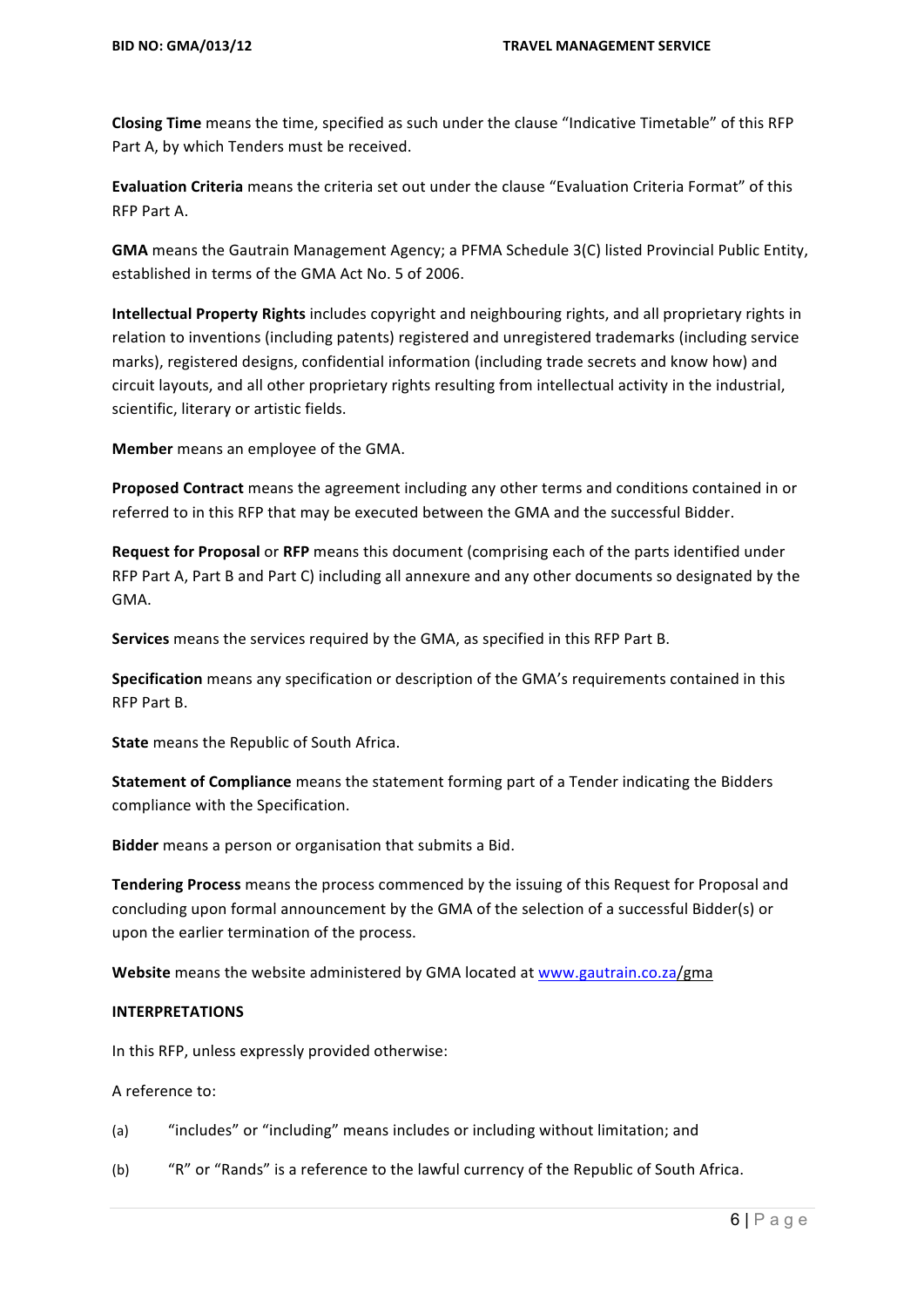**Closing Time** means the time, specified as such under the clause "Indicative Timetable" of this RFP Part A, by which Tenders must be received.

**Evaluation Criteria** means the criteria set out under the clause "Evaluation Criteria Format" of this RFP Part A.

**GMA** means the Gautrain Management Agency; a PFMA Schedule 3(C) listed Provincial Public Entity, established in terms of the GMA Act No. 5 of 2006.

**Intellectual Property Rights** includes copyright and neighbouring rights, and all proprietary rights in relation to inventions (including patents) registered and unregistered trademarks (including service marks), registered designs, confidential information (including trade secrets and know how) and circuit layouts, and all other proprietary rights resulting from intellectual activity in the industrial, scientific, literary or artistic fields.

**Member** means an employee of the GMA.

**Proposed Contract** means the agreement including any other terms and conditions contained in or referred to in this RFP that may be executed between the GMA and the successful Bidder.

**Request for Proposal** or **RFP** means this document (comprising each of the parts identified under RFP Part A, Part B and Part C) including all annexure and any other documents so designated by the GMA.

**Services** means the services required by the GMA, as specified in this RFP Part B.

**Specification** means any specification or description of the GMA's requirements contained in this RFP Part B.

**State** means the Republic of South Africa.

**Statement of Compliance** means the statement forming part of a Tender indicating the Bidders compliance with the Specification.

**Bidder** means a person or organisation that submits a Bid.

**Tendering Process** means the process commenced by the issuing of this Request for Proposal and concluding upon formal announcement by the GMA of the selection of a successful Bidder(s) or upon the earlier termination of the process.

**Website** means the website administered by GMA located at www.gautrain.co.za/gma

**INTERPRETATIONS**

In this RFP, unless expressly provided otherwise:

A reference to:

(a) "includes" or "including" means includes or including without limitation; and

(b) "R" or "Rands" is a reference to the lawful currency of the Republic of South Africa.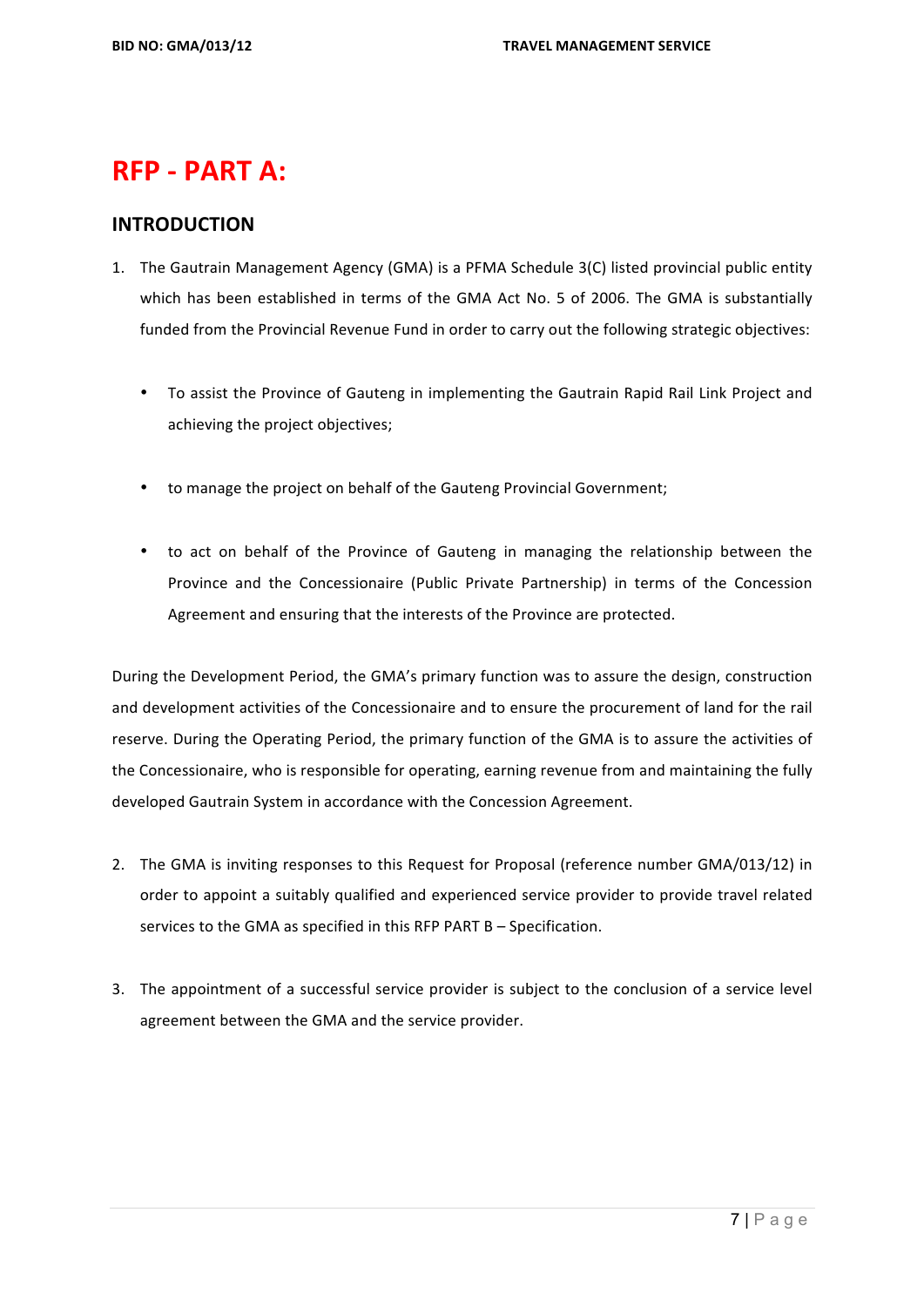# RFP - PART A:

## INTRODUCTION

1. The Gautrain Management Agency (GMA) is a PFMA Schedule 3(C) listed provincial public entity which has been established in terms of the GMA Act No. 5 of 2006. The GMA is substantially funded from the Provincial Revenue Fund in order to carry out the following strategic objectives:

   - To assist the Province of Gauteng in implementing the Gautrain Rapid Rail Link Project and achieving the project objectives;
   - to manage the project on behalf of the Gauteng Provincial Government;
   - to act on behalf of the Province of Gauteng in managing the relationship between the Province and the Concessionaire (Public Private Partnership) in terms of the Concession Agreement and ensuring that the interests of the Province are protected.

During the Development Period, the GMA's primary function was to assure the design, construction and development activities of the Concessionaire and to ensure the procurement of land for the rail reserve. During the Operating Period, the primary function of the GMA is to assure the activities of the Concessionaire, who is responsible for operating, earning revenue from and maintaining the fully developed Gautrain System in accordance with the Concession Agreement.

2. The GMA is inviting responses to this Request for Proposal (reference number GMA/013/12) in order to appoint a suitably qualified and experienced service provider to provide travel related services to the GMA as specified in this RFP PART B – Specification.

3. The appointment of a successful service provider is subject to the conclusion of a service level agreement between the GMA and the service provider.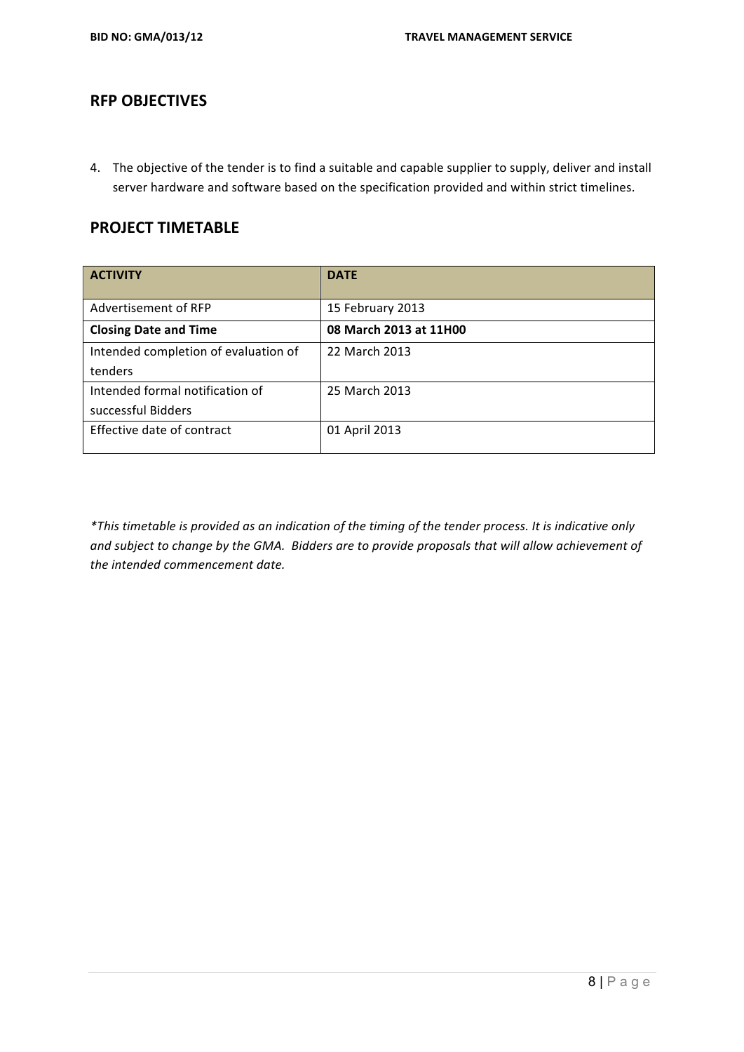## RFP OBJECTIVES

4. The objective of the tender is to find a suitable and capable supplier to supply, deliver and install server hardware and software based on the specification provided and within strict timelines.

## PROJECT TIMETABLE

| ACTIVITY | DATE |
|---|---|
| Advertisement of RFP | 15 February 2013 |
| **Closing Date and Time** | **08 March 2013 at 11H00** |
| Intended completion of evaluation of tenders | 22 March 2013 |
| Intended formal notification of successful Bidders | 25 March 2013 |
| Effective date of contract | 01 April 2013 |

*\*This timetable is provided as an indication of the timing of the tender process. It is indicative only and subject to change by the GMA. Bidders are to provide proposals that will allow achievement of the intended commencement date.*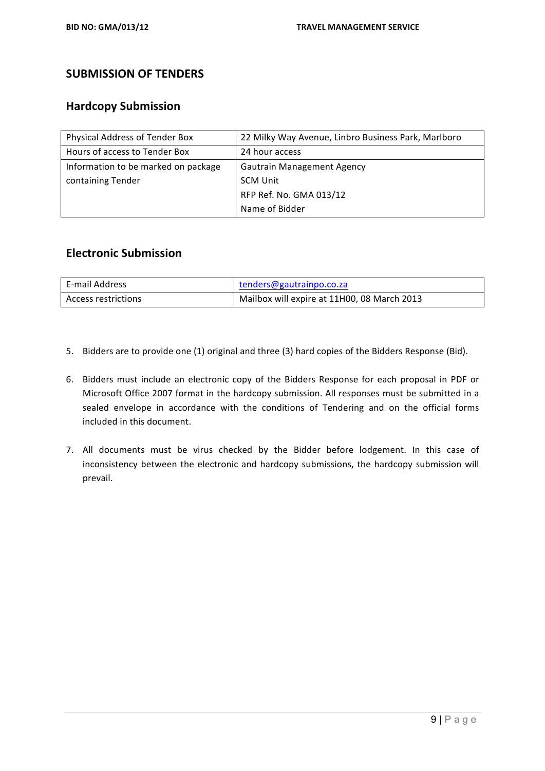## SUBMISSION OF TENDERS

### Hardcopy Submission

| | |
|---|---|
| Physical Address of Tender Box | 22 Milky Way Avenue, Linbro Business Park, Marlboro |
| Hours of access to Tender Box | 24 hour access |
| Information to be marked on package containing Tender | Gautrain Management Agency<br>SCM Unit<br>RFP Ref. No. GMA 013/12<br>Name of Bidder |

### Electronic Submission

| | |
|---|---|
| E-mail Address | tenders@gautrainpo.co.za |
| Access restrictions | Mailbox will expire at 11H00, 08 March 2013 |

5. Bidders are to provide one (1) original and three (3) hard copies of the Bidders Response (Bid).

6. Bidders must include an electronic copy of the Bidders Response for each proposal in PDF or Microsoft Office 2007 format in the hardcopy submission. All responses must be submitted in a sealed envelope in accordance with the conditions of Tendering and on the official forms included in this document.

7. All documents must be virus checked by the Bidder before lodgement. In this case of inconsistency between the electronic and hardcopy submissions, the hardcopy submission will prevail.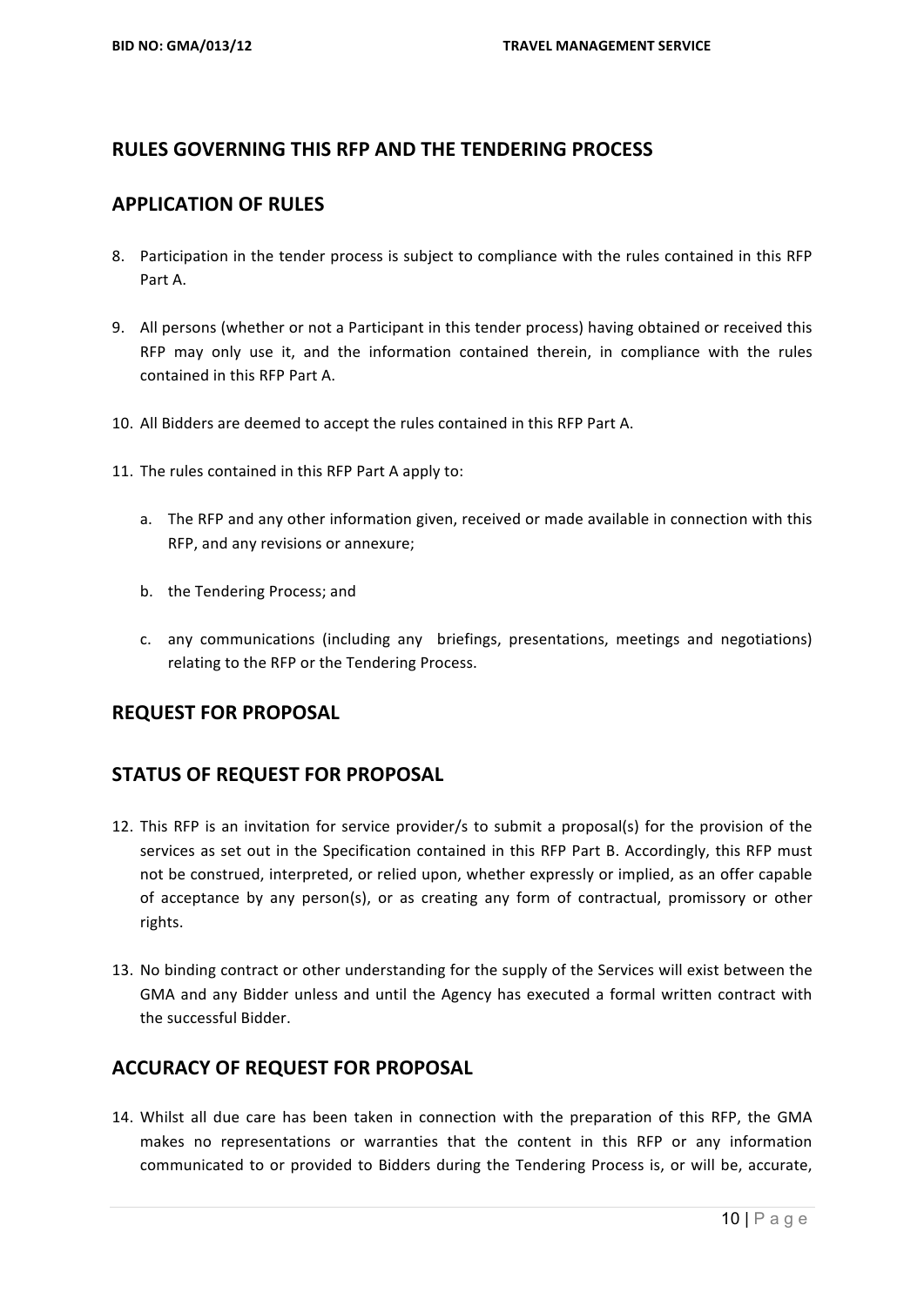## RULES GOVERNING THIS RFP AND THE TENDERING PROCESS

## APPLICATION OF RULES

8. Participation in the tender process is subject to compliance with the rules contained in this RFP Part A.

9. All persons (whether or not a Participant in this tender process) having obtained or received this RFP may only use it, and the information contained therein, in compliance with the rules contained in this RFP Part A.

10. All Bidders are deemed to accept the rules contained in this RFP Part A.

11. The rules contained in this RFP Part A apply to:

    a. The RFP and any other information given, received or made available in connection with this RFP, and any revisions or annexure;

    b. the Tendering Process; and

    c. any communications (including any briefings, presentations, meetings and negotiations) relating to the RFP or the Tendering Process.

## REQUEST FOR PROPOSAL

## STATUS OF REQUEST FOR PROPOSAL

12. This RFP is an invitation for service provider/s to submit a proposal(s) for the provision of the services as set out in the Specification contained in this RFP Part B. Accordingly, this RFP must not be construed, interpreted, or relied upon, whether expressly or implied, as an offer capable of acceptance by any person(s), or as creating any form of contractual, promissory or other rights.

13. No binding contract or other understanding for the supply of the Services will exist between the GMA and any Bidder unless and until the Agency has executed a formal written contract with the successful Bidder.

## ACCURACY OF REQUEST FOR PROPOSAL

14. Whilst all due care has been taken in connection with the preparation of this RFP, the GMA makes no representations or warranties that the content in this RFP or any information communicated to or provided to Bidders during the Tendering Process is, or will be, accurate,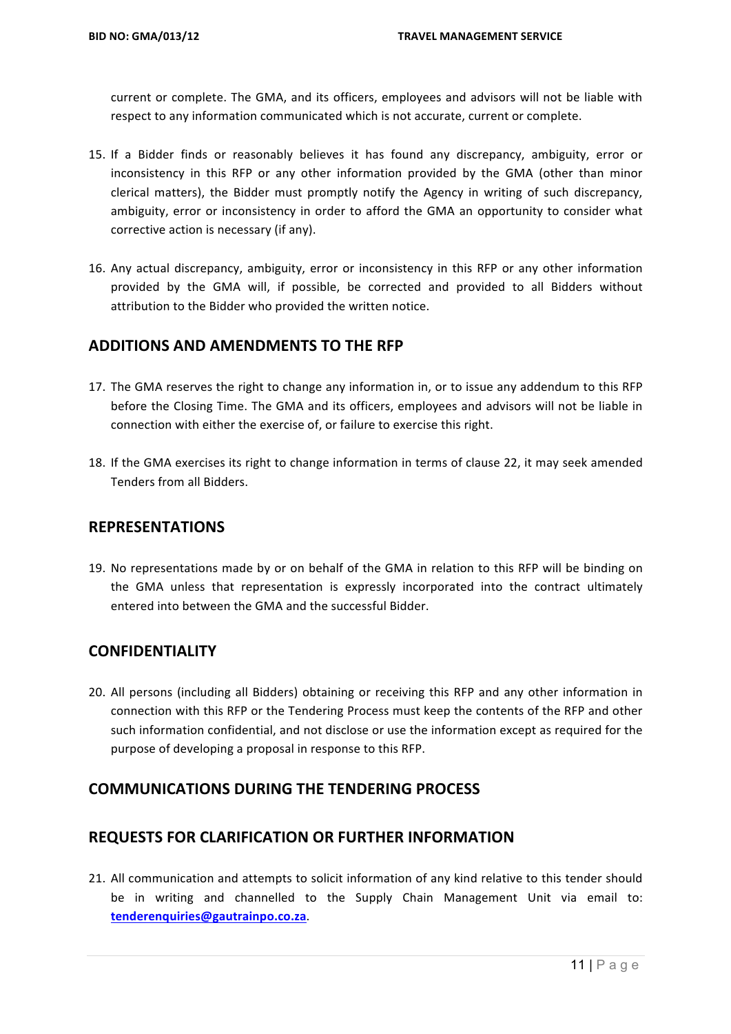current or complete. The GMA, and its officers, employees and advisors will not be liable with respect to any information communicated which is not accurate, current or complete.

15. If a Bidder finds or reasonably believes it has found any discrepancy, ambiguity, error or inconsistency in this RFP or any other information provided by the GMA (other than minor clerical matters), the Bidder must promptly notify the Agency in writing of such discrepancy, ambiguity, error or inconsistency in order to afford the GMA an opportunity to consider what corrective action is necessary (if any).

16. Any actual discrepancy, ambiguity, error or inconsistency in this RFP or any other information provided by the GMA will, if possible, be corrected and provided to all Bidders without attribution to the Bidder who provided the written notice.

## ADDITIONS AND AMENDMENTS TO THE RFP

17. The GMA reserves the right to change any information in, or to issue any addendum to this RFP before the Closing Time. The GMA and its officers, employees and advisors will not be liable in connection with either the exercise of, or failure to exercise this right.

18. If the GMA exercises its right to change information in terms of clause 22, it may seek amended Tenders from all Bidders.

## REPRESENTATIONS

19. No representations made by or on behalf of the GMA in relation to this RFP will be binding on the GMA unless that representation is expressly incorporated into the contract ultimately entered into between the GMA and the successful Bidder.

## CONFIDENTIALITY

20. All persons (including all Bidders) obtaining or receiving this RFP and any other information in connection with this RFP or the Tendering Process must keep the contents of the RFP and other such information confidential, and not disclose or use the information except as required for the purpose of developing a proposal in response to this RFP.

## COMMUNICATIONS DURING THE TENDERING PROCESS

## REQUESTS FOR CLARIFICATION OR FURTHER INFORMATION

21. All communication and attempts to solicit information of any kind relative to this tender should be in writing and channelled to the Supply Chain Management Unit via email to: **tenderenquiries@gautrainpo.co.za**.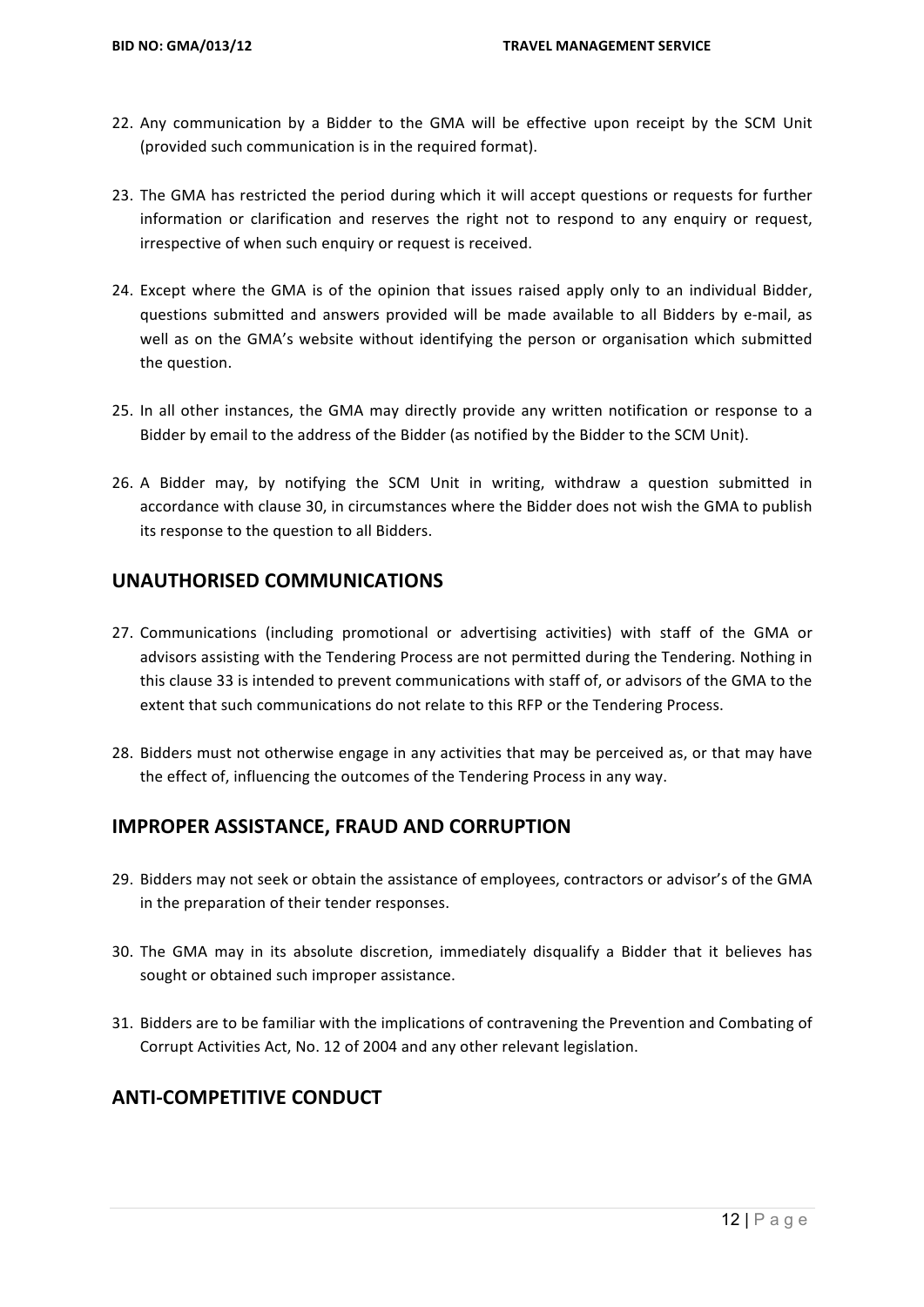22. Any communication by a Bidder to the GMA will be effective upon receipt by the SCM Unit (provided such communication is in the required format).

23. The GMA has restricted the period during which it will accept questions or requests for further information or clarification and reserves the right not to respond to any enquiry or request, irrespective of when such enquiry or request is received.

24. Except where the GMA is of the opinion that issues raised apply only to an individual Bidder, questions submitted and answers provided will be made available to all Bidders by e-mail, as well as on the GMA's website without identifying the person or organisation which submitted the question.

25. In all other instances, the GMA may directly provide any written notification or response to a Bidder by email to the address of the Bidder (as notified by the Bidder to the SCM Unit).

26. A Bidder may, by notifying the SCM Unit in writing, withdraw a question submitted in accordance with clause 30, in circumstances where the Bidder does not wish the GMA to publish its response to the question to all Bidders.

## UNAUTHORISED COMMUNICATIONS

27. Communications (including promotional or advertising activities) with staff of the GMA or advisors assisting with the Tendering Process are not permitted during the Tendering. Nothing in this clause 33 is intended to prevent communications with staff of, or advisors of the GMA to the extent that such communications do not relate to this RFP or the Tendering Process.

28. Bidders must not otherwise engage in any activities that may be perceived as, or that may have the effect of, influencing the outcomes of the Tendering Process in any way.

## IMPROPER ASSISTANCE, FRAUD AND CORRUPTION

29. Bidders may not seek or obtain the assistance of employees, contractors or advisor's of the GMA in the preparation of their tender responses.

30. The GMA may in its absolute discretion, immediately disqualify a Bidder that it believes has sought or obtained such improper assistance.

31. Bidders are to be familiar with the implications of contravening the Prevention and Combating of Corrupt Activities Act, No. 12 of 2004 and any other relevant legislation.

## ANTI-COMPETITIVE CONDUCT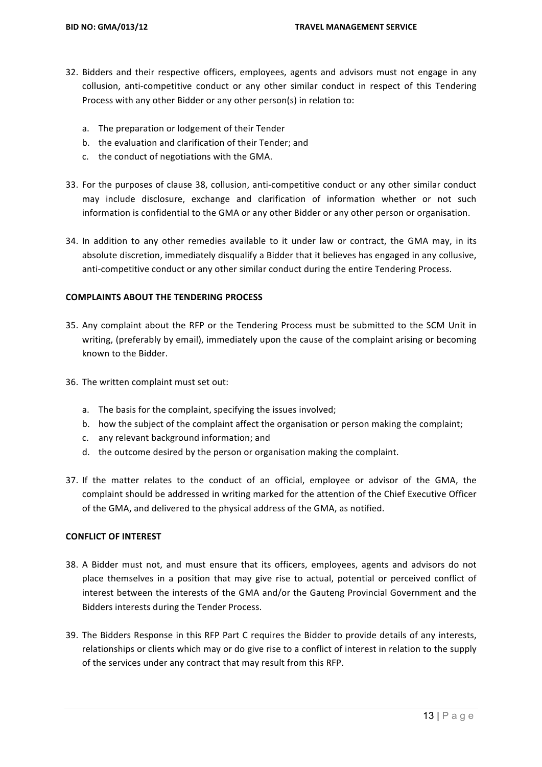32. Bidders and their respective officers, employees, agents and advisors must not engage in any collusion, anti-competitive conduct or any other similar conduct in respect of this Tendering Process with any other Bidder or any other person(s) in relation to:

    a. The preparation or lodgement of their Tender
    b. the evaluation and clarification of their Tender; and
    c. the conduct of negotiations with the GMA.

33. For the purposes of clause 38, collusion, anti-competitive conduct or any other similar conduct may include disclosure, exchange and clarification of information whether or not such information is confidential to the GMA or any other Bidder or any other person or organisation.

34. In addition to any other remedies available to it under law or contract, the GMA may, in its absolute discretion, immediately disqualify a Bidder that it believes has engaged in any collusive, anti-competitive conduct or any other similar conduct during the entire Tendering Process.

**COMPLAINTS ABOUT THE TENDERING PROCESS**

35. Any complaint about the RFP or the Tendering Process must be submitted to the SCM Unit in writing, (preferably by email), immediately upon the cause of the complaint arising or becoming known to the Bidder.

36. The written complaint must set out:

    a. The basis for the complaint, specifying the issues involved;
    b. how the subject of the complaint affect the organisation or person making the complaint;
    c. any relevant background information; and
    d. the outcome desired by the person or organisation making the complaint.

37. If the matter relates to the conduct of an official, employee or advisor of the GMA, the complaint should be addressed in writing marked for the attention of the Chief Executive Officer of the GMA, and delivered to the physical address of the GMA, as notified.

**CONFLICT OF INTEREST**

38. A Bidder must not, and must ensure that its officers, employees, agents and advisors do not place themselves in a position that may give rise to actual, potential or perceived conflict of interest between the interests of the GMA and/or the Gauteng Provincial Government and the Bidders interests during the Tender Process.

39. The Bidders Response in this RFP Part C requires the Bidder to provide details of any interests, relationships or clients which may or do give rise to a conflict of interest in relation to the supply of the services under any contract that may result from this RFP.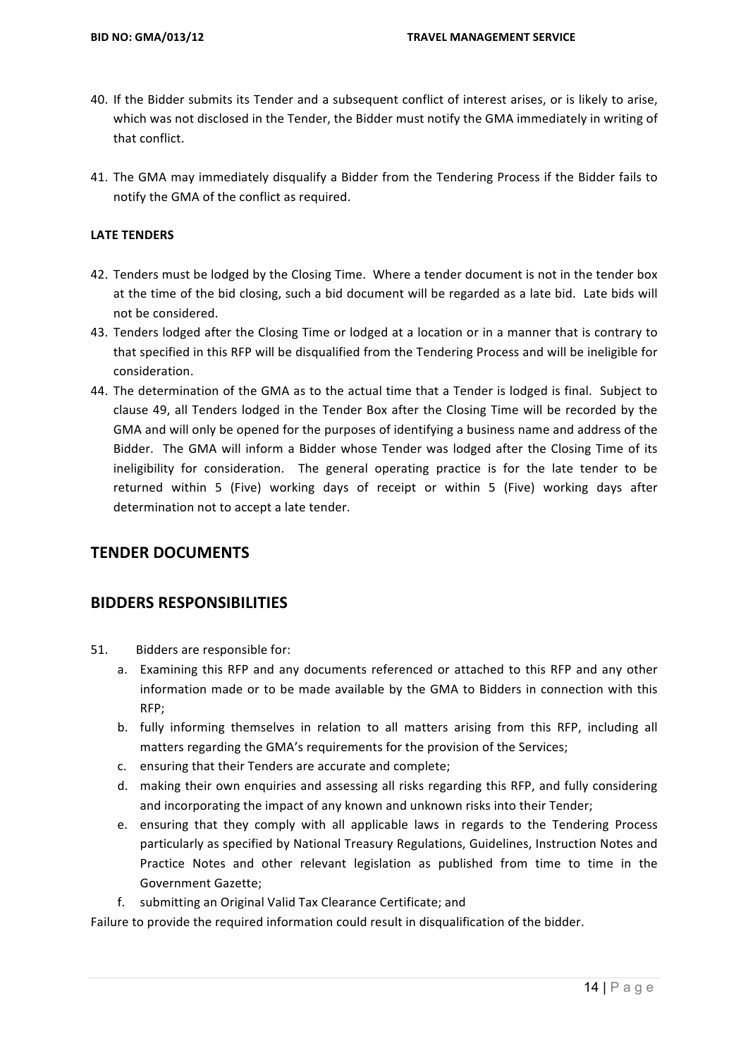40. If the Bidder submits its Tender and a subsequent conflict of interest arises, or is likely to arise, which was not disclosed in the Tender, the Bidder must notify the GMA immediately in writing of that conflict.

41. The GMA may immediately disqualify a Bidder from the Tendering Process if the Bidder fails to notify the GMA of the conflict as required.

**LATE TENDERS**

42. Tenders must be lodged by the Closing Time. Where a tender document is not in the tender box at the time of the bid closing, such a bid document will be regarded as a late bid. Late bids will not be considered.
43. Tenders lodged after the Closing Time or lodged at a location or in a manner that is contrary to that specified in this RFP will be disqualified from the Tendering Process and will be ineligible for consideration.
44. The determination of the GMA as to the actual time that a Tender is lodged is final. Subject to clause 49, all Tenders lodged in the Tender Box after the Closing Time will be recorded by the GMA and will only be opened for the purposes of identifying a business name and address of the Bidder. The GMA will inform a Bidder whose Tender was lodged after the Closing Time of its ineligibility for consideration. The general operating practice is for the late tender to be returned within 5 (Five) working days of receipt or within 5 (Five) working days after determination not to accept a late tender.

## TENDER DOCUMENTS

## BIDDERS RESPONSIBILITIES

51. Bidders are responsible for:
    a. Examining this RFP and any documents referenced or attached to this RFP and any other information made or to be made available by the GMA to Bidders in connection with this RFP;
    b. fully informing themselves in relation to all matters arising from this RFP, including all matters regarding the GMA's requirements for the provision of the Services;
    c. ensuring that their Tenders are accurate and complete;
    d. making their own enquiries and assessing all risks regarding this RFP, and fully considering and incorporating the impact of any known and unknown risks into their Tender;
    e. ensuring that they comply with all applicable laws in regards to the Tendering Process particularly as specified by National Treasury Regulations, Guidelines, Instruction Notes and Practice Notes and other relevant legislation as published from time to time in the Government Gazette;
    f. submitting an Original Valid Tax Clearance Certificate; and

Failure to provide the required information could result in disqualification of the bidder.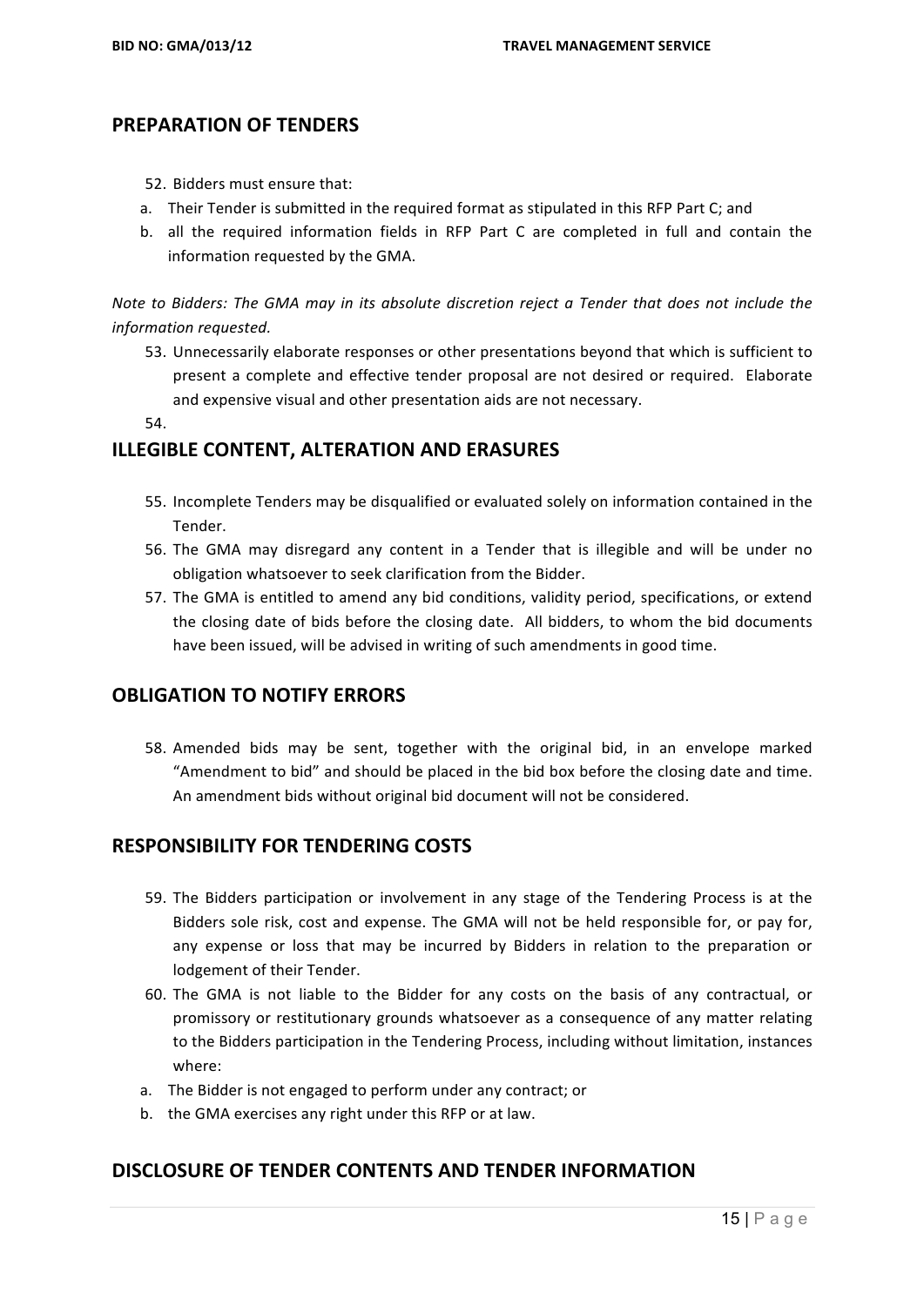## PREPARATION OF TENDERS

52. Bidders must ensure that:

a. Their Tender is submitted in the required format as stipulated in this RFP Part C; and
b. all the required information fields in RFP Part C are completed in full and contain the information requested by the GMA.

*Note to Bidders: The GMA may in its absolute discretion reject a Tender that does not include the information requested.*

53. Unnecessarily elaborate responses or other presentations beyond that which is sufficient to present a complete and effective tender proposal are not desired or required. Elaborate and expensive visual and other presentation aids are not necessary.
54.

## ILLEGIBLE CONTENT, ALTERATION AND ERASURES

55. Incomplete Tenders may be disqualified or evaluated solely on information contained in the Tender.
56. The GMA may disregard any content in a Tender that is illegible and will be under no obligation whatsoever to seek clarification from the Bidder.
57. The GMA is entitled to amend any bid conditions, validity period, specifications, or extend the closing date of bids before the closing date. All bidders, to whom the bid documents have been issued, will be advised in writing of such amendments in good time.

## OBLIGATION TO NOTIFY ERRORS

58. Amended bids may be sent, together with the original bid, in an envelope marked "Amendment to bid" and should be placed in the bid box before the closing date and time. An amendment bids without original bid document will not be considered.

## RESPONSIBILITY FOR TENDERING COSTS

59. The Bidders participation or involvement in any stage of the Tendering Process is at the Bidders sole risk, cost and expense. The GMA will not be held responsible for, or pay for, any expense or loss that may be incurred by Bidders in relation to the preparation or lodgement of their Tender.
60. The GMA is not liable to the Bidder for any costs on the basis of any contractual, or promissory or restitutionary grounds whatsoever as a consequence of any matter relating to the Bidders participation in the Tendering Process, including without limitation, instances where:

a. The Bidder is not engaged to perform under any contract; or
b. the GMA exercises any right under this RFP or at law.

## DISCLOSURE OF TENDER CONTENTS AND TENDER INFORMATION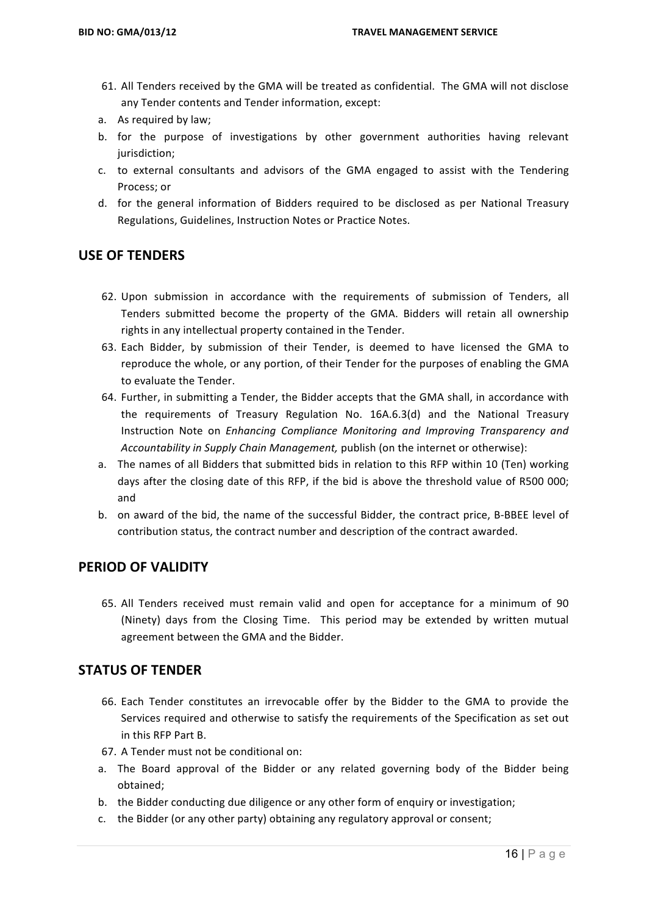61. All Tenders received by the GMA will be treated as confidential. The GMA will not disclose any Tender contents and Tender information, except:

a. As required by law;
b. for the purpose of investigations by other government authorities having relevant jurisdiction;
c. to external consultants and advisors of the GMA engaged to assist with the Tendering Process; or
d. for the general information of Bidders required to be disclosed as per National Treasury Regulations, Guidelines, Instruction Notes or Practice Notes.

## USE OF TENDERS

62. Upon submission in accordance with the requirements of submission of Tenders, all Tenders submitted become the property of the GMA. Bidders will retain all ownership rights in any intellectual property contained in the Tender.
63. Each Bidder, by submission of their Tender, is deemed to have licensed the GMA to reproduce the whole, or any portion, of their Tender for the purposes of enabling the GMA to evaluate the Tender.
64. Further, in submitting a Tender, the Bidder accepts that the GMA shall, in accordance with the requirements of Treasury Regulation No. 16A.6.3(d) and the National Treasury Instruction Note on *Enhancing Compliance Monitoring and Improving Transparency and Accountability in Supply Chain Management,* publish (on the internet or otherwise):

a. The names of all Bidders that submitted bids in relation to this RFP within 10 (Ten) working days after the closing date of this RFP, if the bid is above the threshold value of R500 000; and
b. on award of the bid, the name of the successful Bidder, the contract price, B-BBEE level of contribution status, the contract number and description of the contract awarded.

## PERIOD OF VALIDITY

65. All Tenders received must remain valid and open for acceptance for a minimum of 90 (Ninety) days from the Closing Time. This period may be extended by written mutual agreement between the GMA and the Bidder.

## STATUS OF TENDER

66. Each Tender constitutes an irrevocable offer by the Bidder to the GMA to provide the Services required and otherwise to satisfy the requirements of the Specification as set out in this RFP Part B.
67. A Tender must not be conditional on:

a. The Board approval of the Bidder or any related governing body of the Bidder being obtained;
b. the Bidder conducting due diligence or any other form of enquiry or investigation;
c. the Bidder (or any other party) obtaining any regulatory approval or consent;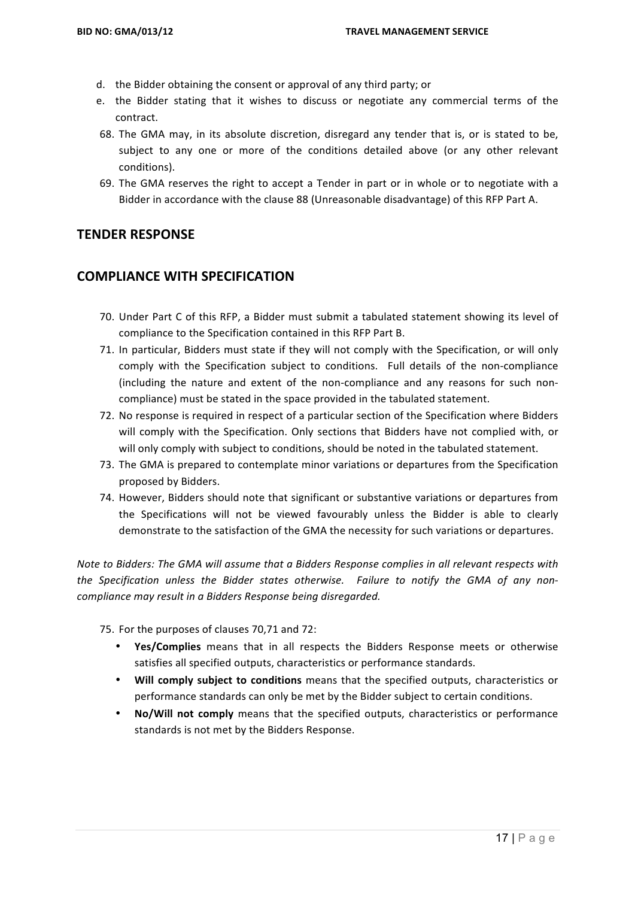d. the Bidder obtaining the consent or approval of any third party; or
e. the Bidder stating that it wishes to discuss or negotiate any commercial terms of the contract.

68. The GMA may, in its absolute discretion, disregard any tender that is, or is stated to be, subject to any one or more of the conditions detailed above (or any other relevant conditions).
69. The GMA reserves the right to accept a Tender in part or in whole or to negotiate with a Bidder in accordance with the clause 88 (Unreasonable disadvantage) of this RFP Part A.

## TENDER RESPONSE

## COMPLIANCE WITH SPECIFICATION

70. Under Part C of this RFP, a Bidder must submit a tabulated statement showing its level of compliance to the Specification contained in this RFP Part B.
71. In particular, Bidders must state if they will not comply with the Specification, or will only comply with the Specification subject to conditions. Full details of the non-compliance (including the nature and extent of the non-compliance and any reasons for such non-compliance) must be stated in the space provided in the tabulated statement.
72. No response is required in respect of a particular section of the Specification where Bidders will comply with the Specification. Only sections that Bidders have not complied with, or will only comply with subject to conditions, should be noted in the tabulated statement.
73. The GMA is prepared to contemplate minor variations or departures from the Specification proposed by Bidders.
74. However, Bidders should note that significant or substantive variations or departures from the Specifications will not be viewed favourably unless the Bidder is able to clearly demonstrate to the satisfaction of the GMA the necessity for such variations or departures.

*Note to Bidders: The GMA will assume that a Bidders Response complies in all relevant respects with the Specification unless the Bidder states otherwise. Failure to notify the GMA of any non-compliance may result in a Bidders Response being disregarded.*

75. For the purposes of clauses 70,71 and 72:
    - **Yes/Complies** means that in all respects the Bidders Response meets or otherwise satisfies all specified outputs, characteristics or performance standards.
    - **Will comply subject to conditions** means that the specified outputs, characteristics or performance standards can only be met by the Bidder subject to certain conditions.
    - **No/Will not comply** means that the specified outputs, characteristics or performance standards is not met by the Bidders Response.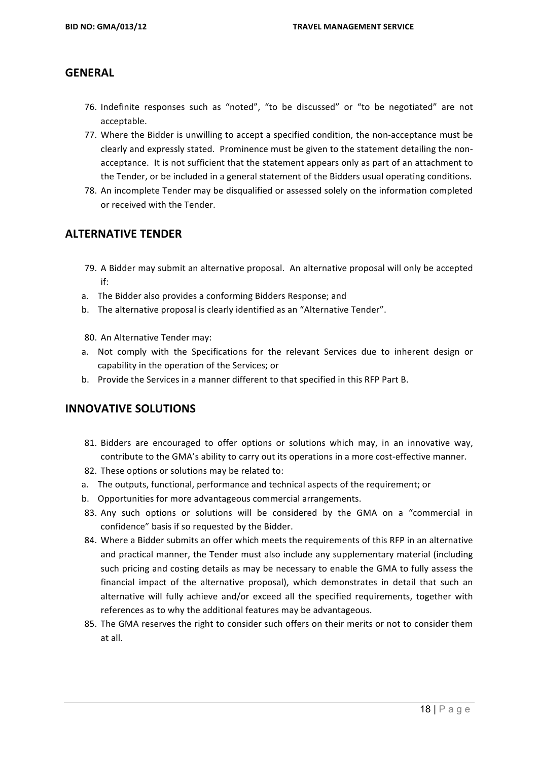## GENERAL

76. Indefinite responses such as "noted", "to be discussed" or "to be negotiated" are not acceptable.
77. Where the Bidder is unwilling to accept a specified condition, the non-acceptance must be clearly and expressly stated. Prominence must be given to the statement detailing the non-acceptance. It is not sufficient that the statement appears only as part of an attachment to the Tender, or be included in a general statement of the Bidders usual operating conditions.
78. An incomplete Tender may be disqualified or assessed solely on the information completed or received with the Tender.

## ALTERNATIVE TENDER

79. A Bidder may submit an alternative proposal. An alternative proposal will only be accepted if:

a. The Bidder also provides a conforming Bidders Response; and
b. The alternative proposal is clearly identified as an "Alternative Tender".

80. An Alternative Tender may:

a. Not comply with the Specifications for the relevant Services due to inherent design or capability in the operation of the Services; or
b. Provide the Services in a manner different to that specified in this RFP Part B.

## INNOVATIVE SOLUTIONS

81. Bidders are encouraged to offer options or solutions which may, in an innovative way, contribute to the GMA's ability to carry out its operations in a more cost-effective manner.
82. These options or solutions may be related to:

a. The outputs, functional, performance and technical aspects of the requirement; or
b. Opportunities for more advantageous commercial arrangements.

83. Any such options or solutions will be considered by the GMA on a "commercial in confidence" basis if so requested by the Bidder.
84. Where a Bidder submits an offer which meets the requirements of this RFP in an alternative and practical manner, the Tender must also include any supplementary material (including such pricing and costing details as may be necessary to enable the GMA to fully assess the financial impact of the alternative proposal), which demonstrates in detail that such an alternative will fully achieve and/or exceed all the specified requirements, together with references as to why the additional features may be advantageous.
85. The GMA reserves the right to consider such offers on their merits or not to consider them at all.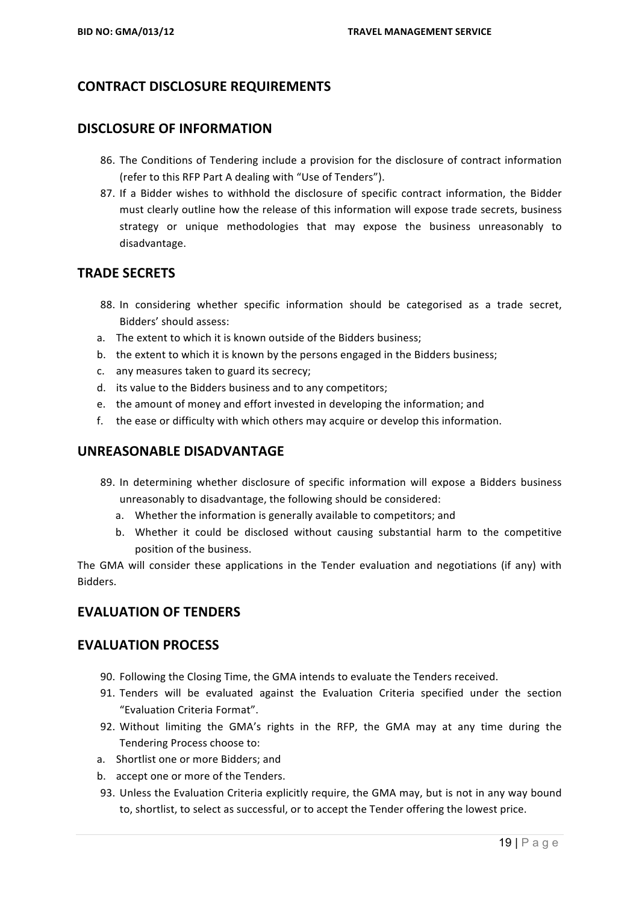## CONTRACT DISCLOSURE REQUIREMENTS

## DISCLOSURE OF INFORMATION

86. The Conditions of Tendering include a provision for the disclosure of contract information (refer to this RFP Part A dealing with "Use of Tenders").
87. If a Bidder wishes to withhold the disclosure of specific contract information, the Bidder must clearly outline how the release of this information will expose trade secrets, business strategy or unique methodologies that may expose the business unreasonably to disadvantage.

## TRADE SECRETS

88. In considering whether specific information should be categorised as a trade secret, Bidders' should assess:

a. The extent to which it is known outside of the Bidders business;
b. the extent to which it is known by the persons engaged in the Bidders business;
c. any measures taken to guard its secrecy;
d. its value to the Bidders business and to any competitors;
e. the amount of money and effort invested in developing the information; and
f. the ease or difficulty with which others may acquire or develop this information.

## UNREASONABLE DISADVANTAGE

89. In determining whether disclosure of specific information will expose a Bidders business unreasonably to disadvantage, the following should be considered:
    a. Whether the information is generally available to competitors; and
    b. Whether it could be disclosed without causing substantial harm to the competitive position of the business.

The GMA will consider these applications in the Tender evaluation and negotiations (if any) with Bidders.

## EVALUATION OF TENDERS

## EVALUATION PROCESS

90. Following the Closing Time, the GMA intends to evaluate the Tenders received.
91. Tenders will be evaluated against the Evaluation Criteria specified under the section "Evaluation Criteria Format".
92. Without limiting the GMA's rights in the RFP, the GMA may at any time during the Tendering Process choose to:

a. Shortlist one or more Bidders; and
b. accept one or more of the Tenders.

93. Unless the Evaluation Criteria explicitly require, the GMA may, but is not in any way bound to, shortlist, to select as successful, or to accept the Tender offering the lowest price.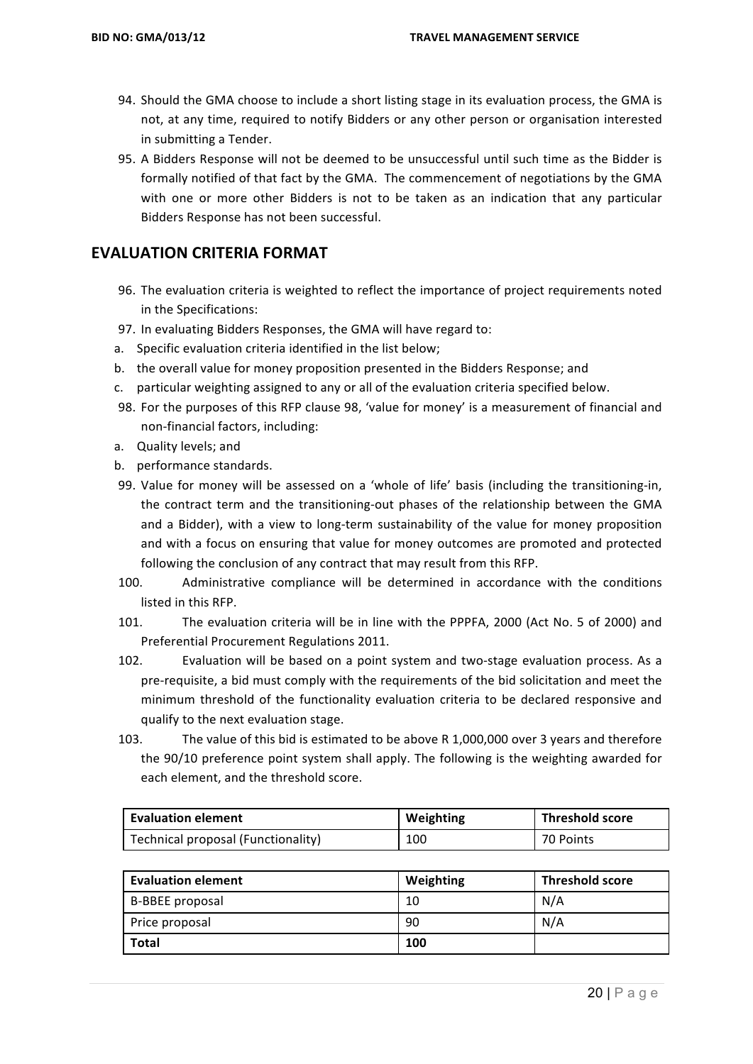94. Should the GMA choose to include a short listing stage in its evaluation process, the GMA is not, at any time, required to notify Bidders or any other person or organisation interested in submitting a Tender.
95. A Bidders Response will not be deemed to be unsuccessful until such time as the Bidder is formally notified of that fact by the GMA. The commencement of negotiations by the GMA with one or more other Bidders is not to be taken as an indication that any particular Bidders Response has not been successful.

## EVALUATION CRITERIA FORMAT

96. The evaluation criteria is weighted to reflect the importance of project requirements noted in the Specifications:
97. In evaluating Bidders Responses, the GMA will have regard to:

a. Specific evaluation criteria identified in the list below;
b. the overall value for money proposition presented in the Bidders Response; and
c. particular weighting assigned to any or all of the evaluation criteria specified below.

98. For the purposes of this RFP clause 98, 'value for money' is a measurement of financial and non-financial factors, including:

a. Quality levels; and
b. performance standards.

99. Value for money will be assessed on a 'whole of life' basis (including the transitioning-in, the contract term and the transitioning-out phases of the relationship between the GMA and a Bidder), with a view to long-term sustainability of the value for money proposition and with a focus on ensuring that value for money outcomes are promoted and protected following the conclusion of any contract that may result from this RFP.
100. Administrative compliance will be determined in accordance with the conditions listed in this RFP.
101. The evaluation criteria will be in line with the PPPFA, 2000 (Act No. 5 of 2000) and Preferential Procurement Regulations 2011.
102. Evaluation will be based on a point system and two-stage evaluation process. As a pre-requisite, a bid must comply with the requirements of the bid solicitation and meet the minimum threshold of the functionality evaluation criteria to be declared responsive and qualify to the next evaluation stage.
103. The value of this bid is estimated to be above R 1,000,000 over 3 years and therefore the 90/10 preference point system shall apply. The following is the weighting awarded for each element, and the threshold score.

| Evaluation element | Weighting | Threshold score |
|---|---|---|
| Technical proposal (Functionality) | 100 | 70 Points |

| Evaluation element | Weighting | Threshold score |
|---|---|---|
| B-BBEE proposal | 10 | N/A |
| Price proposal | 90 | N/A |
| **Total** | **100** | |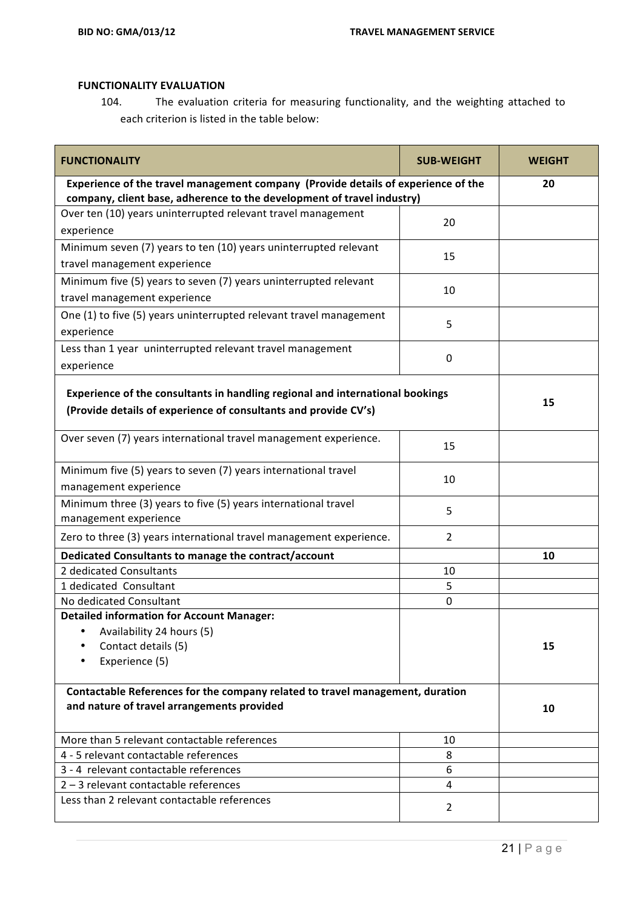**FUNCTIONALITY EVALUATION**

104. The evaluation criteria for measuring functionality, and the weighting attached to each criterion is listed in the table below:

| FUNCTIONALITY | SUB-WEIGHT | WEIGHT |
|---|---|---|
| **Experience of the travel management company (Provide details of experience of the company, client base, adherence to the development of travel industry)** | | **20** |
| Over ten (10) years uninterrupted relevant travel management experience | 20 | |
| Minimum seven (7) years to ten (10) years uninterrupted relevant travel management experience | 15 | |
| Minimum five (5) years to seven (7) years uninterrupted relevant travel management experience | 10 | |
| One (1) to five (5) years uninterrupted relevant travel management experience | 5 | |
| Less than 1 year uninterrupted relevant travel management experience | 0 | |
| **Experience of the consultants in handling regional and international bookings (Provide details of experience of consultants and provide CV's)** | | **15** |
| Over seven (7) years international travel management experience. | 15 | |
| Minimum five (5) years to seven (7) years international travel management experience | 10 | |
| Minimum three (3) years to five (5) years international travel management experience | 5 | |
| Zero to three (3) years international travel management experience. | 2 | |
| **Dedicated Consultants to manage the contract/account** | | **10** |
| 2 dedicated Consultants | 10 | |
| 1 dedicated Consultant | 5 | |
| No dedicated Consultant | 0 | |
| **Detailed information for Account Manager:** <br>• Availability 24 hours (5) <br>• Contact details (5) <br>• Experience (5) | | **15** |
| **Contactable References for the company related to travel management, duration and nature of travel arrangements provided** | | **10** |
| More than 5 relevant contactable references | 10 | |
| 4 - 5 relevant contactable references | 8 | |
| 3 - 4 relevant contactable references | 6 | |
| 2 – 3 relevant contactable references | 4 | |
| Less than 2 relevant contactable references | 2 | |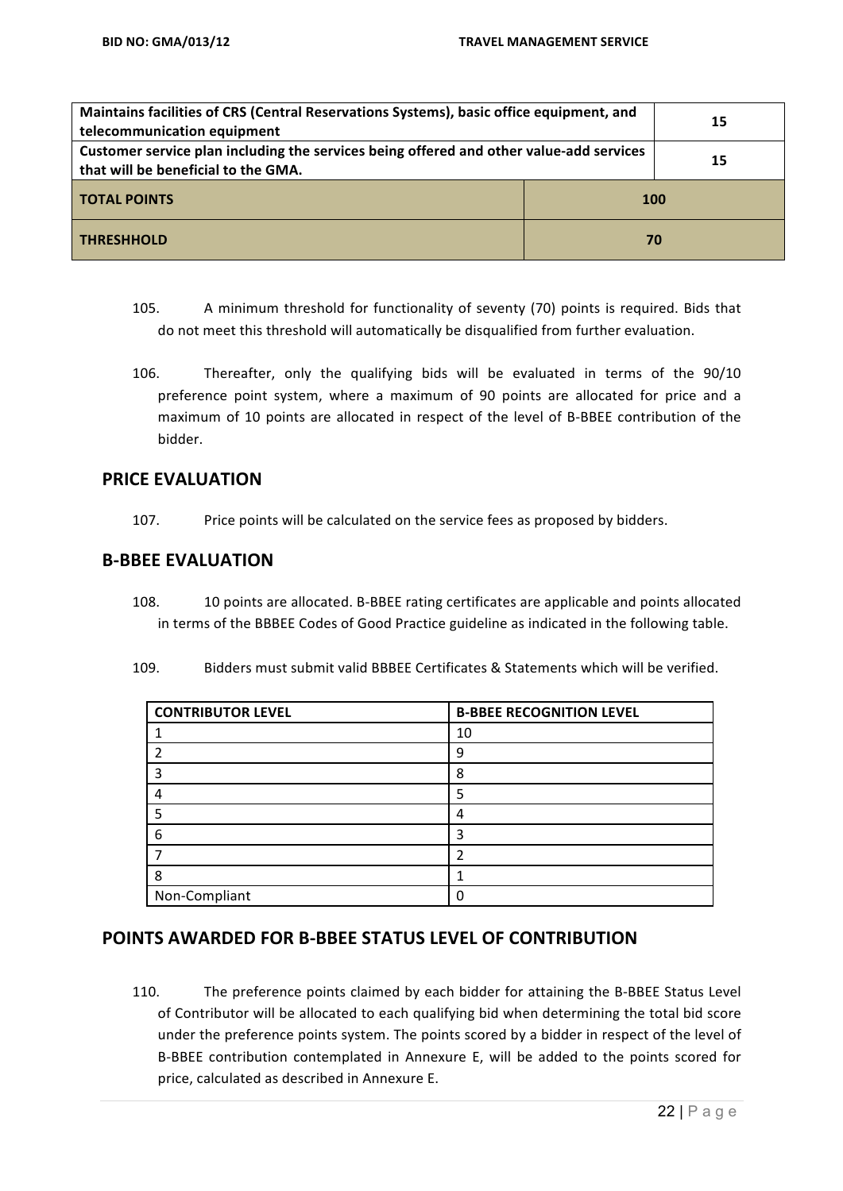| | |
|---|---|
| **Maintains facilities of CRS (Central Reservations Systems), basic office equipment, and telecommunication equipment** | **15** |
| **Customer service plan including the services being offered and other value-add services that will be beneficial to the GMA.** | **15** |
| **TOTAL POINTS** | **100** |
| **THRESHHOLD** | **70** |

105. A minimum threshold for functionality of seventy (70) points is required. Bids that do not meet this threshold will automatically be disqualified from further evaluation.

106. Thereafter, only the qualifying bids will be evaluated in terms of the 90/10 preference point system, where a maximum of 90 points are allocated for price and a maximum of 10 points are allocated in respect of the level of B-BBEE contribution of the bidder.

## PRICE EVALUATION

107. Price points will be calculated on the service fees as proposed by bidders.

## B-BBEE EVALUATION

108. 10 points are allocated. B-BBEE rating certificates are applicable and points allocated in terms of the BBBEE Codes of Good Practice guideline as indicated in the following table.

109. Bidders must submit valid BBBEE Certificates & Statements which will be verified.

| CONTRIBUTOR LEVEL | B-BBEE RECOGNITION LEVEL |
|---|---|
| 1 | 10 |
| 2 | 9 |
| 3 | 8 |
| 4 | 5 |
| 5 | 4 |
| 6 | 3 |
| 7 | 2 |
| 8 | 1 |
| Non-Compliant | 0 |

## POINTS AWARDED FOR B-BBEE STATUS LEVEL OF CONTRIBUTION

110. The preference points claimed by each bidder for attaining the B-BBEE Status Level of Contributor will be allocated to each qualifying bid when determining the total bid score under the preference points system. The points scored by a bidder in respect of the level of B-BBEE contribution contemplated in Annexure E, will be added to the points scored for price, calculated as described in Annexure E.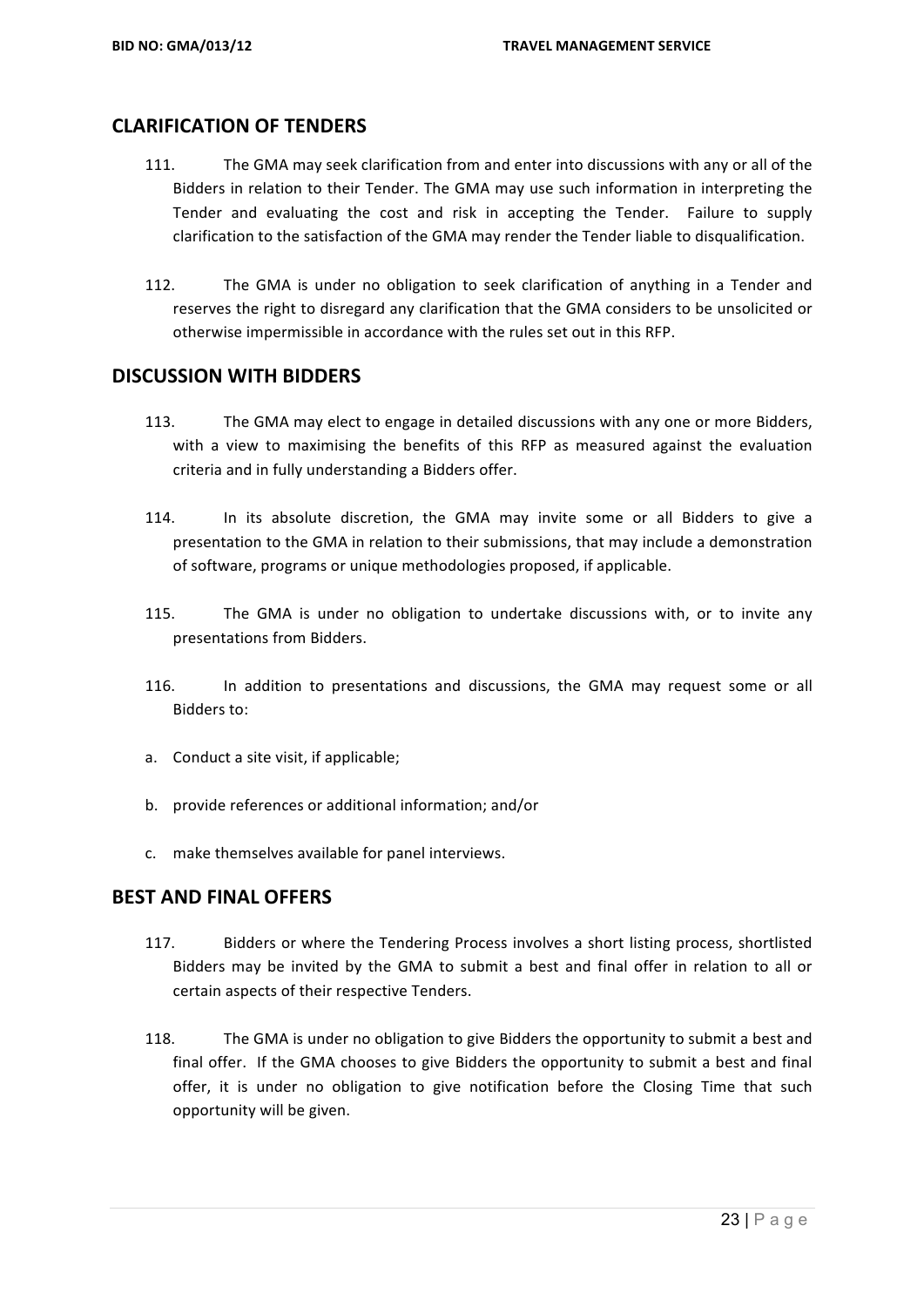## CLARIFICATION OF TENDERS

111. The GMA may seek clarification from and enter into discussions with any or all of the Bidders in relation to their Tender. The GMA may use such information in interpreting the Tender and evaluating the cost and risk in accepting the Tender. Failure to supply clarification to the satisfaction of the GMA may render the Tender liable to disqualification.

112. The GMA is under no obligation to seek clarification of anything in a Tender and reserves the right to disregard any clarification that the GMA considers to be unsolicited or otherwise impermissible in accordance with the rules set out in this RFP.

## DISCUSSION WITH BIDDERS

113. The GMA may elect to engage in detailed discussions with any one or more Bidders, with a view to maximising the benefits of this RFP as measured against the evaluation criteria and in fully understanding a Bidders offer.

114. In its absolute discretion, the GMA may invite some or all Bidders to give a presentation to the GMA in relation to their submissions, that may include a demonstration of software, programs or unique methodologies proposed, if applicable.

115. The GMA is under no obligation to undertake discussions with, or to invite any presentations from Bidders.

116. In addition to presentations and discussions, the GMA may request some or all Bidders to:

a. Conduct a site visit, if applicable;

b. provide references or additional information; and/or

c. make themselves available for panel interviews.

## BEST AND FINAL OFFERS

117. Bidders or where the Tendering Process involves a short listing process, shortlisted Bidders may be invited by the GMA to submit a best and final offer in relation to all or certain aspects of their respective Tenders.

118. The GMA is under no obligation to give Bidders the opportunity to submit a best and final offer. If the GMA chooses to give Bidders the opportunity to submit a best and final offer, it is under no obligation to give notification before the Closing Time that such opportunity will be given.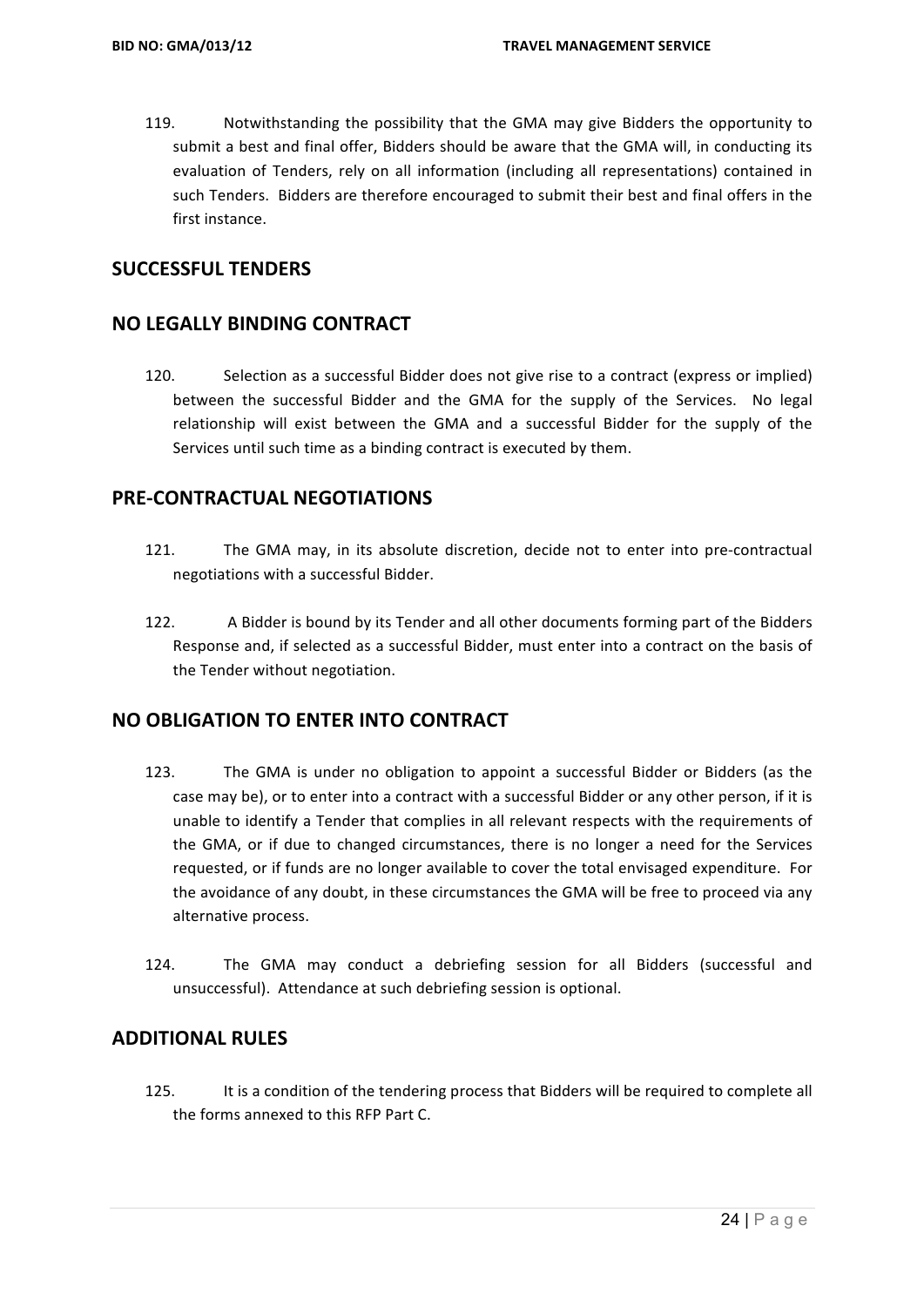119. Notwithstanding the possibility that the GMA may give Bidders the opportunity to submit a best and final offer, Bidders should be aware that the GMA will, in conducting its evaluation of Tenders, rely on all information (including all representations) contained in such Tenders. Bidders are therefore encouraged to submit their best and final offers in the first instance.

## SUCCESSFUL TENDERS

## NO LEGALLY BINDING CONTRACT

120. Selection as a successful Bidder does not give rise to a contract (express or implied) between the successful Bidder and the GMA for the supply of the Services. No legal relationship will exist between the GMA and a successful Bidder for the supply of the Services until such time as a binding contract is executed by them.

## PRE-CONTRACTUAL NEGOTIATIONS

121. The GMA may, in its absolute discretion, decide not to enter into pre-contractual negotiations with a successful Bidder.

122. A Bidder is bound by its Tender and all other documents forming part of the Bidders Response and, if selected as a successful Bidder, must enter into a contract on the basis of the Tender without negotiation.

## NO OBLIGATION TO ENTER INTO CONTRACT

123. The GMA is under no obligation to appoint a successful Bidder or Bidders (as the case may be), or to enter into a contract with a successful Bidder or any other person, if it is unable to identify a Tender that complies in all relevant respects with the requirements of the GMA, or if due to changed circumstances, there is no longer a need for the Services requested, or if funds are no longer available to cover the total envisaged expenditure. For the avoidance of any doubt, in these circumstances the GMA will be free to proceed via any alternative process.

124. The GMA may conduct a debriefing session for all Bidders (successful and unsuccessful). Attendance at such debriefing session is optional.

## ADDITIONAL RULES

125. It is a condition of the tendering process that Bidders will be required to complete all the forms annexed to this RFP Part C.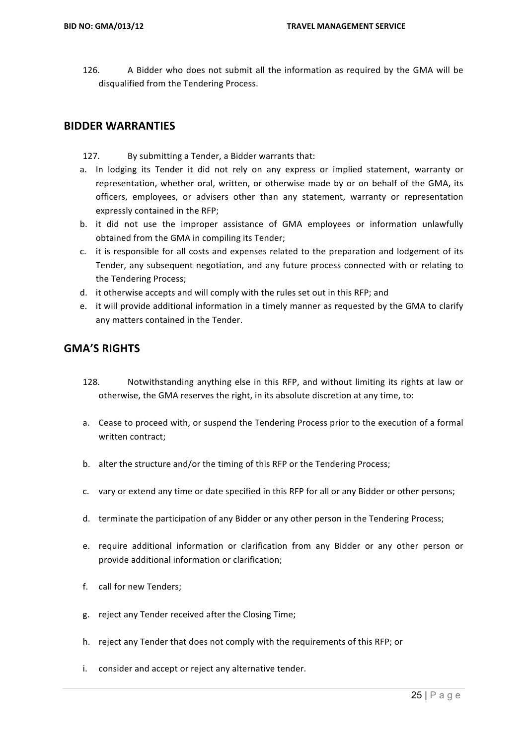126. A Bidder who does not submit all the information as required by the GMA will be disqualified from the Tendering Process.

## BIDDER WARRANTIES

127. By submitting a Tender, a Bidder warrants that:

a. In lodging its Tender it did not rely on any express or implied statement, warranty or representation, whether oral, written, or otherwise made by or on behalf of the GMA, its officers, employees, or advisers other than any statement, warranty or representation expressly contained in the RFP;
b. it did not use the improper assistance of GMA employees or information unlawfully obtained from the GMA in compiling its Tender;
c. it is responsible for all costs and expenses related to the preparation and lodgement of its Tender, any subsequent negotiation, and any future process connected with or relating to the Tendering Process;
d. it otherwise accepts and will comply with the rules set out in this RFP; and
e. it will provide additional information in a timely manner as requested by the GMA to clarify any matters contained in the Tender.

## GMA'S RIGHTS

128. Notwithstanding anything else in this RFP, and without limiting its rights at law or otherwise, the GMA reserves the right, in its absolute discretion at any time, to:

a. Cease to proceed with, or suspend the Tendering Process prior to the execution of a formal written contract;
b. alter the structure and/or the timing of this RFP or the Tendering Process;
c. vary or extend any time or date specified in this RFP for all or any Bidder or other persons;
d. terminate the participation of any Bidder or any other person in the Tendering Process;
e. require additional information or clarification from any Bidder or any other person or provide additional information or clarification;
f. call for new Tenders;
g. reject any Tender received after the Closing Time;
h. reject any Tender that does not comply with the requirements of this RFP; or
i. consider and accept or reject any alternative tender.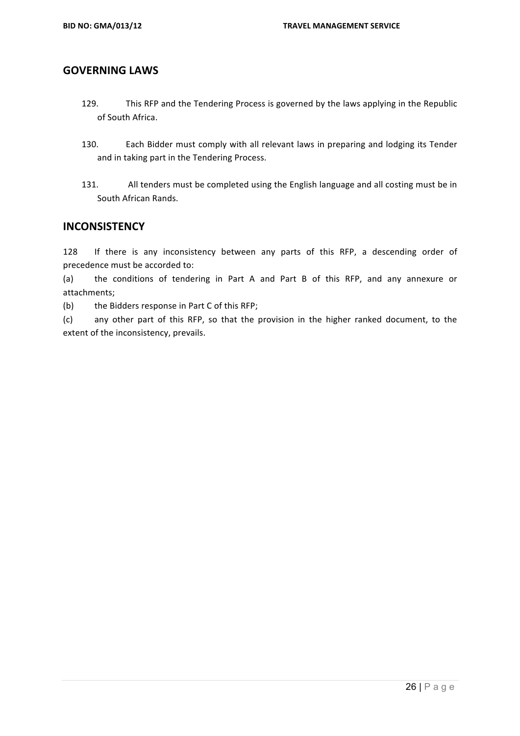## GOVERNING LAWS

129. This RFP and the Tendering Process is governed by the laws applying in the Republic of South Africa.

130. Each Bidder must comply with all relevant laws in preparing and lodging its Tender and in taking part in the Tendering Process.

131. All tenders must be completed using the English language and all costing must be in South African Rands.

## INCONSISTENCY

128 If there is any inconsistency between any parts of this RFP, a descending order of precedence must be accorded to:

(a) the conditions of tendering in Part A and Part B of this RFP, and any annexure or attachments;

(b) the Bidders response in Part C of this RFP;

(c) any other part of this RFP, so that the provision in the higher ranked document, to the extent of the inconsistency, prevails.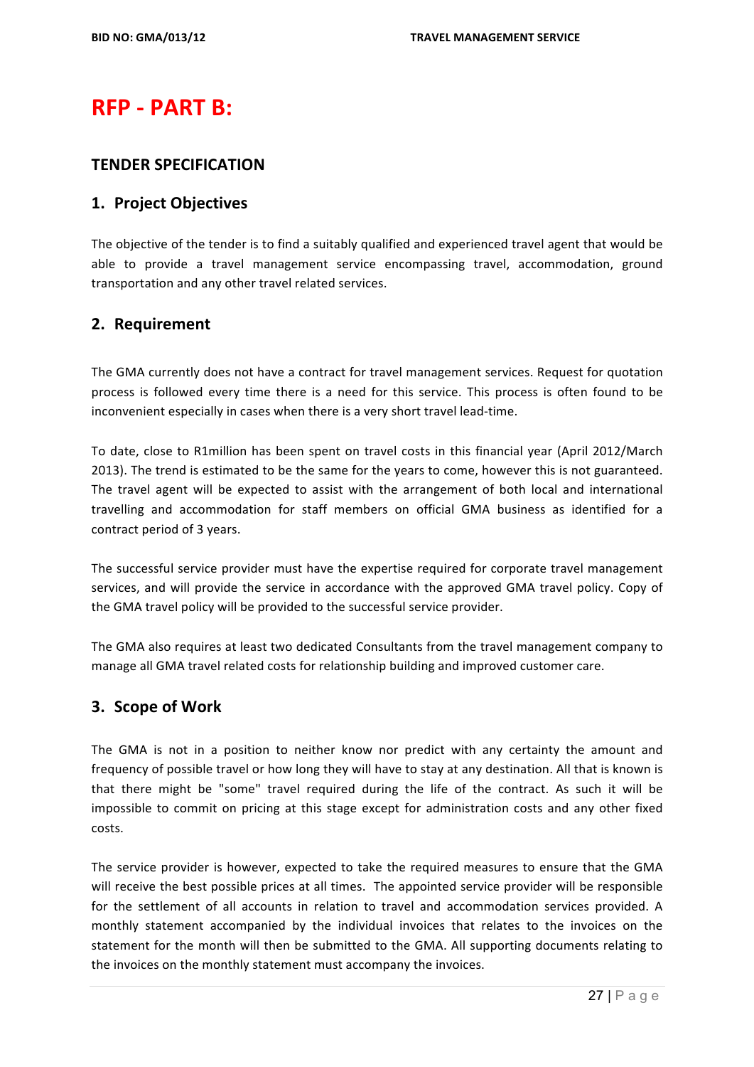# RFP - PART B:

## TENDER SPECIFICATION

## 1. Project Objectives

The objective of the tender is to find a suitably qualified and experienced travel agent that would be able to provide a travel management service encompassing travel, accommodation, ground transportation and any other travel related services.

## 2. Requirement

The GMA currently does not have a contract for travel management services. Request for quotation process is followed every time there is a need for this service. This process is often found to be inconvenient especially in cases when there is a very short travel lead-time.

To date, close to R1million has been spent on travel costs in this financial year (April 2012/March 2013). The trend is estimated to be the same for the years to come, however this is not guaranteed. The travel agent will be expected to assist with the arrangement of both local and international travelling and accommodation for staff members on official GMA business as identified for a contract period of 3 years.

The successful service provider must have the expertise required for corporate travel management services, and will provide the service in accordance with the approved GMA travel policy. Copy of the GMA travel policy will be provided to the successful service provider.

The GMA also requires at least two dedicated Consultants from the travel management company to manage all GMA travel related costs for relationship building and improved customer care.

## 3. Scope of Work

The GMA is not in a position to neither know nor predict with any certainty the amount and frequency of possible travel or how long they will have to stay at any destination. All that is known is that there might be "some" travel required during the life of the contract. As such it will be impossible to commit on pricing at this stage except for administration costs and any other fixed costs.

The service provider is however, expected to take the required measures to ensure that the GMA will receive the best possible prices at all times. The appointed service provider will be responsible for the settlement of all accounts in relation to travel and accommodation services provided. A monthly statement accompanied by the individual invoices that relates to the invoices on the statement for the month will then be submitted to the GMA. All supporting documents relating to the invoices on the monthly statement must accompany the invoices.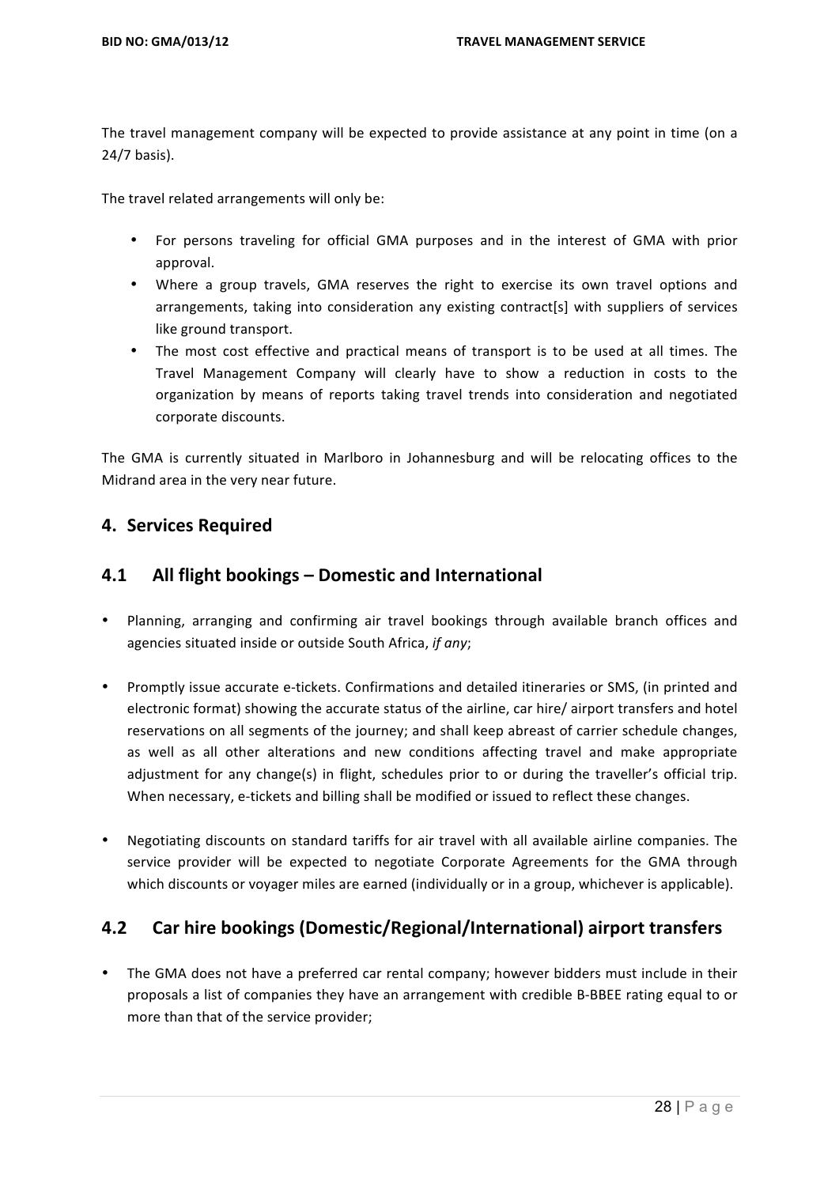The travel management company will be expected to provide assistance at any point in time (on a 24/7 basis).

The travel related arrangements will only be:

- For persons traveling for official GMA purposes and in the interest of GMA with prior approval.
- Where a group travels, GMA reserves the right to exercise its own travel options and arrangements, taking into consideration any existing contract[s] with suppliers of services like ground transport.
- The most cost effective and practical means of transport is to be used at all times. The Travel Management Company will clearly have to show a reduction in costs to the organization by means of reports taking travel trends into consideration and negotiated corporate discounts.

The GMA is currently situated in Marlboro in Johannesburg and will be relocating offices to the Midrand area in the very near future.

## 4. Services Required

### 4.1 All flight bookings – Domestic and International

- Planning, arranging and confirming air travel bookings through available branch offices and agencies situated inside or outside South Africa, *if any*;

- Promptly issue accurate e-tickets. Confirmations and detailed itineraries or SMS, (in printed and electronic format) showing the accurate status of the airline, car hire/ airport transfers and hotel reservations on all segments of the journey; and shall keep abreast of carrier schedule changes, as well as all other alterations and new conditions affecting travel and make appropriate adjustment for any change(s) in flight, schedules prior to or during the traveller's official trip. When necessary, e-tickets and billing shall be modified or issued to reflect these changes.

- Negotiating discounts on standard tariffs for air travel with all available airline companies. The service provider will be expected to negotiate Corporate Agreements for the GMA through which discounts or voyager miles are earned (individually or in a group, whichever is applicable).

### 4.2 Car hire bookings (Domestic/Regional/International) airport transfers

- The GMA does not have a preferred car rental company; however bidders must include in their proposals a list of companies they have an arrangement with credible B-BBEE rating equal to or more than that of the service provider;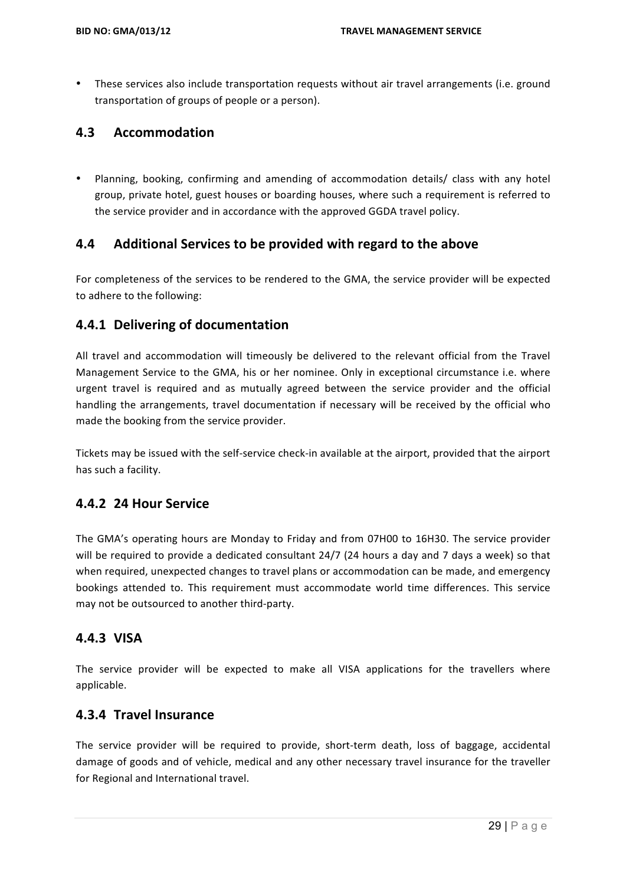- These services also include transportation requests without air travel arrangements (i.e. ground transportation of groups of people or a person).

## 4.3 Accommodation

- Planning, booking, confirming and amending of accommodation details/ class with any hotel group, private hotel, guest houses or boarding houses, where such a requirement is referred to the service provider and in accordance with the approved GGDA travel policy.

## 4.4 Additional Services to be provided with regard to the above

For completeness of the services to be rendered to the GMA, the service provider will be expected to adhere to the following:

### 4.4.1 Delivering of documentation

All travel and accommodation will timeously be delivered to the relevant official from the Travel Management Service to the GMA, his or her nominee. Only in exceptional circumstance i.e. where urgent travel is required and as mutually agreed between the service provider and the official handling the arrangements, travel documentation if necessary will be received by the official who made the booking from the service provider.

Tickets may be issued with the self-service check-in available at the airport, provided that the airport has such a facility.

### 4.4.2 24 Hour Service

The GMA's operating hours are Monday to Friday and from 07H00 to 16H30. The service provider will be required to provide a dedicated consultant 24/7 (24 hours a day and 7 days a week) so that when required, unexpected changes to travel plans or accommodation can be made, and emergency bookings attended to. This requirement must accommodate world time differences. This service may not be outsourced to another third-party.

### 4.4.3 VISA

The service provider will be expected to make all VISA applications for the travellers where applicable.

### 4.3.4 Travel Insurance

The service provider will be required to provide, short-term death, loss of baggage, accidental damage of goods and of vehicle, medical and any other necessary travel insurance for the traveller for Regional and International travel.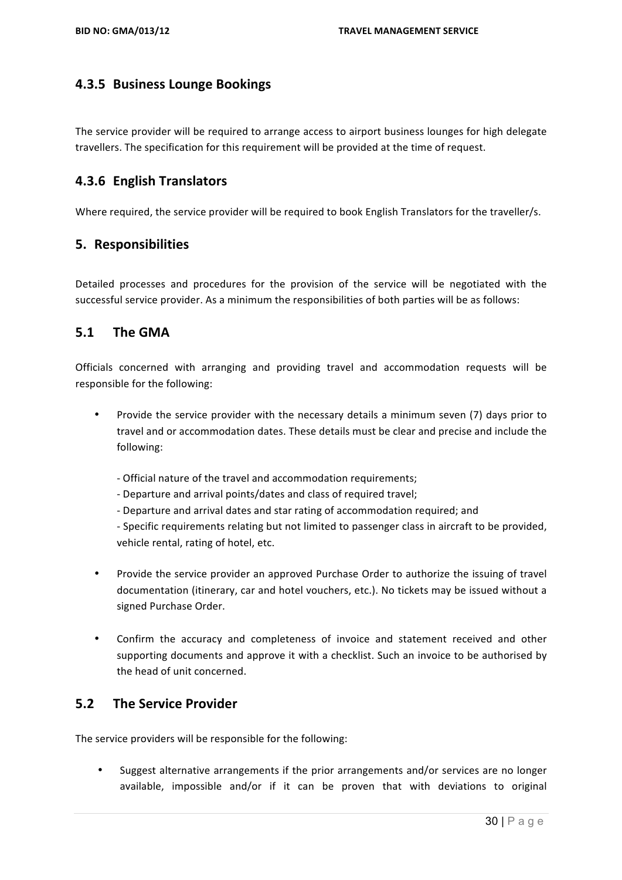### 4.3.5 Business Lounge Bookings

The service provider will be required to arrange access to airport business lounges for high delegate travellers. The specification for this requirement will be provided at the time of request.

### 4.3.6 English Translators

Where required, the service provider will be required to book English Translators for the traveller/s.

## 5. Responsibilities

Detailed processes and procedures for the provision of the service will be negotiated with the successful service provider. As a minimum the responsibilities of both parties will be as follows:

### 5.1 The GMA

Officials concerned with arranging and providing travel and accommodation requests will be responsible for the following:

- Provide the service provider with the necessary details a minimum seven (7) days prior to travel and or accommodation dates. These details must be clear and precise and include the following:

  - Official nature of the travel and accommodation requirements;
  - Departure and arrival points/dates and class of required travel;
  - Departure and arrival dates and star rating of accommodation required; and
  - Specific requirements relating but not limited to passenger class in aircraft to be provided, vehicle rental, rating of hotel, etc.

- Provide the service provider an approved Purchase Order to authorize the issuing of travel documentation (itinerary, car and hotel vouchers, etc.). No tickets may be issued without a signed Purchase Order.

- Confirm the accuracy and completeness of invoice and statement received and other supporting documents and approve it with a checklist. Such an invoice to be authorised by the head of unit concerned.

### 5.2 The Service Provider

The service providers will be responsible for the following:

- Suggest alternative arrangements if the prior arrangements and/or services are no longer available, impossible and/or if it can be proven that with deviations to original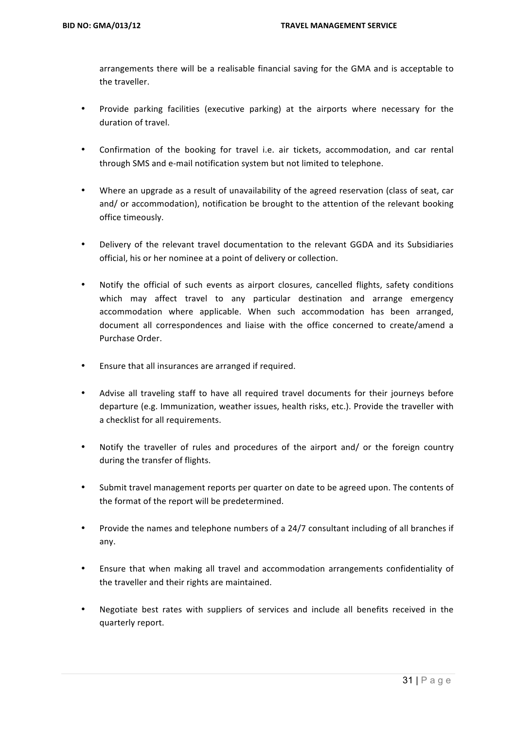arrangements there will be a realisable financial saving for the GMA and is acceptable to the traveller.

- Provide parking facilities (executive parking) at the airports where necessary for the duration of travel.

- Confirmation of the booking for travel i.e. air tickets, accommodation, and car rental through SMS and e-mail notification system but not limited to telephone.

- Where an upgrade as a result of unavailability of the agreed reservation (class of seat, car and/ or accommodation), notification be brought to the attention of the relevant booking office timeously.

- Delivery of the relevant travel documentation to the relevant GGDA and its Subsidiaries official, his or her nominee at a point of delivery or collection.

- Notify the official of such events as airport closures, cancelled flights, safety conditions which may affect travel to any particular destination and arrange emergency accommodation where applicable. When such accommodation has been arranged, document all correspondences and liaise with the office concerned to create/amend a Purchase Order.

- Ensure that all insurances are arranged if required.

- Advise all traveling staff to have all required travel documents for their journeys before departure (e.g. Immunization, weather issues, health risks, etc.). Provide the traveller with a checklist for all requirements.

- Notify the traveller of rules and procedures of the airport and/ or the foreign country during the transfer of flights.

- Submit travel management reports per quarter on date to be agreed upon. The contents of the format of the report will be predetermined.

- Provide the names and telephone numbers of a 24/7 consultant including of all branches if any.

- Ensure that when making all travel and accommodation arrangements confidentiality of the traveller and their rights are maintained.

- Negotiate best rates with suppliers of services and include all benefits received in the quarterly report.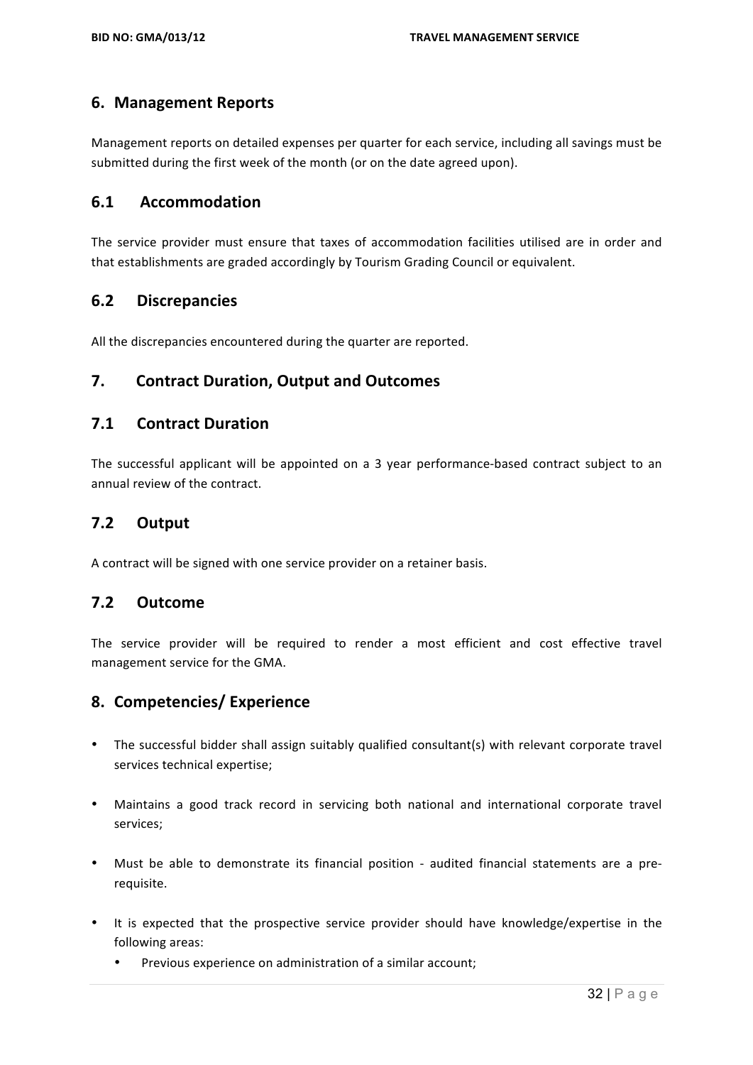## 6. Management Reports

Management reports on detailed expenses per quarter for each service, including all savings must be submitted during the first week of the month (or on the date agreed upon).

### 6.1 Accommodation

The service provider must ensure that taxes of accommodation facilities utilised are in order and that establishments are graded accordingly by Tourism Grading Council or equivalent.

### 6.2 Discrepancies

All the discrepancies encountered during the quarter are reported.

## 7. Contract Duration, Output and Outcomes

### 7.1 Contract Duration

The successful applicant will be appointed on a 3 year performance-based contract subject to an annual review of the contract.

### 7.2 Output

A contract will be signed with one service provider on a retainer basis.

### 7.2 Outcome

The service provider will be required to render a most efficient and cost effective travel management service for the GMA.

## 8. Competencies/ Experience

- The successful bidder shall assign suitably qualified consultant(s) with relevant corporate travel services technical expertise;
- Maintains a good track record in servicing both national and international corporate travel services;
- Must be able to demonstrate its financial position - audited financial statements are a pre-requisite.
- It is expected that the prospective service provider should have knowledge/expertise in the following areas:
    - Previous experience on administration of a similar account;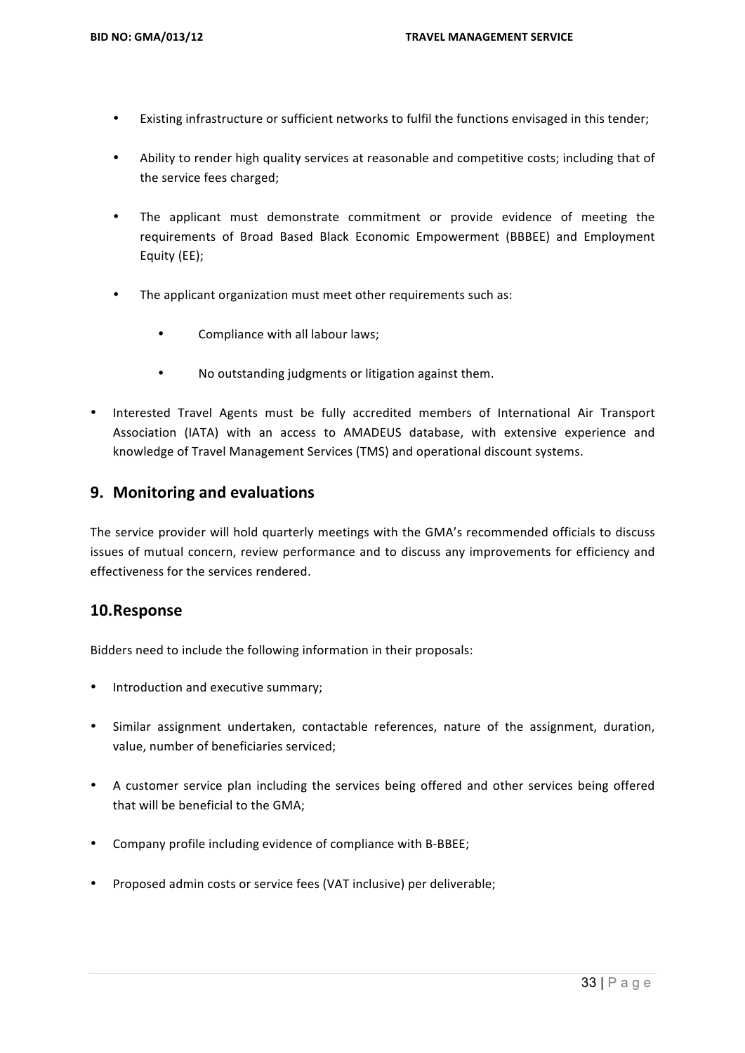- Existing infrastructure or sufficient networks to fulfil the functions envisaged in this tender;
- Ability to render high quality services at reasonable and competitive costs; including that of the service fees charged;
- The applicant must demonstrate commitment or provide evidence of meeting the requirements of Broad Based Black Economic Empowerment (BBBEE) and Employment Equity (EE);
- The applicant organization must meet other requirements such as:
    - Compliance with all labour laws;
    - No outstanding judgments or litigation against them.

- Interested Travel Agents must be fully accredited members of International Air Transport Association (IATA) with an access to AMADEUS database, with extensive experience and knowledge of Travel Management Services (TMS) and operational discount systems.

## 9. Monitoring and evaluations

The service provider will hold quarterly meetings with the GMA's recommended officials to discuss issues of mutual concern, review performance and to discuss any improvements for efficiency and effectiveness for the services rendered.

## 10. Response

Bidders need to include the following information in their proposals:

- Introduction and executive summary;
- Similar assignment undertaken, contactable references, nature of the assignment, duration, value, number of beneficiaries serviced;
- A customer service plan including the services being offered and other services being offered that will be beneficial to the GMA;
- Company profile including evidence of compliance with B-BBEE;
- Proposed admin costs or service fees (VAT inclusive) per deliverable;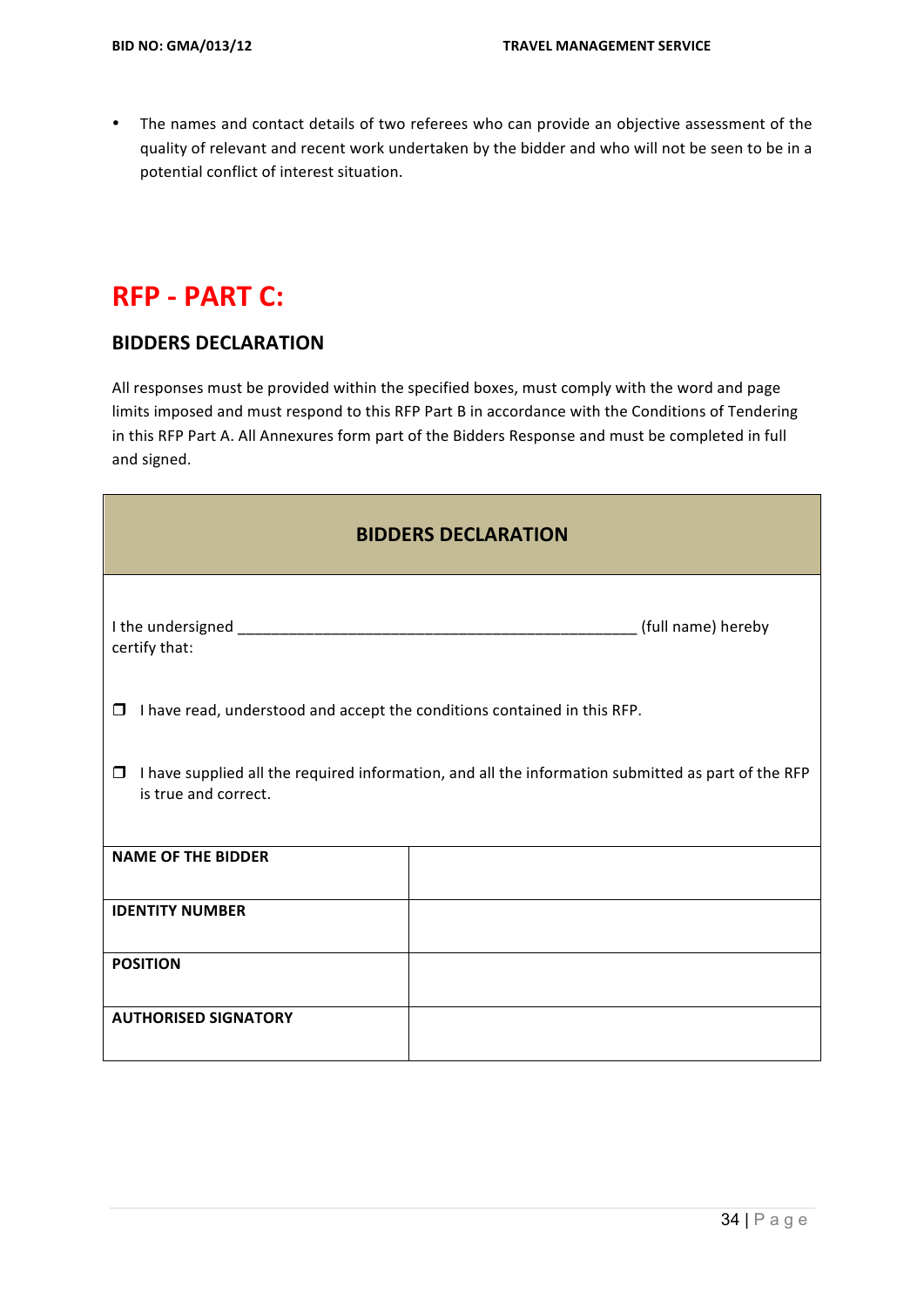- The names and contact details of two referees who can provide an objective assessment of the quality of relevant and recent work undertaken by the bidder and who will not be seen to be in a potential conflict of interest situation.

# RFP - PART C:

## BIDDERS DECLARATION

All responses must be provided within the specified boxes, must comply with the word and page limits imposed and must respond to this RFP Part B in accordance with the Conditions of Tendering in this RFP Part A. All Annexures form part of the Bidders Response and must be completed in full and signed.

| **BIDDERS DECLARATION** | |
|---|---|
| I the undersigned _______________________________________________ (full name) hereby certify that:<br><br>❒ I have read, understood and accept the conditions contained in this RFP.<br><br>❒ I have supplied all the required information, and all the information submitted as part of the RFP is true and correct. | |
| **NAME OF THE BIDDER** | |
| **IDENTITY NUMBER** | |
| **POSITION** | |
| **AUTHORISED SIGNATORY** | |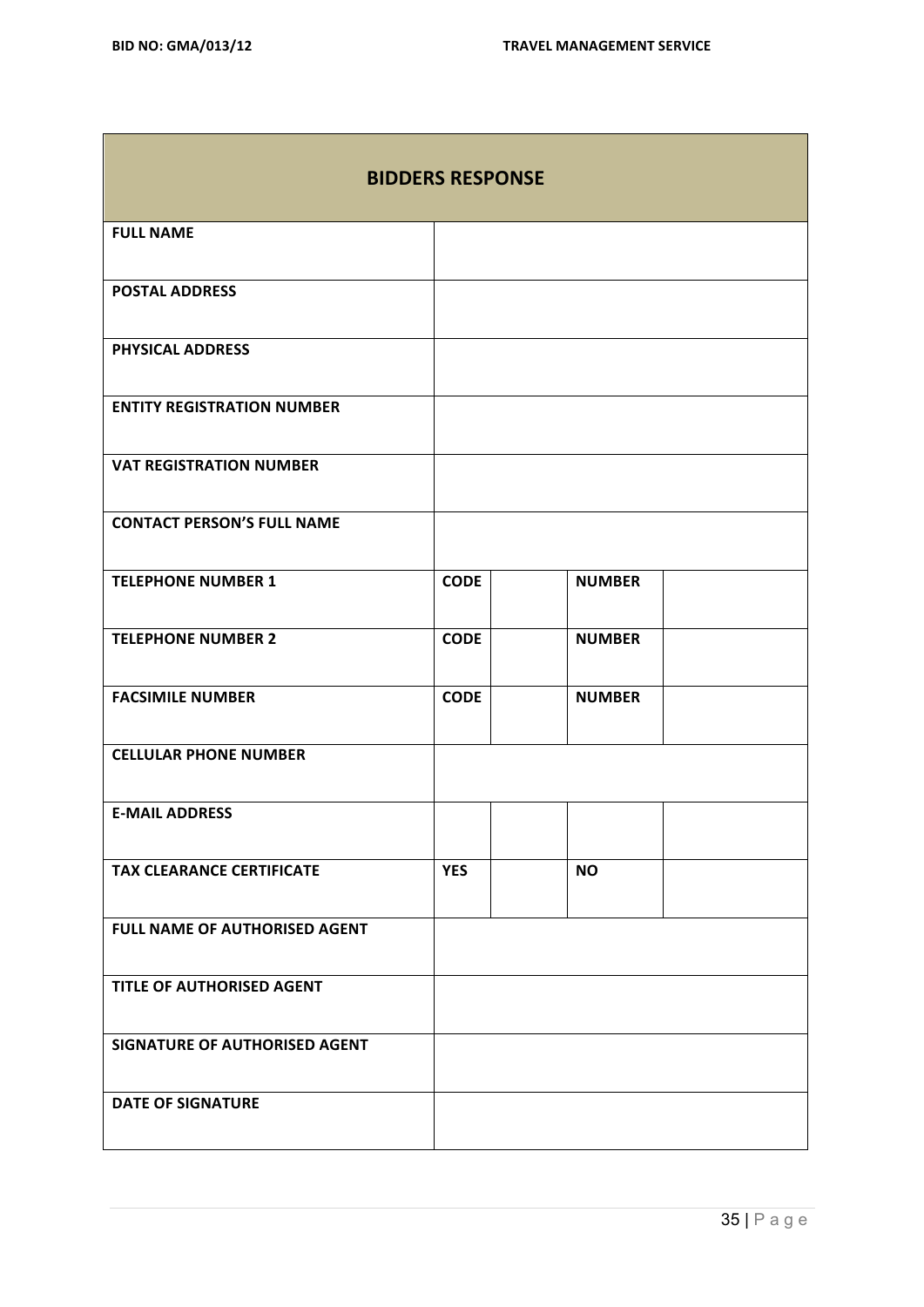| BIDDERS RESPONSE | | | | |
|---|---|---|---|---|
| **FULL NAME** | | | | |
| **POSTAL ADDRESS** | | | | |
| **PHYSICAL ADDRESS** | | | | |
| **ENTITY REGISTRATION NUMBER** | | | | |
| **VAT REGISTRATION NUMBER** | | | | |
| **CONTACT PERSON'S FULL NAME** | | | | |
| **TELEPHONE NUMBER 1** | **CODE** | | **NUMBER** | |
| **TELEPHONE NUMBER 2** | **CODE** | | **NUMBER** | |
| **FACSIMILE NUMBER** | **CODE** | | **NUMBER** | |
| **CELLULAR PHONE NUMBER** | | | | |
| **E-MAIL ADDRESS** | | | | |
| **TAX CLEARANCE CERTIFICATE** | **YES** | | **NO** | |
| **FULL NAME OF AUTHORISED AGENT** | | | | |
| **TITLE OF AUTHORISED AGENT** | | | | |
| **SIGNATURE OF AUTHORISED AGENT** | | | | |
| **DATE OF SIGNATURE** | | | | |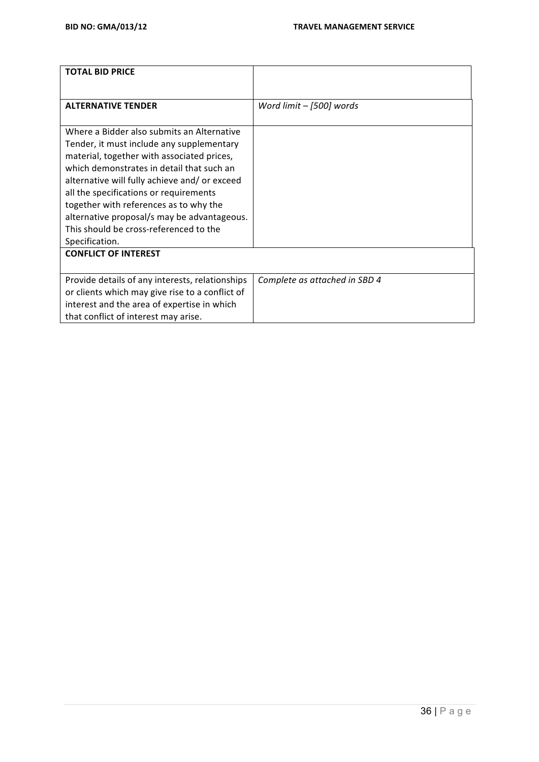| | |
|---|---|
| **TOTAL BID PRICE** | |
| **ALTERNATIVE TENDER** | *Word limit – [500] words* |
| Where a Bidder also submits an Alternative Tender, it must include any supplementary material, together with associated prices, which demonstrates in detail that such an alternative will fully achieve and/ or exceed all the specifications or requirements together with references as to why the alternative proposal/s may be advantageous. This should be cross-referenced to the Specification. | |
| **CONFLICT OF INTEREST** | |
| Provide details of any interests, relationships or clients which may give rise to a conflict of interest and the area of expertise in which that conflict of interest may arise. | *Complete as attached in SBD 4* |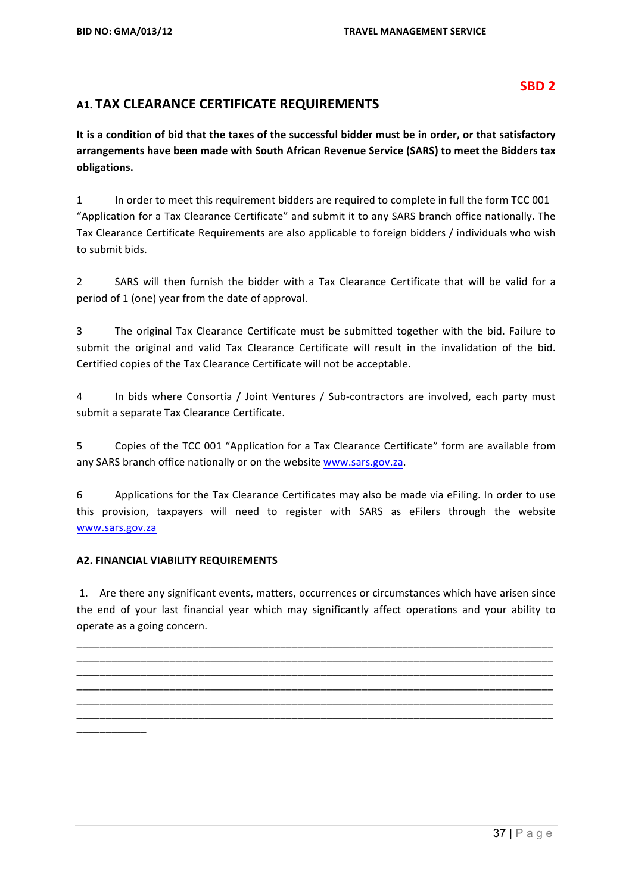**SBD 2**

## A1. TAX CLEARANCE CERTIFICATE REQUIREMENTS

**It is a condition of bid that the taxes of the successful bidder must be in order, or that satisfactory arrangements have been made with South African Revenue Service (SARS) to meet the Bidders tax obligations.**

1 In order to meet this requirement bidders are required to complete in full the form TCC 001 "Application for a Tax Clearance Certificate" and submit it to any SARS branch office nationally. The Tax Clearance Certificate Requirements are also applicable to foreign bidders / individuals who wish to submit bids.

2 SARS will then furnish the bidder with a Tax Clearance Certificate that will be valid for a period of 1 (one) year from the date of approval.

3 The original Tax Clearance Certificate must be submitted together with the bid. Failure to submit the original and valid Tax Clearance Certificate will result in the invalidation of the bid. Certified copies of the Tax Clearance Certificate will not be acceptable.

4 In bids where Consortia / Joint Ventures / Sub-contractors are involved, each party must submit a separate Tax Clearance Certificate.

5 Copies of the TCC 001 "Application for a Tax Clearance Certificate" form are available from any SARS branch office nationally or on the website www.sars.gov.za.

6 Applications for the Tax Clearance Certificates may also be made via eFiling. In order to use this provision, taxpayers will need to register with SARS as eFilers through the website www.sars.gov.za

### A2. FINANCIAL VIABILITY REQUIREMENTS

1. Are there any significant events, matters, occurrences or circumstances which have arisen since the end of your last financial year which may significantly affect operations and your ability to operate as a going concern.

_____________________________________________________________________________________
_____________________________________________________________________________________
_____________________________________________________________________________________
_____________________________________________________________________________________
_____________________________________________________________________________________
_____________________________________________________________________________________
____________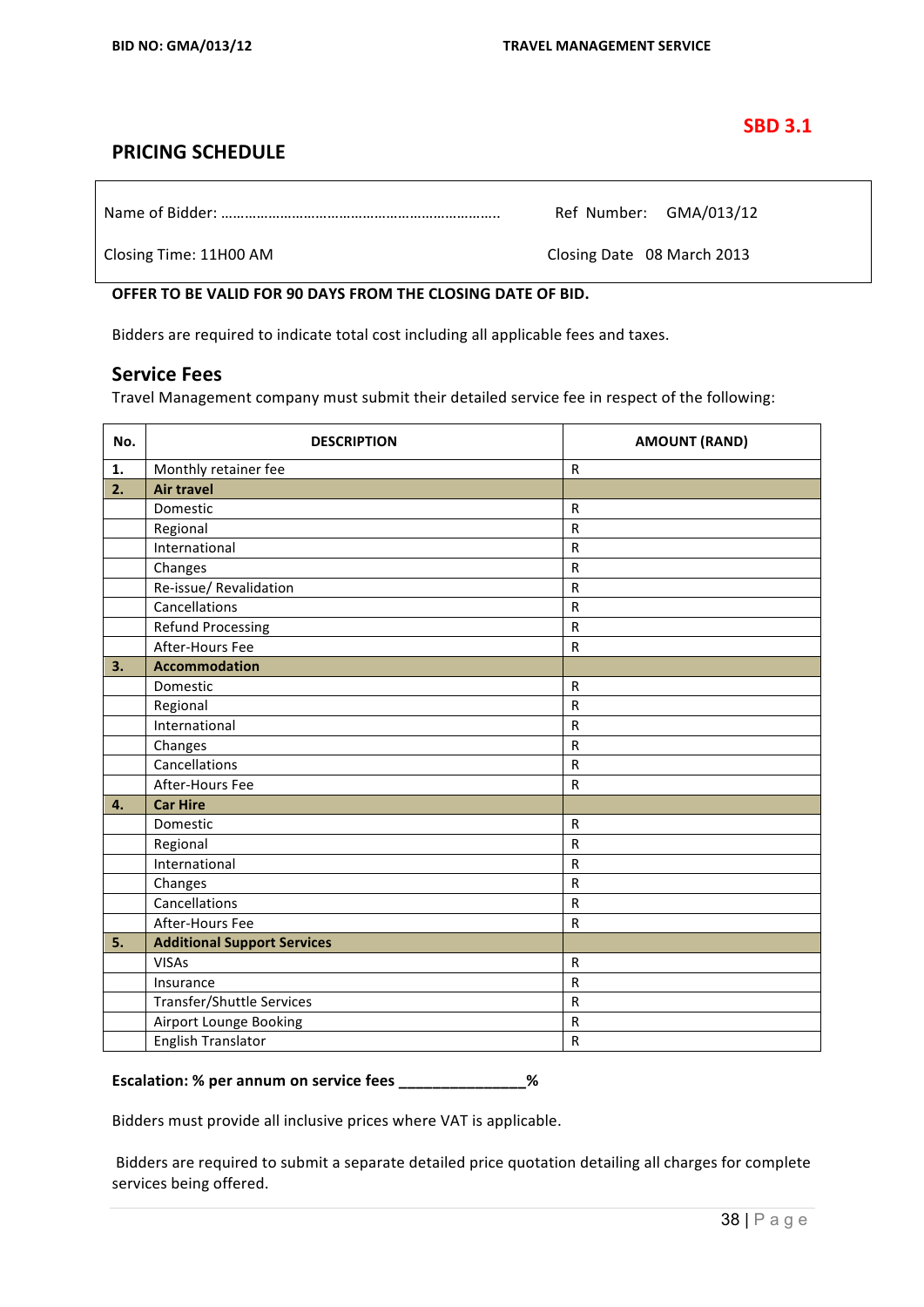SBD 3.1

## PRICING SCHEDULE

| | |
|---|---|
| Name of Bidder: ……………………………………………………………….. | Ref Number: GMA/013/12 |
| Closing Time: 11H00 AM | Closing Date 08 March 2013 |

**OFFER TO BE VALID FOR 90 DAYS FROM THE CLOSING DATE OF BID.**

Bidders are required to indicate total cost including all applicable fees and taxes.

### Service Fees

Travel Management company must submit their detailed service fee in respect of the following:

| No. | DESCRIPTION | AMOUNT (RAND) |
|---|---|---|
| **1.** | Monthly retainer fee | R |
| **2.** | **Air travel** | |
| | Domestic | R |
| | Regional | R |
| | International | R |
| | Changes | R |
| | Re-issue/ Revalidation | R |
| | Cancellations | R |
| | Refund Processing | R |
| | After-Hours Fee | R |
| **3.** | **Accommodation** | |
| | Domestic | R |
| | Regional | R |
| | International | R |
| | Changes | R |
| | Cancellations | R |
| | After-Hours Fee | R |
| **4.** | **Car Hire** | |
| | Domestic | R |
| | Regional | R |
| | International | R |
| | Changes | R |
| | Cancellations | R |
| | After-Hours Fee | R |
| **5.** | **Additional Support Services** | |
| | VISAs | R |
| | Insurance | R |
| | Transfer/Shuttle Services | R |
| | Airport Lounge Booking | R |
| | English Translator | R |

**Escalation: % per annum on service fees _______________%**

Bidders must provide all inclusive prices where VAT is applicable.

Bidders are required to submit a separate detailed price quotation detailing all charges for complete services being offered.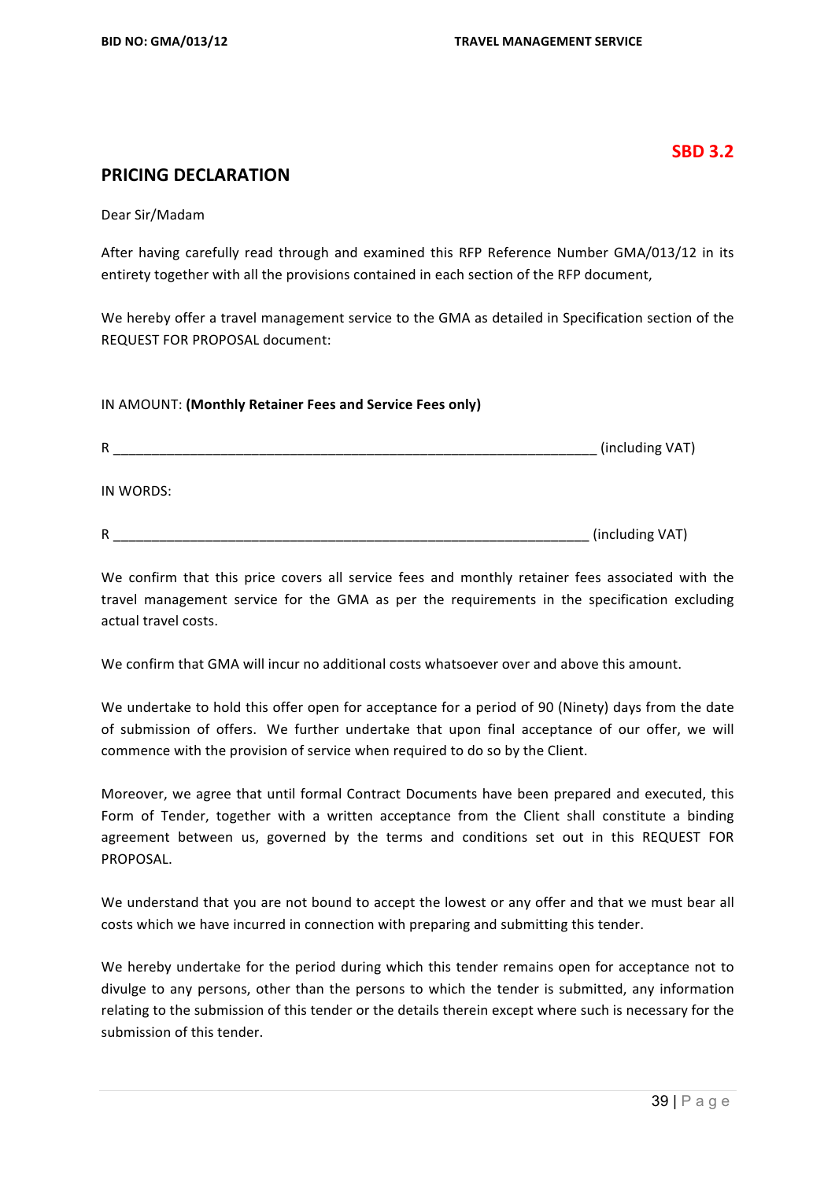**SBD 3.2**

## PRICING DECLARATION

Dear Sir/Madam

After having carefully read through and examined this RFP Reference Number GMA/013/12 in its entirety together with all the provisions contained in each section of the RFP document,

We hereby offer a travel management service to the GMA as detailed in Specification section of the REQUEST FOR PROPOSAL document:

IN AMOUNT: **(Monthly Retainer Fees and Service Fees only)**

R _________________________________________________________________ (including VAT)

IN WORDS:

R _________________________________________________________________ (including VAT)

We confirm that this price covers all service fees and monthly retainer fees associated with the travel management service for the GMA as per the requirements in the specification excluding actual travel costs.

We confirm that GMA will incur no additional costs whatsoever over and above this amount.

We undertake to hold this offer open for acceptance for a period of 90 (Ninety) days from the date of submission of offers. We further undertake that upon final acceptance of our offer, we will commence with the provision of service when required to do so by the Client.

Moreover, we agree that until formal Contract Documents have been prepared and executed, this Form of Tender, together with a written acceptance from the Client shall constitute a binding agreement between us, governed by the terms and conditions set out in this REQUEST FOR PROPOSAL.

We understand that you are not bound to accept the lowest or any offer and that we must bear all costs which we have incurred in connection with preparing and submitting this tender.

We hereby undertake for the period during which this tender remains open for acceptance not to divulge to any persons, other than the persons to which the tender is submitted, any information relating to the submission of this tender or the details therein except where such is necessary for the submission of this tender.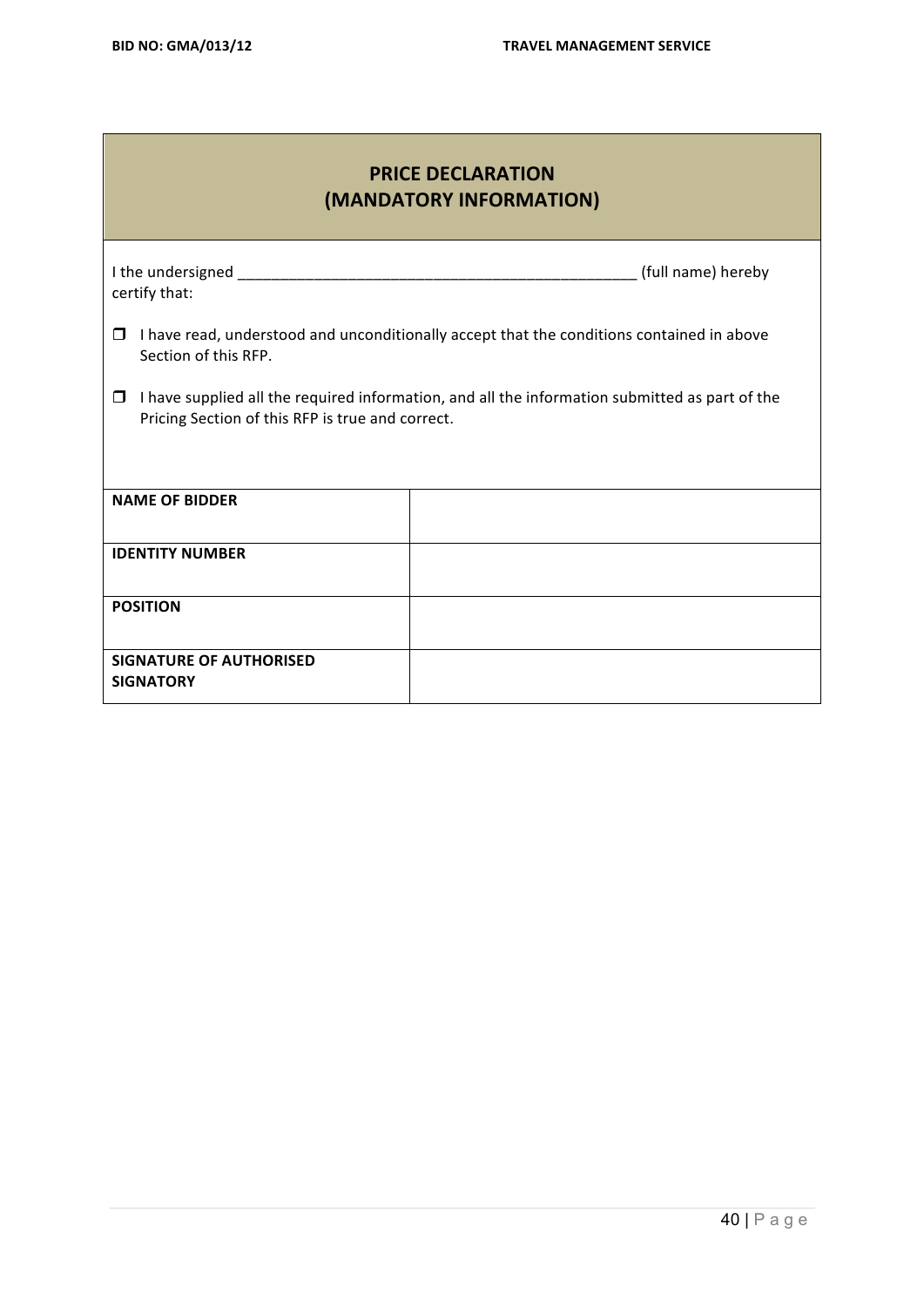## PRICE DECLARATION (MANDATORY INFORMATION)

I the undersigned _______________________________________________ (full name) hereby certify that:

- ☐ I have read, understood and unconditionally accept that the conditions contained in above Section of this RFP.
- ☐ I have supplied all the required information, and all the information submitted as part of the Pricing Section of this RFP is true and correct.

| | |
|---|---|
| **NAME OF BIDDER** | |
| **IDENTITY NUMBER** | |
| **POSITION** | |
| **SIGNATURE OF AUTHORISED SIGNATORY** | |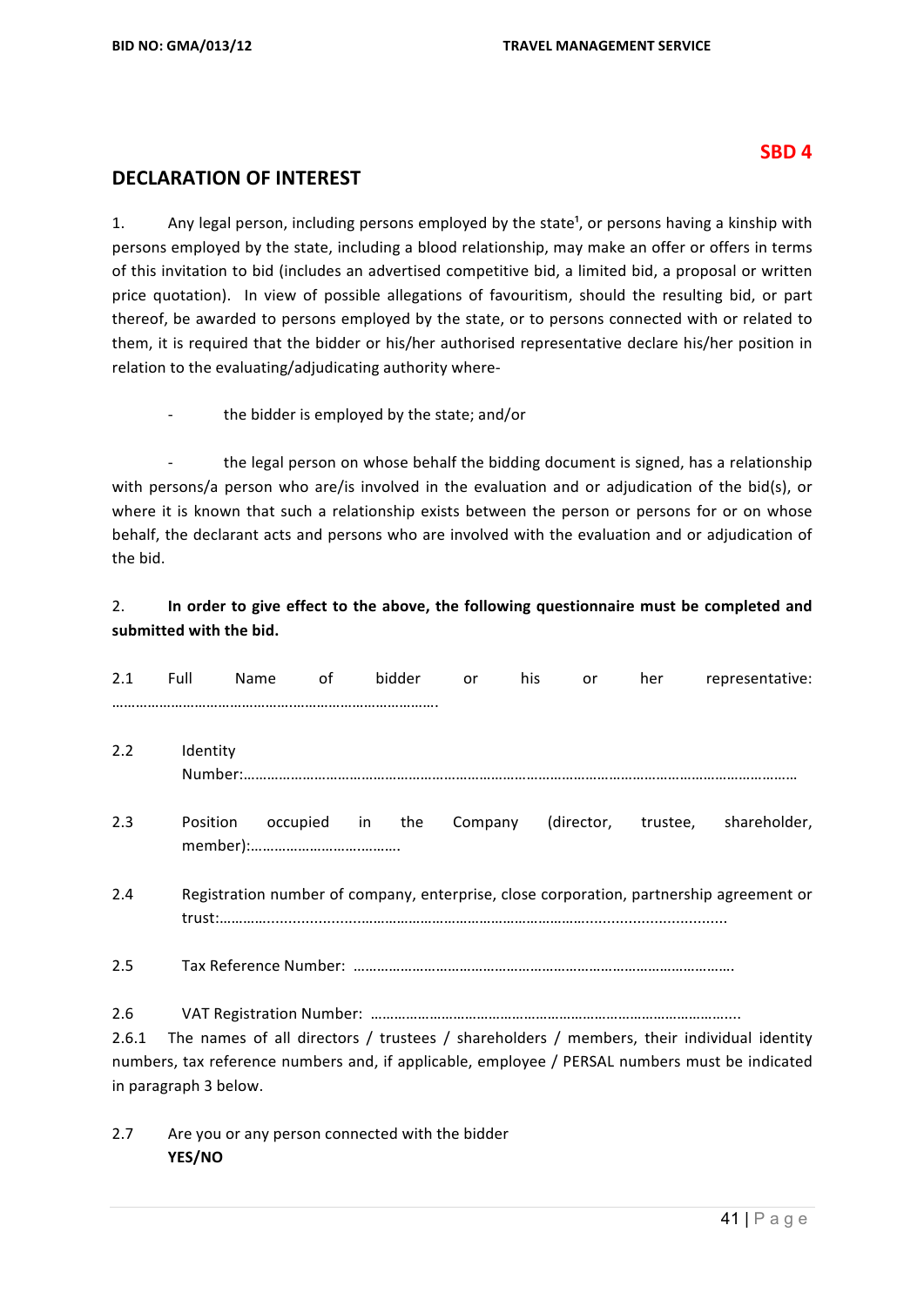**SBD 4**

## DECLARATION OF INTEREST

1. Any legal person, including persons employed by the state[1], or persons having a kinship with persons employed by the state, including a blood relationship, may make an offer or offers in terms of this invitation to bid (includes an advertised competitive bid, a limited bid, a proposal or written price quotation). In view of possible allegations of favouritism, should the resulting bid, or part thereof, be awarded to persons employed by the state, or to persons connected with or related to them, it is required that the bidder or his/her authorised representative declare his/her position in relation to the evaluating/adjudicating authority where-

- the bidder is employed by the state; and/or

- the legal person on whose behalf the bidding document is signed, has a relationship with persons/a person who are/is involved in the evaluation and or adjudication of the bid(s), or where it is known that such a relationship exists between the person or persons for or on whose behalf, the declarant acts and persons who are involved with the evaluation and or adjudication of the bid.

2. **In order to give effect to the above, the following questionnaire must be completed and submitted with the bid.**

2.1 Full Name of bidder or his or her representative: …………………………………………………………………….

2.2 Identity Number:………………………………………………………………………………………………………………………

2.3 Position occupied in the Company (director, trustee, shareholder, member):……………………….……….

2.4 Registration number of company, enterprise, close corporation, partnership agreement or trust:………….....................…………………………………………………….............................

2.5 Tax Reference Number: ……………………………………………………………………………………….

2.6 VAT Registration Number: ……………………………………………………………………………….....

2.6.1 The names of all directors / trustees / shareholders / members, their individual identity numbers, tax reference numbers and, if applicable, employee / PERSAL numbers must be indicated in paragraph 3 below.

2.7 Are you or any person connected with the bidder **YES/NO**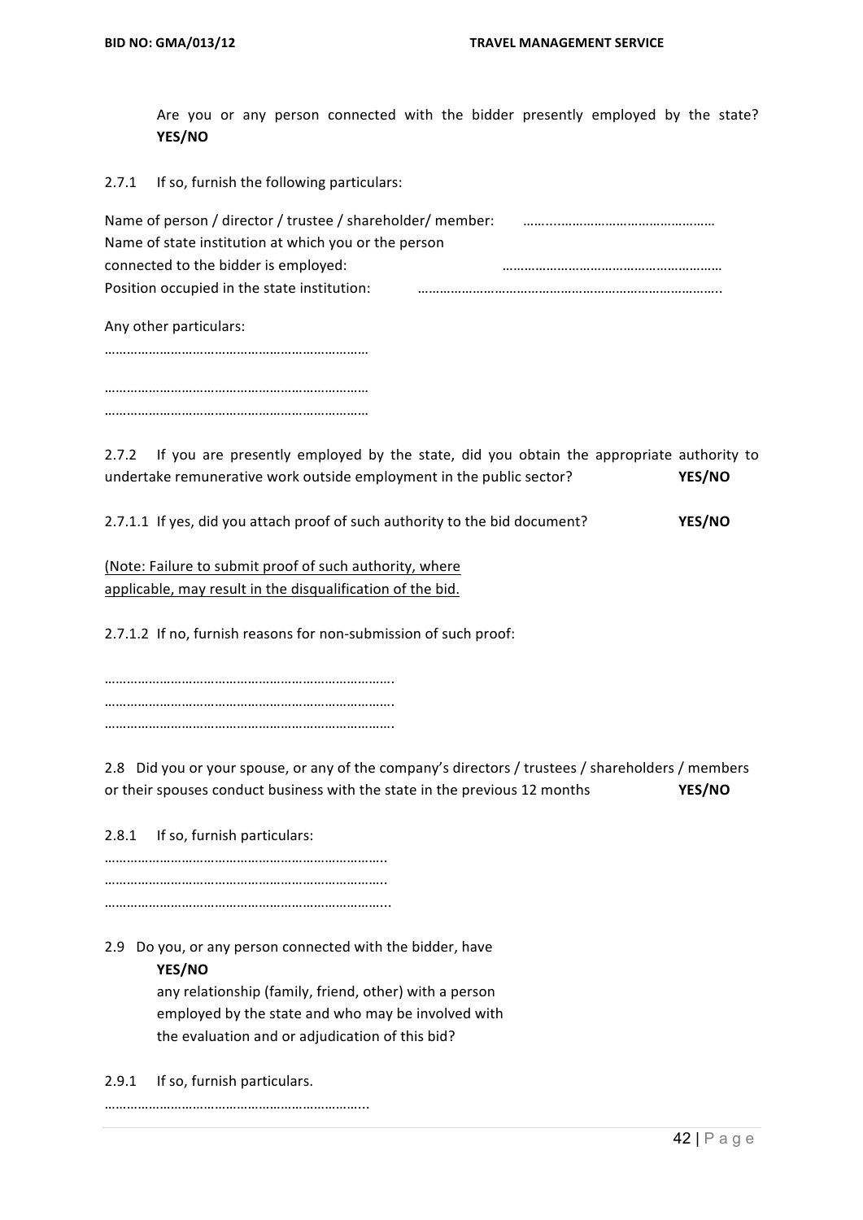Are you or any person connected with the bidder presently employed by the state? **YES/NO**

2.7.1 If so, furnish the following particulars:

Name of person / director / trustee / shareholder/ member: ……...……………………………………
Name of state institution at which you or the person connected to the bidder is employed: ……………………………………………………
Position occupied in the state institution: ………………………………………………………………………..

Any other particulars:

………………………………………………………………

………………………………………………………………
………………………………………………………………

2.7.2 If you are presently employed by the state, did you obtain the appropriate authority to undertake remunerative work outside employment in the public sector? **YES/NO**

2.7.1.1 If yes, did you attach proof of such authority to the bid document? **YES/NO**

(Note: Failure to submit proof of such authority, where applicable, may result in the disqualification of the bid.

2.7.1.2 If no, furnish reasons for non-submission of such proof:

…………………………………………………………………….
…………………………………………………………………….
…………………………………………………………………….

2.8 Did you or your spouse, or any of the company's directors / trustees / shareholders / members or their spouses conduct business with the state in the previous 12 months **YES/NO**

2.8.1 If so, furnish particulars:

…………………………………………………………………..
…………………………………………………………………..
…………………………………………………………………...

2.9 Do you, or any person connected with the bidder, have **YES/NO** any relationship (family, friend, other) with a person employed by the state and who may be involved with the evaluation and or adjudication of this bid?

2.9.1 If so, furnish particulars.

……………………………………………………………...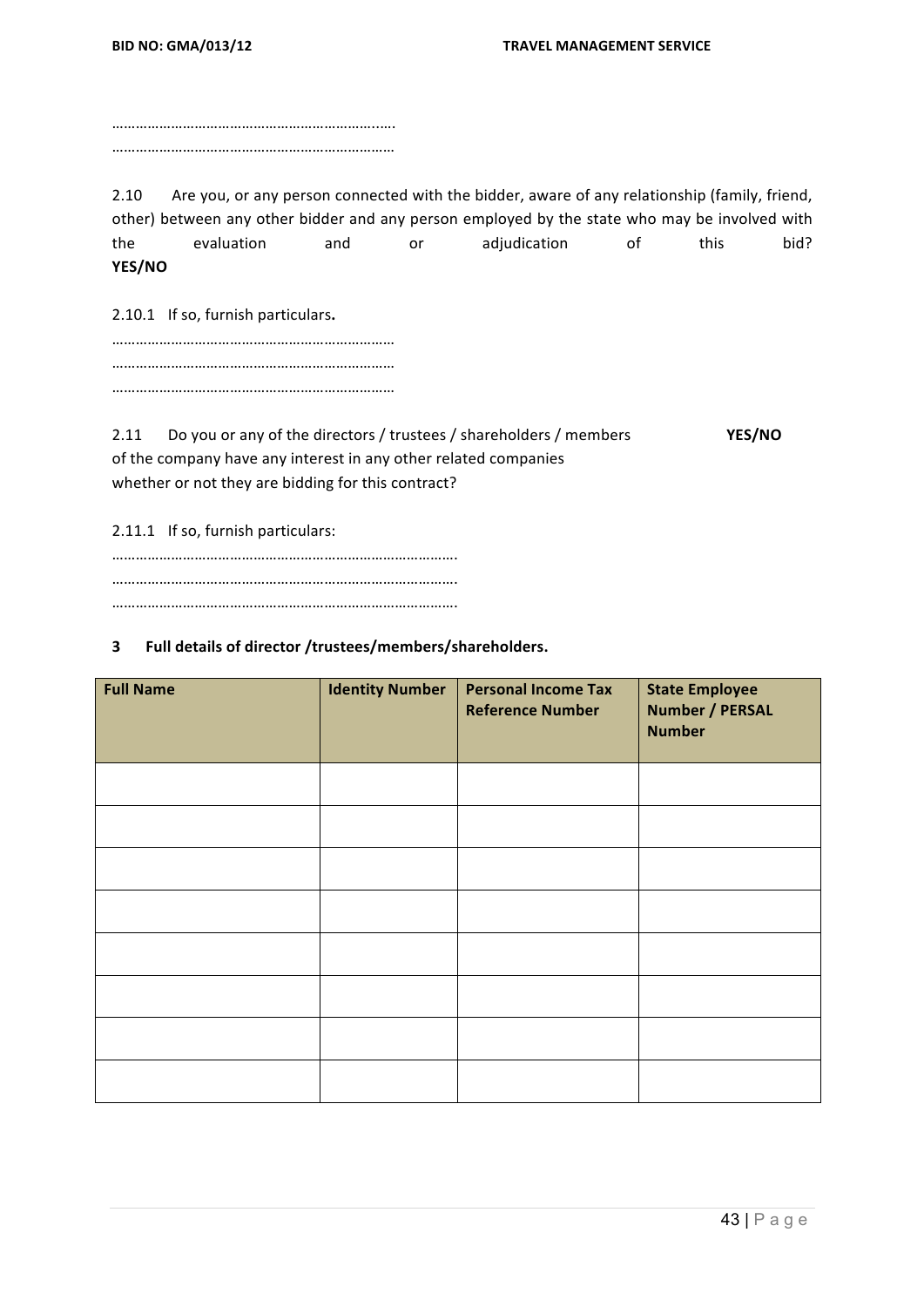……………………………………………………………..
……………………………………………………………

2.10 Are you, or any person connected with the bidder, aware of any relationship (family, friend, other) between any other bidder and any person employed by the state who may be involved with the evaluation and or adjudication of this bid? **YES/NO**

2.10.1 If so, furnish particulars**.**

……………………………………………………………
……………………………………………………………
……………………………………………………………

2.11 Do you or any of the directors / trustees / shareholders / members of the company have any interest in any other related companies whether or not they are bidding for this contract? **YES/NO**

2.11.1 If so, furnish particulars:

…………………………………………………………………………….
…………………………………………………………………………….
…………………………………………………………………………….

**3 Full details of director /trustees/members/shareholders.**

| Full Name | Identity Number | Personal Income Tax Reference Number | State Employee Number / PERSAL Number |
|---|---|---|---|
| | | | |
| | | | |
| | | | |
| | | | |
| | | | |
| | | | |
| | | | |
| | | | |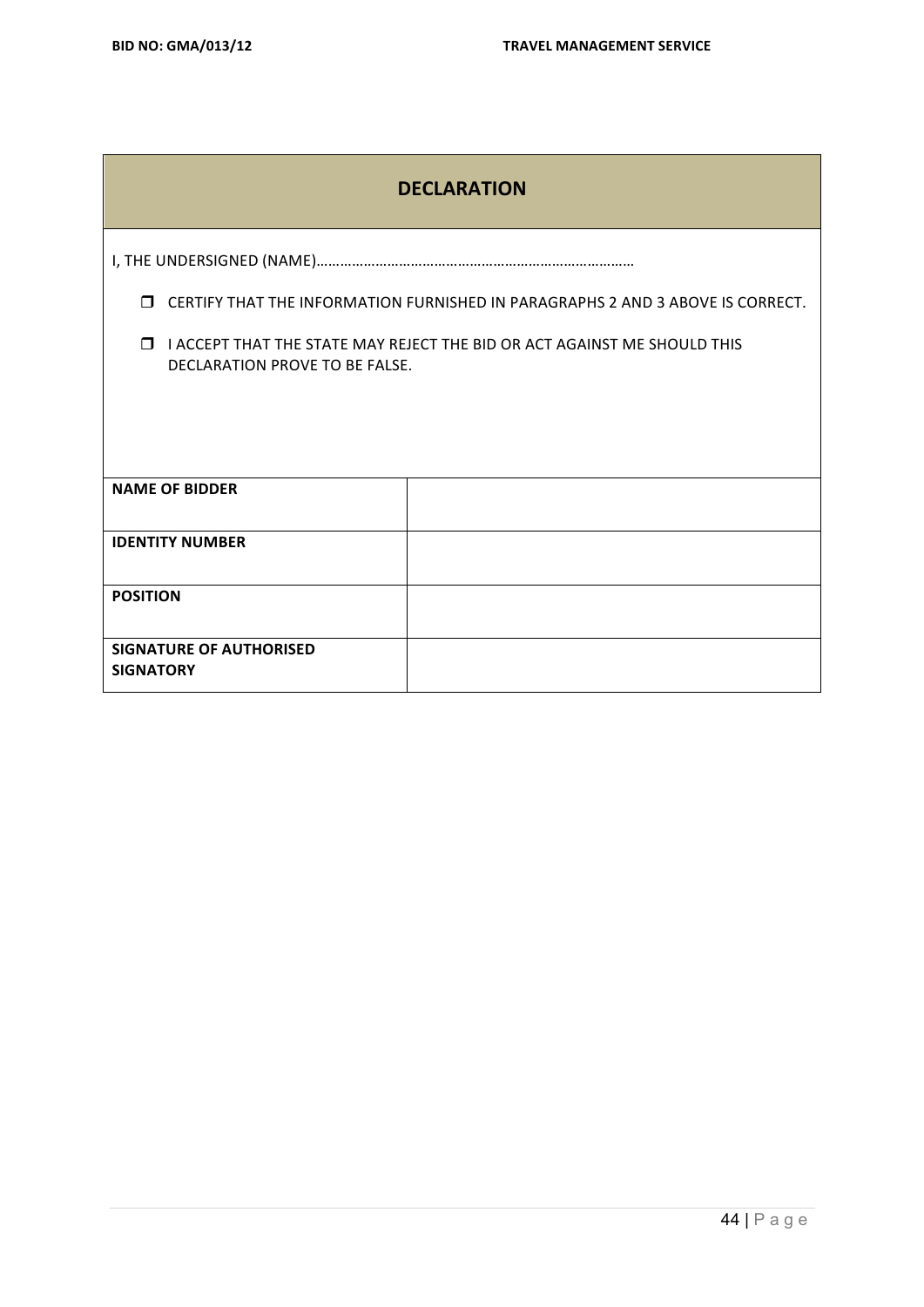## DECLARATION

I, THE UNDERSIGNED (NAME)……………………………………………………………………

- ❒ CERTIFY THAT THE INFORMATION FURNISHED IN PARAGRAPHS 2 AND 3 ABOVE IS CORRECT.
- ❒ I ACCEPT THAT THE STATE MAY REJECT THE BID OR ACT AGAINST ME SHOULD THIS DECLARATION PROVE TO BE FALSE.

| | |
|---|---|
| **NAME OF BIDDER** | |
| **IDENTITY NUMBER** | |
| **POSITION** | |
| **SIGNATURE OF AUTHORISED SIGNATORY** | |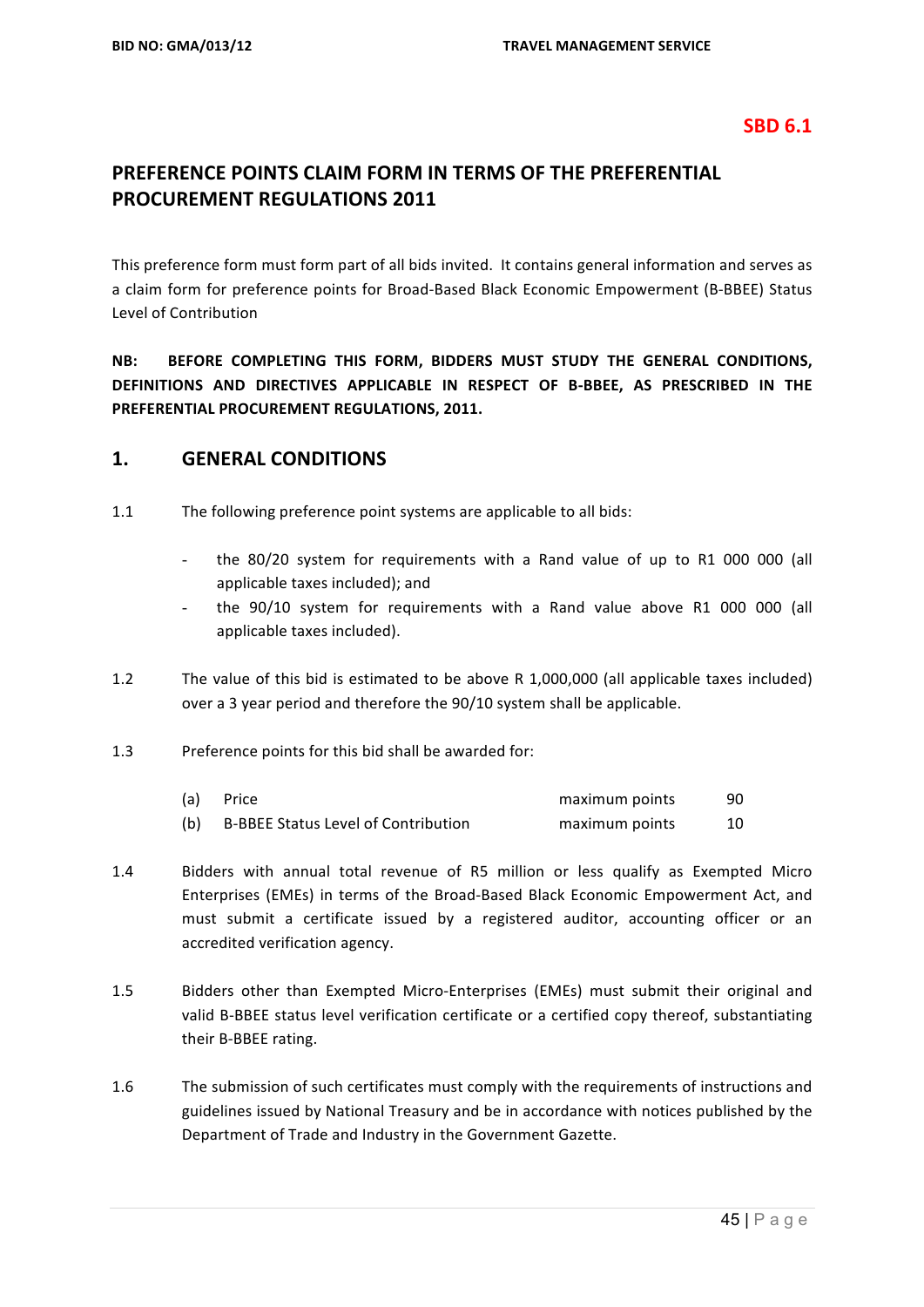**SBD 6.1**

# PREFERENCE POINTS CLAIM FORM IN TERMS OF THE PREFERENTIAL PROCUREMENT REGULATIONS 2011

This preference form must form part of all bids invited. It contains general information and serves as a claim form for preference points for Broad-Based Black Economic Empowerment (B-BBEE) Status Level of Contribution

**NB: BEFORE COMPLETING THIS FORM, BIDDERS MUST STUDY THE GENERAL CONDITIONS, DEFINITIONS AND DIRECTIVES APPLICABLE IN RESPECT OF B-BBEE, AS PRESCRIBED IN THE PREFERENTIAL PROCUREMENT REGULATIONS, 2011.**

## 1. GENERAL CONDITIONS

1.1 The following preference point systems are applicable to all bids:

- the 80/20 system for requirements with a Rand value of up to R1 000 000 (all applicable taxes included); and
- the 90/10 system for requirements with a Rand value above R1 000 000 (all applicable taxes included).

1.2 The value of this bid is estimated to be above R 1,000,000 (all applicable taxes included) over a 3 year period and therefore the 90/10 system shall be applicable.

1.3 Preference points for this bid shall be awarded for:

| | | | |
|---|---|---|---|
| (a) | Price | maximum points | 90 |
| (b) | B-BBEE Status Level of Contribution | maximum points | 10 |

1.4 Bidders with annual total revenue of R5 million or less qualify as Exempted Micro Enterprises (EMEs) in terms of the Broad-Based Black Economic Empowerment Act, and must submit a certificate issued by a registered auditor, accounting officer or an accredited verification agency.

1.5 Bidders other than Exempted Micro-Enterprises (EMEs) must submit their original and valid B-BBEE status level verification certificate or a certified copy thereof, substantiating their B-BBEE rating.

1.6 The submission of such certificates must comply with the requirements of instructions and guidelines issued by National Treasury and be in accordance with notices published by the Department of Trade and Industry in the Government Gazette.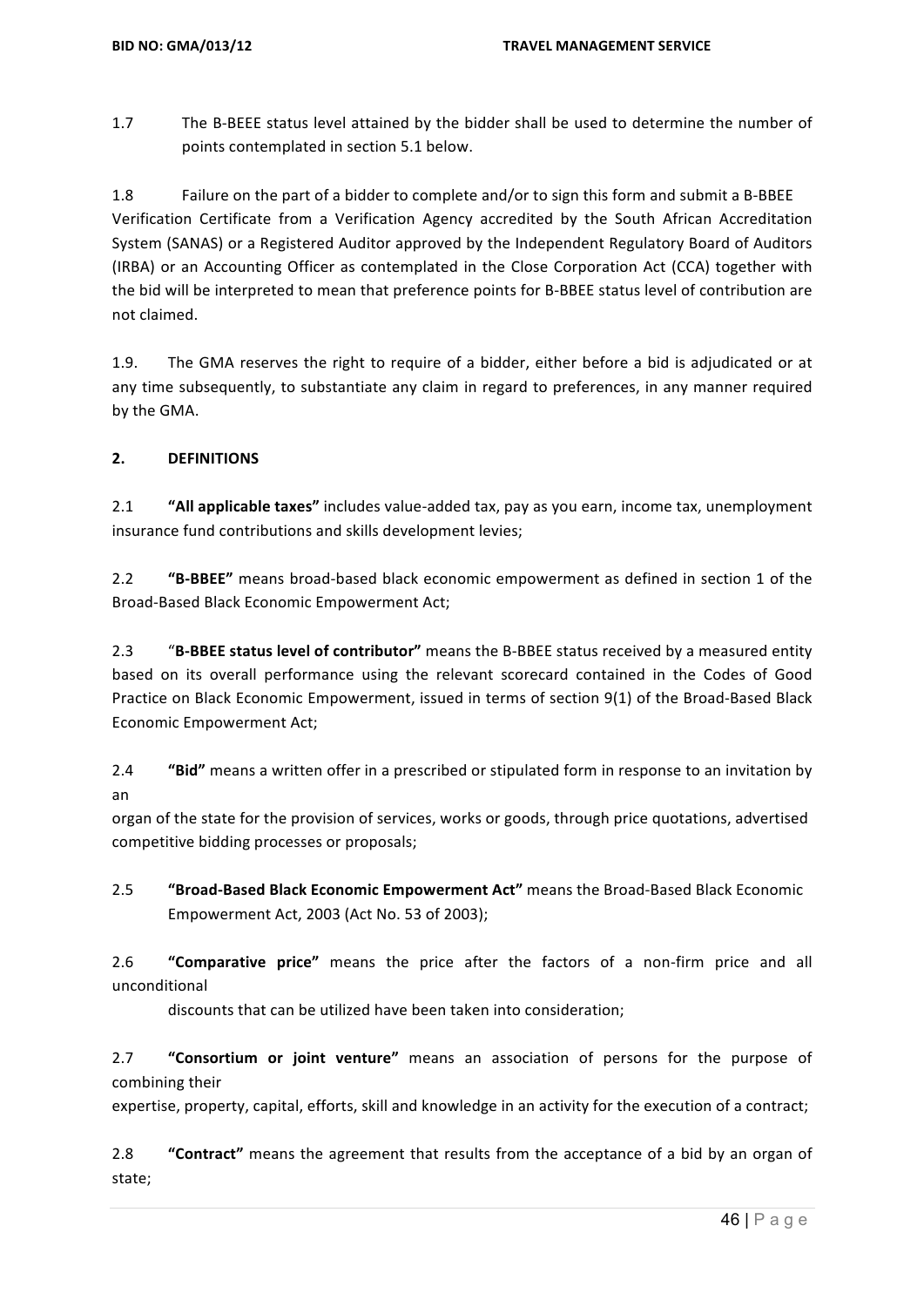1.7 The B-BEEE status level attained by the bidder shall be used to determine the number of points contemplated in section 5.1 below.

1.8 Failure on the part of a bidder to complete and/or to sign this form and submit a B-BBEE Verification Certificate from a Verification Agency accredited by the South African Accreditation System (SANAS) or a Registered Auditor approved by the Independent Regulatory Board of Auditors (IRBA) or an Accounting Officer as contemplated in the Close Corporation Act (CCA) together with the bid will be interpreted to mean that preference points for B-BBEE status level of contribution are not claimed.

1.9. The GMA reserves the right to require of a bidder, either before a bid is adjudicated or at any time subsequently, to substantiate any claim in regard to preferences, in any manner required by the GMA.

## 2. DEFINITIONS

2.1 **"All applicable taxes"** includes value-added tax, pay as you earn, income tax, unemployment insurance fund contributions and skills development levies;

2.2 **"B-BBEE"** means broad-based black economic empowerment as defined in section 1 of the Broad-Based Black Economic Empowerment Act;

2.3 "**B-BBEE status level of contributor"** means the B-BBEE status received by a measured entity based on its overall performance using the relevant scorecard contained in the Codes of Good Practice on Black Economic Empowerment, issued in terms of section 9(1) of the Broad-Based Black Economic Empowerment Act;

2.4 **"Bid"** means a written offer in a prescribed or stipulated form in response to an invitation by an organ of the state for the provision of services, works or goods, through price quotations, advertised competitive bidding processes or proposals;

2.5 **"Broad-Based Black Economic Empowerment Act"** means the Broad-Based Black Economic Empowerment Act, 2003 (Act No. 53 of 2003);

2.6 **"Comparative price"** means the price after the factors of a non-firm price and all unconditional discounts that can be utilized have been taken into consideration;

2.7 **"Consortium or joint venture"** means an association of persons for the purpose of combining their expertise, property, capital, efforts, skill and knowledge in an activity for the execution of a contract;

2.8 **"Contract"** means the agreement that results from the acceptance of a bid by an organ of state;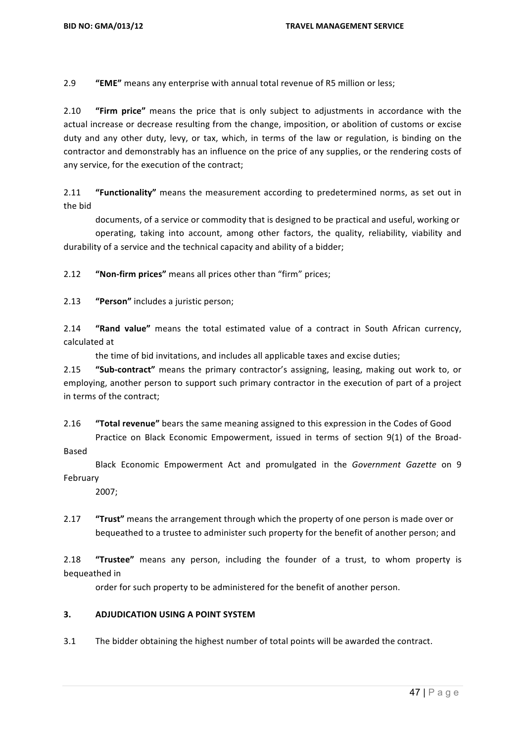2.9 **"EME"** means any enterprise with annual total revenue of R5 million or less;

2.10 **"Firm price"** means the price that is only subject to adjustments in accordance with the actual increase or decrease resulting from the change, imposition, or abolition of customs or excise duty and any other duty, levy, or tax, which, in terms of the law or regulation, is binding on the contractor and demonstrably has an influence on the price of any supplies, or the rendering costs of any service, for the execution of the contract;

2.11 **"Functionality"** means the measurement according to predetermined norms, as set out in the bid documents, of a service or commodity that is designed to be practical and useful, working or operating, taking into account, among other factors, the quality, reliability, viability and durability of a service and the technical capacity and ability of a bidder;

2.12 **"Non-firm prices"** means all prices other than "firm" prices;

2.13 **"Person"** includes a juristic person;

2.14 **"Rand value"** means the total estimated value of a contract in South African currency, calculated at the time of bid invitations, and includes all applicable taxes and excise duties;

2.15 **"Sub-contract"** means the primary contractor's assigning, leasing, making out work to, or employing, another person to support such primary contractor in the execution of part of a project in terms of the contract;

2.16 **"Total revenue"** bears the same meaning assigned to this expression in the Codes of Good Practice on Black Economic Empowerment, issued in terms of section 9(1) of the Broad-Based Black Economic Empowerment Act and promulgated in the *Government Gazette* on 9 February 2007;

2.17 **"Trust"** means the arrangement through which the property of one person is made over or bequeathed to a trustee to administer such property for the benefit of another person; and

2.18 **"Trustee"** means any person, including the founder of a trust, to whom property is bequeathed in order for such property to be administered for the benefit of another person.

## 3. ADJUDICATION USING A POINT SYSTEM

3.1 The bidder obtaining the highest number of total points will be awarded the contract.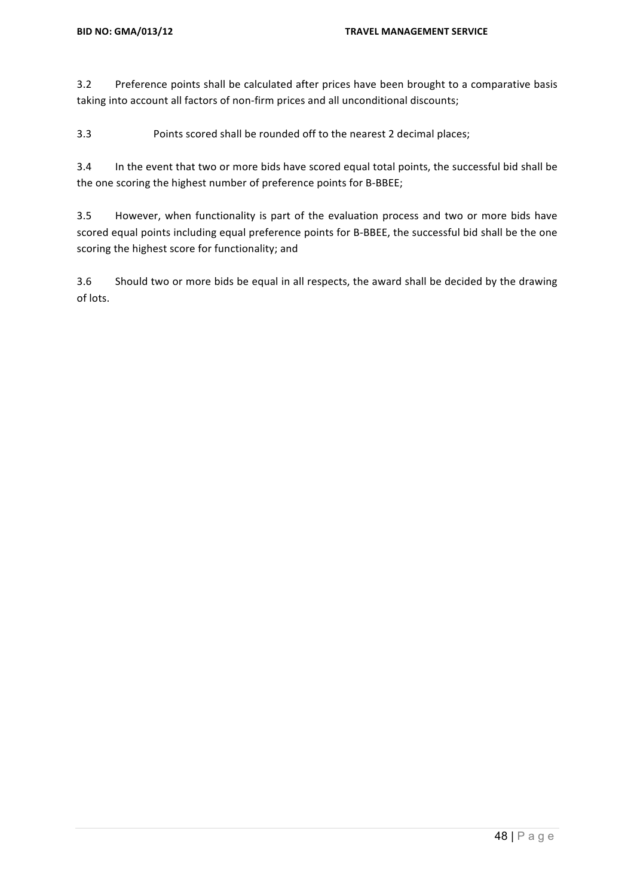3.2 Preference points shall be calculated after prices have been brought to a comparative basis taking into account all factors of non-firm prices and all unconditional discounts;

3.3 Points scored shall be rounded off to the nearest 2 decimal places;

3.4 In the event that two or more bids have scored equal total points, the successful bid shall be the one scoring the highest number of preference points for B-BBEE;

3.5 However, when functionality is part of the evaluation process and two or more bids have scored equal points including equal preference points for B-BBEE, the successful bid shall be the one scoring the highest score for functionality; and

3.6 Should two or more bids be equal in all respects, the award shall be decided by the drawing of lots.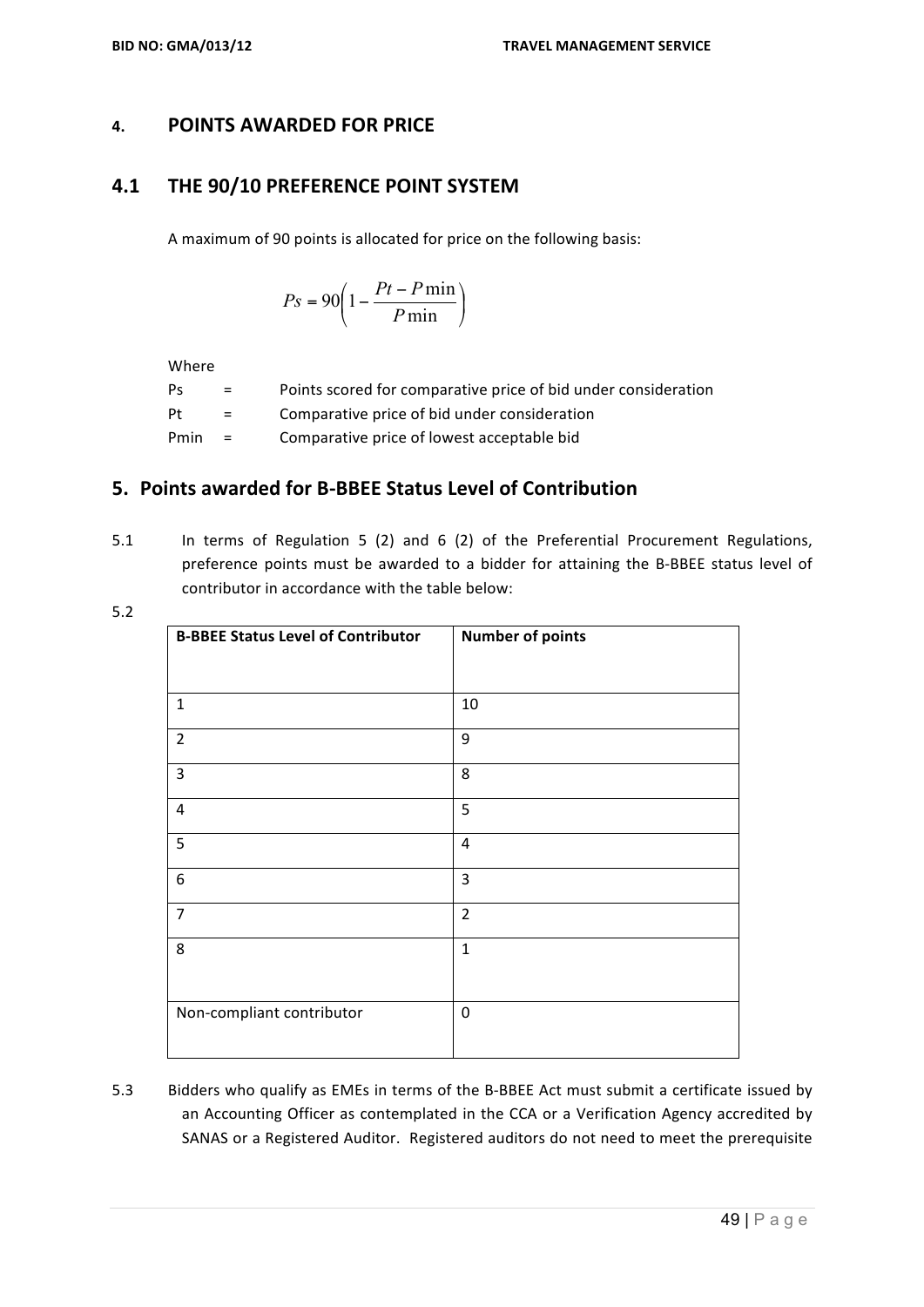## 4. POINTS AWARDED FOR PRICE

## 4.1 THE 90/10 PREFERENCE POINT SYSTEM

A maximum of 90 points is allocated for price on the following basis:

$$Ps = 90\left(1 - \frac{Pt - P\min}{P\min}\right)$$

Where

Ps = Points scored for comparative price of bid under consideration

Pt = Comparative price of bid under consideration

Pmin = Comparative price of lowest acceptable bid

## 5. Points awarded for B-BBEE Status Level of Contribution

5.1 In terms of Regulation 5 (2) and 6 (2) of the Preferential Procurement Regulations, preference points must be awarded to a bidder for attaining the B-BBEE status level of contributor in accordance with the table below:

5.2

| B-BBEE Status Level of Contributor | Number of points |
|---|---|
| 1 | 10 |
| 2 | 9 |
| 3 | 8 |
| 4 | 5 |
| 5 | 4 |
| 6 | 3 |
| 7 | 2 |
| 8 | 1 |
| Non-compliant contributor | 0 |

5.3 Bidders who qualify as EMEs in terms of the B-BBEE Act must submit a certificate issued by an Accounting Officer as contemplated in the CCA or a Verification Agency accredited by SANAS or a Registered Auditor. Registered auditors do not need to meet the prerequisite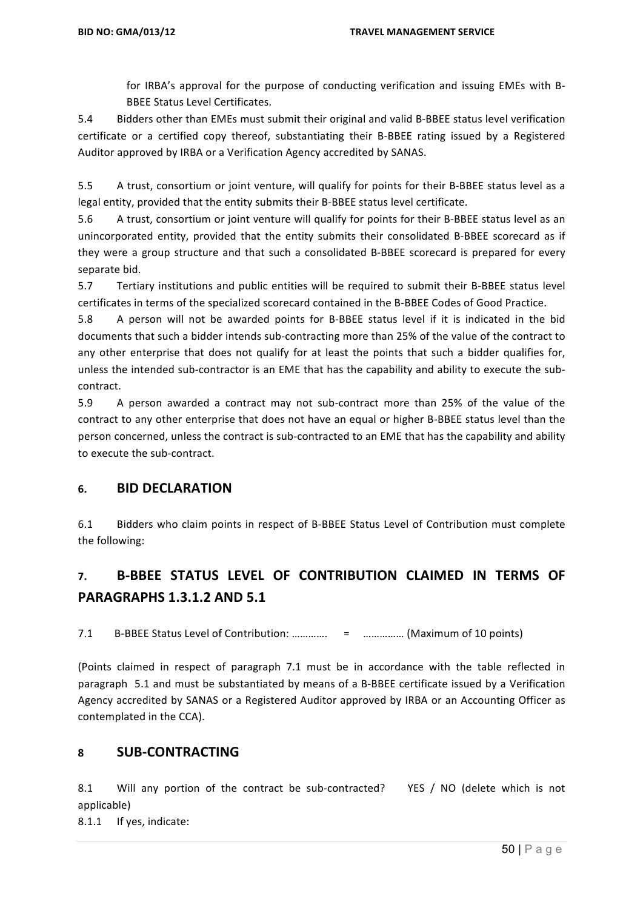for IRBA's approval for the purpose of conducting verification and issuing EMEs with B-BBEE Status Level Certificates.

5.4 Bidders other than EMEs must submit their original and valid B-BBEE status level verification certificate or a certified copy thereof, substantiating their B-BBEE rating issued by a Registered Auditor approved by IRBA or a Verification Agency accredited by SANAS.

5.5 A trust, consortium or joint venture, will qualify for points for their B-BBEE status level as a legal entity, provided that the entity submits their B-BBEE status level certificate.

5.6 A trust, consortium or joint venture will qualify for points for their B-BBEE status level as an unincorporated entity, provided that the entity submits their consolidated B-BBEE scorecard as if they were a group structure and that such a consolidated B-BBEE scorecard is prepared for every separate bid.

5.7 Tertiary institutions and public entities will be required to submit their B-BBEE status level certificates in terms of the specialized scorecard contained in the B-BBEE Codes of Good Practice.

5.8 A person will not be awarded points for B-BBEE status level if it is indicated in the bid documents that such a bidder intends sub-contracting more than 25% of the value of the contract to any other enterprise that does not qualify for at least the points that such a bidder qualifies for, unless the intended sub-contractor is an EME that has the capability and ability to execute the sub-contract.

5.9 A person awarded a contract may not sub-contract more than 25% of the value of the contract to any other enterprise that does not have an equal or higher B-BBEE status level than the person concerned, unless the contract is sub-contracted to an EME that has the capability and ability to execute the sub-contract.

## 6. BID DECLARATION

6.1 Bidders who claim points in respect of B-BBEE Status Level of Contribution must complete the following:

## 7. B-BBEE STATUS LEVEL OF CONTRIBUTION CLAIMED IN TERMS OF PARAGRAPHS 1.3.1.2 AND 5.1

7.1 B-BBEE Status Level of Contribution: …………. = …………… (Maximum of 10 points)

(Points claimed in respect of paragraph 7.1 must be in accordance with the table reflected in paragraph 5.1 and must be substantiated by means of a B-BBEE certificate issued by a Verification Agency accredited by SANAS or a Registered Auditor approved by IRBA or an Accounting Officer as contemplated in the CCA).

## 8 SUB-CONTRACTING

8.1 Will any portion of the contract be sub-contracted? YES / NO (delete which is not applicable)

8.1.1 If yes, indicate: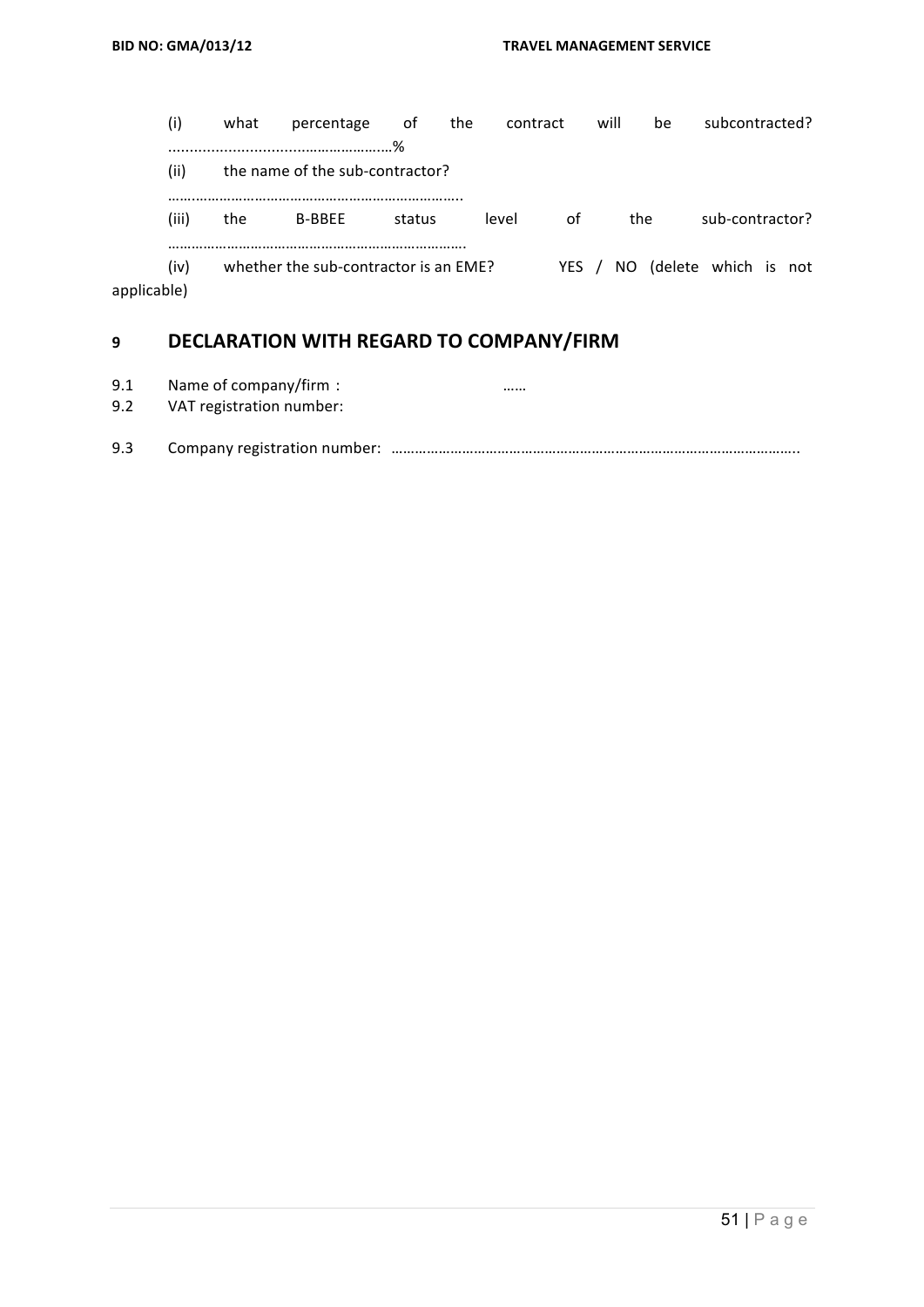(i) what percentage of the contract will be subcontracted? ........................................……………….%

(ii) the name of the sub-contractor? ……..…………………………………………………..

(iii) the B-BBEE status level of the sub-contractor? ……………………………………………………………….

(iv) whether the sub-contractor is an EME? YES / NO (delete which is not applicable)

## 9 DECLARATION WITH REGARD TO COMPANY/FIRM

9.1 Name of company/firm : ……

9.2 VAT registration number:

9.3 Company registration number: ………………………………………………………………………………………..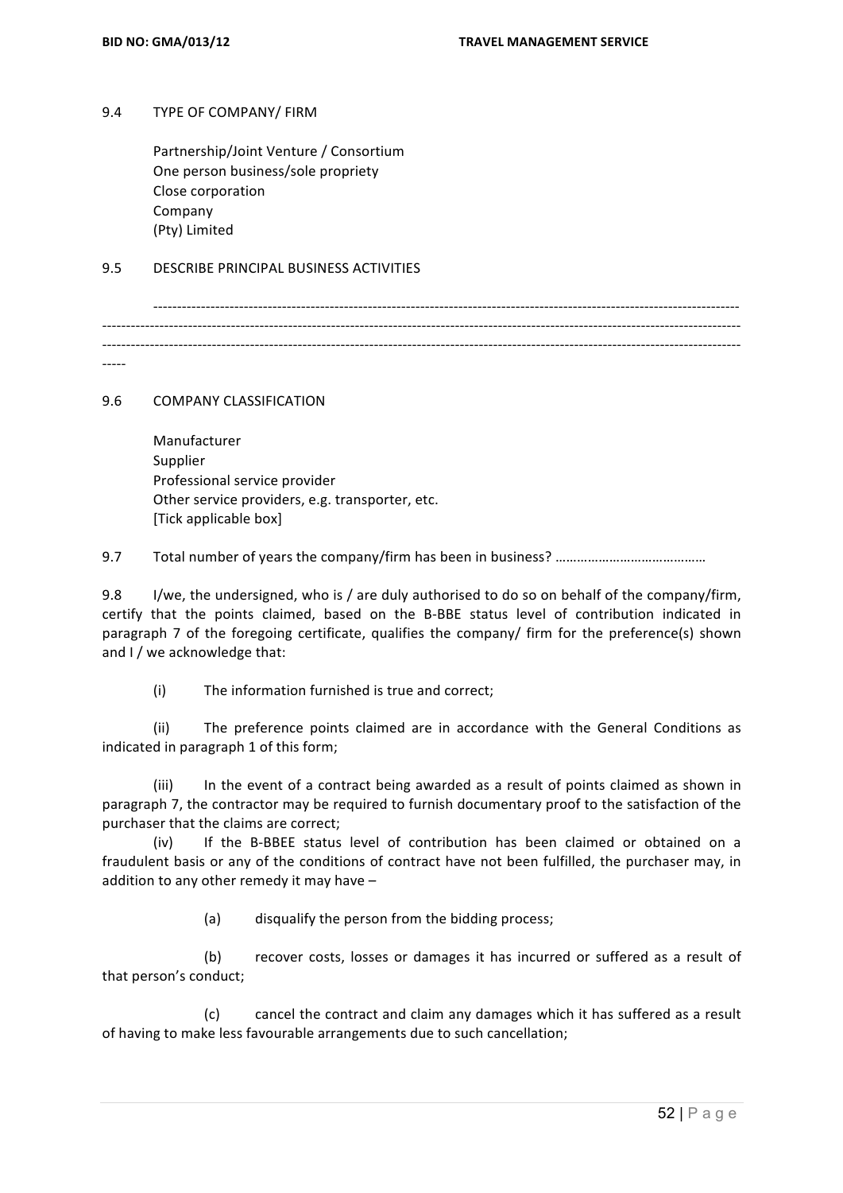9.4 TYPE OF COMPANY/ FIRM

Partnership/Joint Venture / Consortium
One person business/sole propriety
Close corporation
Company
(Pty) Limited

9.5 DESCRIBE PRINCIPAL BUSINESS ACTIVITIES

---------------------------------------------------------------------------------------------------------------------------
---------------------------------------------------------------------------------------------------------------------------------
---------------------------------------------------------------------------------------------------------------------------------
-----

9.6 COMPANY CLASSIFICATION

Manufacturer
Supplier
Professional service provider
Other service providers, e.g. transporter, etc.
[Tick applicable box]

9.7 Total number of years the company/firm has been in business? ……………………………………

9.8 I/we, the undersigned, who is / are duly authorised to do so on behalf of the company/firm, certify that the points claimed, based on the B-BBE status level of contribution indicated in paragraph 7 of the foregoing certificate, qualifies the company/ firm for the preference(s) shown and I / we acknowledge that:

(i) The information furnished is true and correct;

(ii) The preference points claimed are in accordance with the General Conditions as indicated in paragraph 1 of this form;

(iii) In the event of a contract being awarded as a result of points claimed as shown in paragraph 7, the contractor may be required to furnish documentary proof to the satisfaction of the purchaser that the claims are correct;

(iv) If the B-BBEE status level of contribution has been claimed or obtained on a fraudulent basis or any of the conditions of contract have not been fulfilled, the purchaser may, in addition to any other remedy it may have –

(a) disqualify the person from the bidding process;

(b) recover costs, losses or damages it has incurred or suffered as a result of that person's conduct;

(c) cancel the contract and claim any damages which it has suffered as a result of having to make less favourable arrangements due to such cancellation;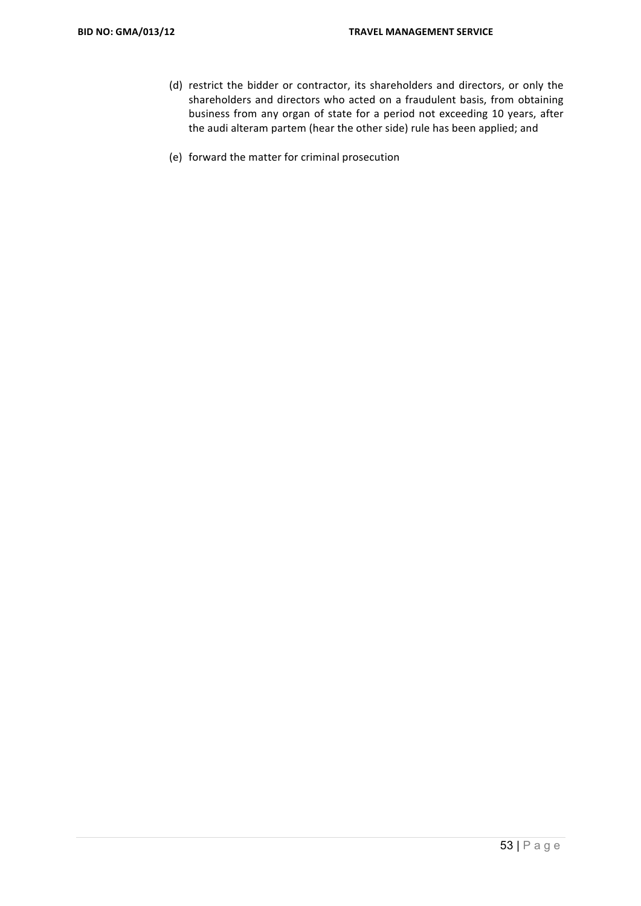(d) restrict the bidder or contractor, its shareholders and directors, or only the shareholders and directors who acted on a fraudulent basis, from obtaining business from any organ of state for a period not exceeding 10 years, after the audi alteram partem (hear the other side) rule has been applied; and

(e) forward the matter for criminal prosecution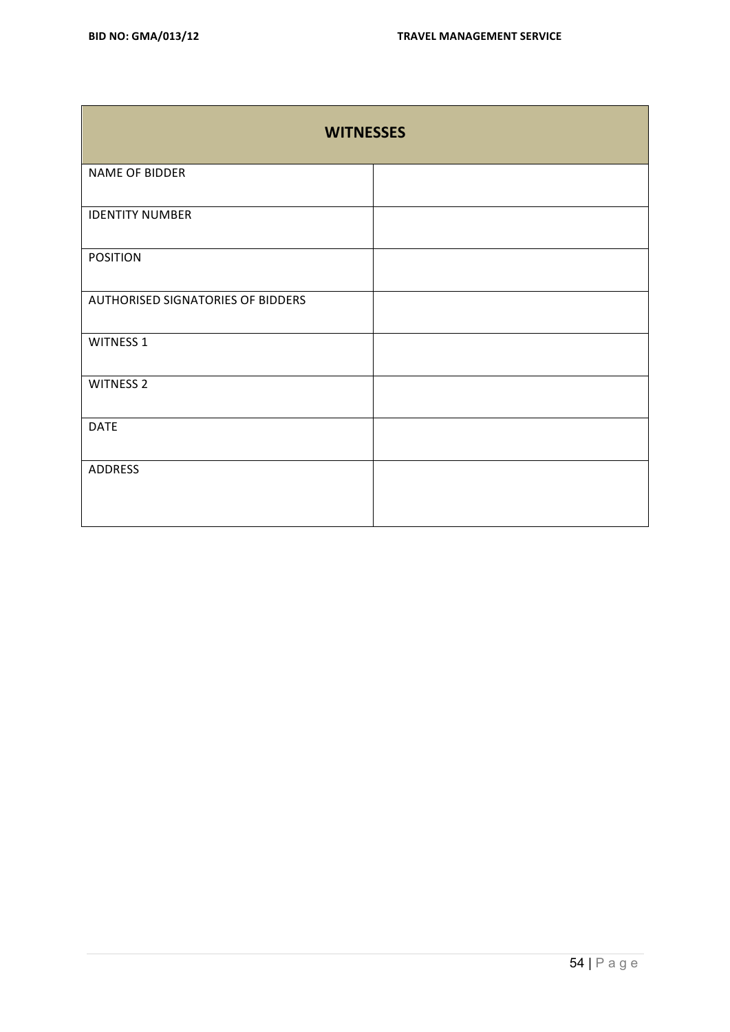| WITNESSES | |
|---|---|
| NAME OF BIDDER | |
| IDENTITY NUMBER | |
| POSITION | |
| AUTHORISED SIGNATORIES OF BIDDERS | |
| WITNESS 1 | |
| WITNESS 2 | |
| DATE | |
| ADDRESS | |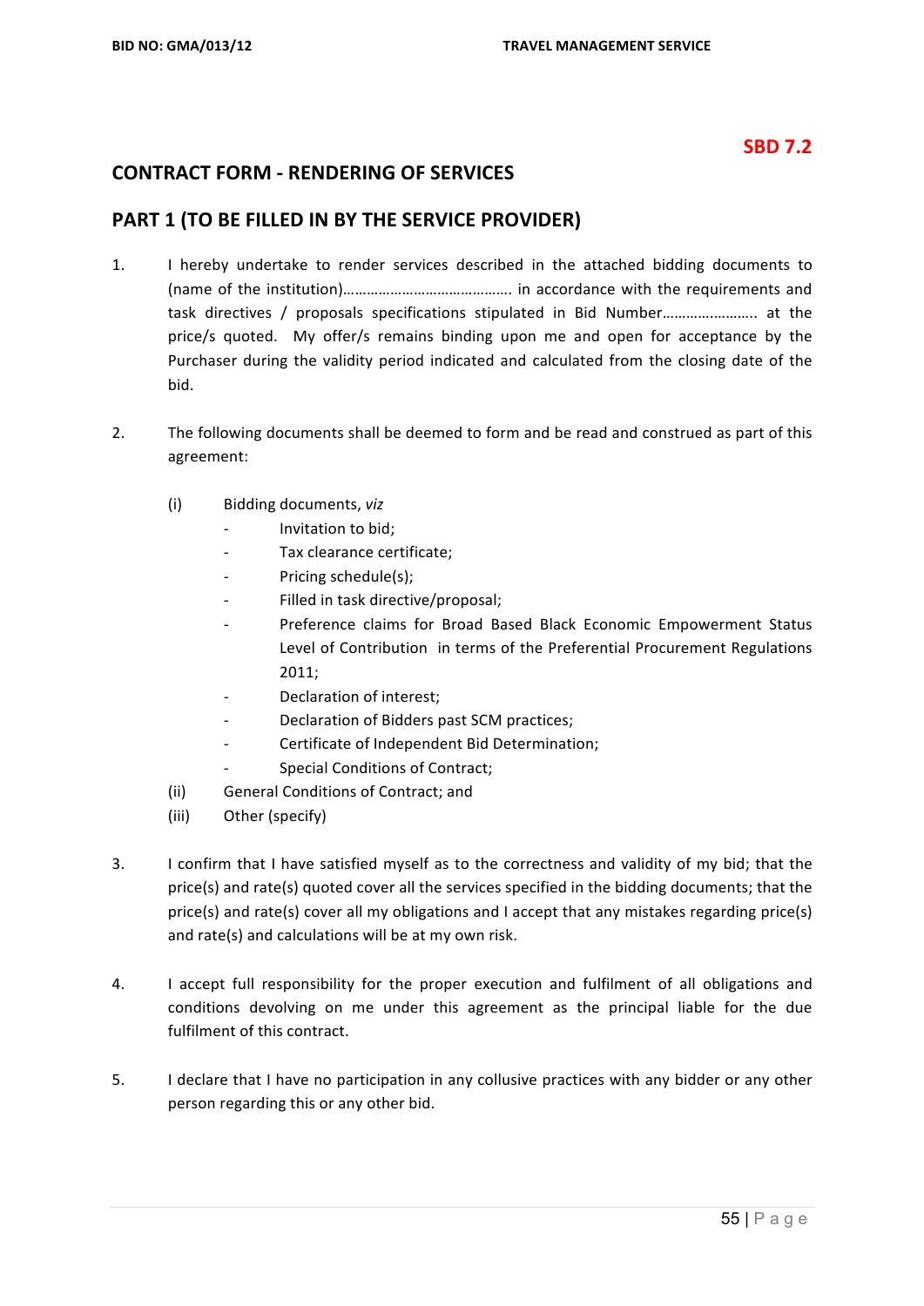**SBD 7.2**

## CONTRACT FORM - RENDERING OF SERVICES

## PART 1 (TO BE FILLED IN BY THE SERVICE PROVIDER)

1. I hereby undertake to render services described in the attached bidding documents to (name of the institution)……………………………………. in accordance with the requirements and task directives / proposals specifications stipulated in Bid Number………….……….. at the price/s quoted. My offer/s remains binding upon me and open for acceptance by the Purchaser during the validity period indicated and calculated from the closing date of the bid.

2. The following documents shall be deemed to form and be read and construed as part of this agreement:

   (i) Bidding documents, *viz*
   - Invitation to bid;
   - Tax clearance certificate;
   - Pricing schedule(s);
   - Filled in task directive/proposal;
   - Preference claims for Broad Based Black Economic Empowerment Status Level of Contribution in terms of the Preferential Procurement Regulations 2011;
   - Declaration of interest;
   - Declaration of Bidders past SCM practices;
   - Certificate of Independent Bid Determination;
   - Special Conditions of Contract;

   (ii) General Conditions of Contract; and

   (iii) Other (specify)

3. I confirm that I have satisfied myself as to the correctness and validity of my bid; that the price(s) and rate(s) quoted cover all the services specified in the bidding documents; that the price(s) and rate(s) cover all my obligations and I accept that any mistakes regarding price(s) and rate(s) and calculations will be at my own risk.

4. I accept full responsibility for the proper execution and fulfilment of all obligations and conditions devolving on me under this agreement as the principal liable for the due fulfilment of this contract.

5. I declare that I have no participation in any collusive practices with any bidder or any other person regarding this or any other bid.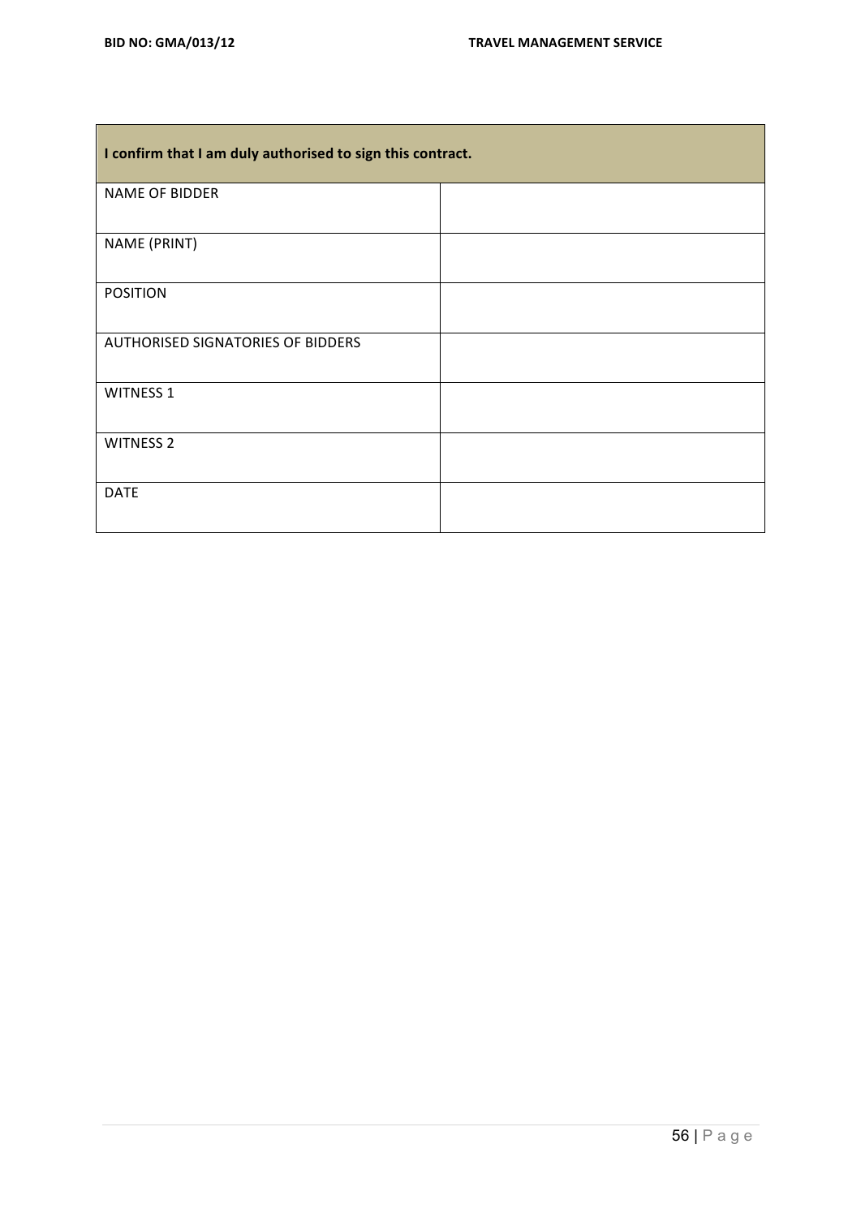| I confirm that I am duly authorised to sign this contract. | |
|---|---|
| NAME OF BIDDER | |
| NAME (PRINT) | |
| POSITION | |
| AUTHORISED SIGNATORIES OF BIDDERS | |
| WITNESS 1 | |
| WITNESS 2 | |
| DATE | |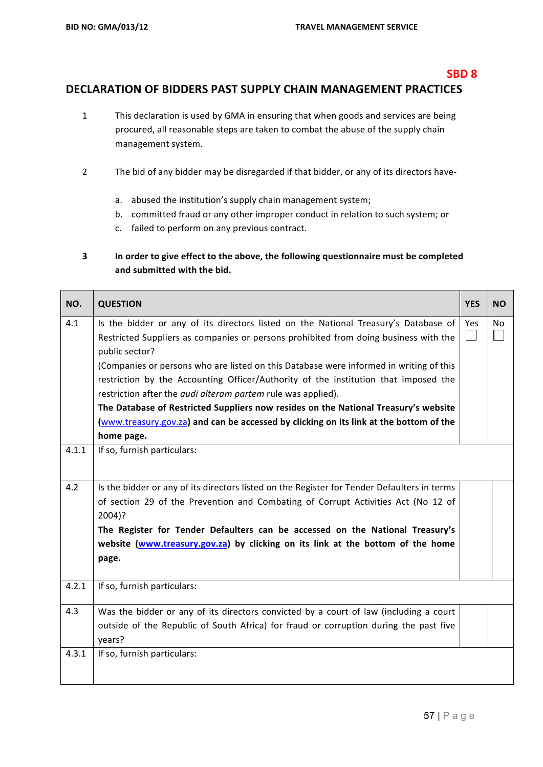**SBD 8**

## DECLARATION OF BIDDERS PAST SUPPLY CHAIN MANAGEMENT PRACTICES

1. This declaration is used by GMA in ensuring that when goods and services are being procured, all reasonable steps are taken to combat the abuse of the supply chain management system.

2. The bid of any bidder may be disregarded if that bidder, or any of its directors have-

   a. abused the institution's supply chain management system;
   b. committed fraud or any other improper conduct in relation to such system; or
   c. failed to perform on any previous contract.

3. **In order to give effect to the above, the following questionnaire must be completed and submitted with the bid.**

| NO. | QUESTION | YES | NO |
|---|---|---|---|
| 4.1 | Is the bidder or any of its directors listed on the National Treasury's Database of Restricted Suppliers as companies or persons prohibited from doing business with the public sector?<br>(Companies or persons who are listed on this Database were informed in writing of this restriction by the Accounting Officer/Authority of the institution that imposed the restriction after the *audi alteram partem* rule was applied).<br>**The Database of Restricted Suppliers now resides on the National Treasury's website (www.treasury.gov.za) and can be accessed by clicking on its link at the bottom of the home page.** | Yes ☐ | No ☐ |
| 4.1.1 | If so, furnish particulars: | | |
| 4.2 | Is the bidder or any of its directors listed on the Register for Tender Defaulters in terms of section 29 of the Prevention and Combating of Corrupt Activities Act (No 12 of 2004)?<br>**The Register for Tender Defaulters can be accessed on the National Treasury's website (www.treasury.gov.za) by clicking on its link at the bottom of the home page.** | | |
| 4.2.1 | If so, furnish particulars: | | |
| 4.3 | Was the bidder or any of its directors convicted by a court of law (including a court outside of the Republic of South Africa) for fraud or corruption during the past five years? | | |
| 4.3.1 | If so, furnish particulars: | | |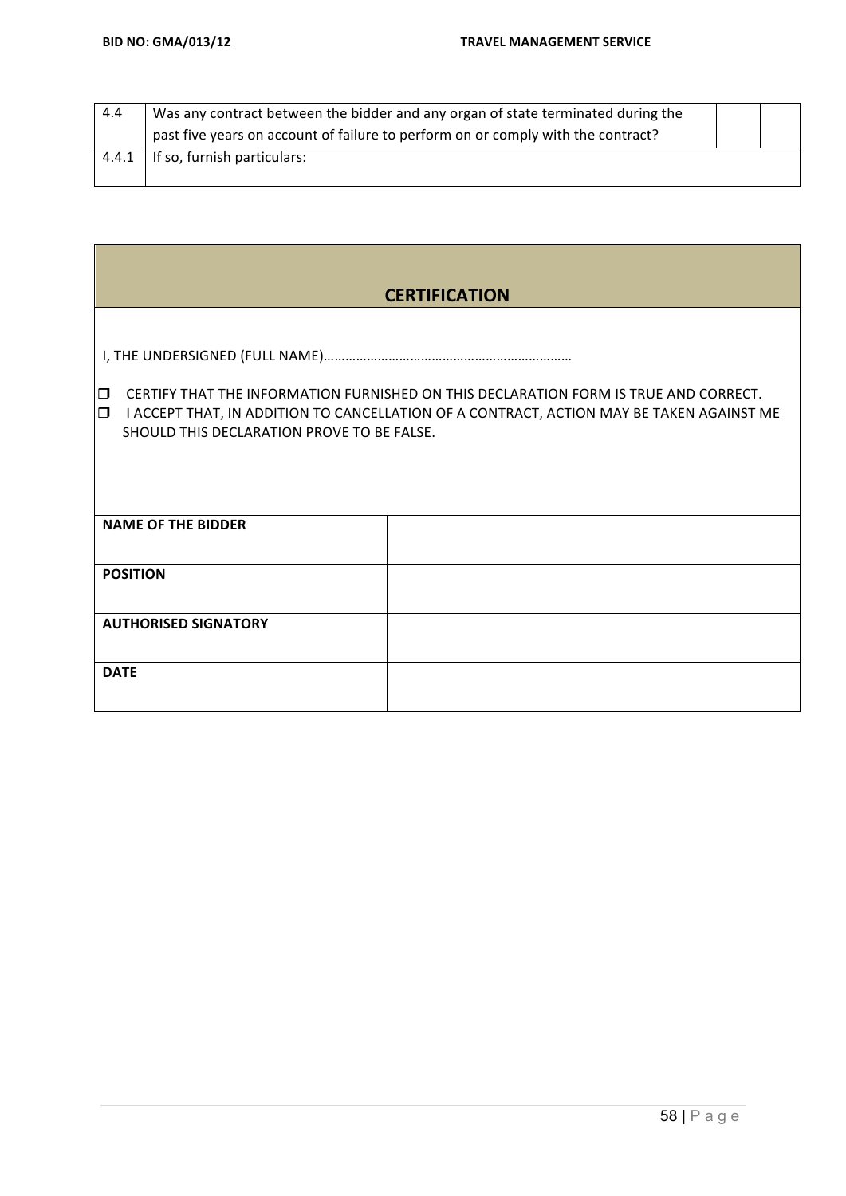| | | | |
|---|---|---|---|
| 4.4 | Was any contract between the bidder and any organ of state terminated during the past five years on account of failure to perform on or comply with the contract? | | |
| 4.4.1 | If so, furnish particulars: | | |

## CERTIFICATION

I, THE UNDERSIGNED (FULL NAME)…………………………………………………………

- ❒ CERTIFY THAT THE INFORMATION FURNISHED ON THIS DECLARATION FORM IS TRUE AND CORRECT.
- ❒ I ACCEPT THAT, IN ADDITION TO CANCELLATION OF A CONTRACT, ACTION MAY BE TAKEN AGAINST ME SHOULD THIS DECLARATION PROVE TO BE FALSE.

| | |
|---|---|
| **NAME OF THE BIDDER** | |
| **POSITION** | |
| **AUTHORISED SIGNATORY** | |
| **DATE** | |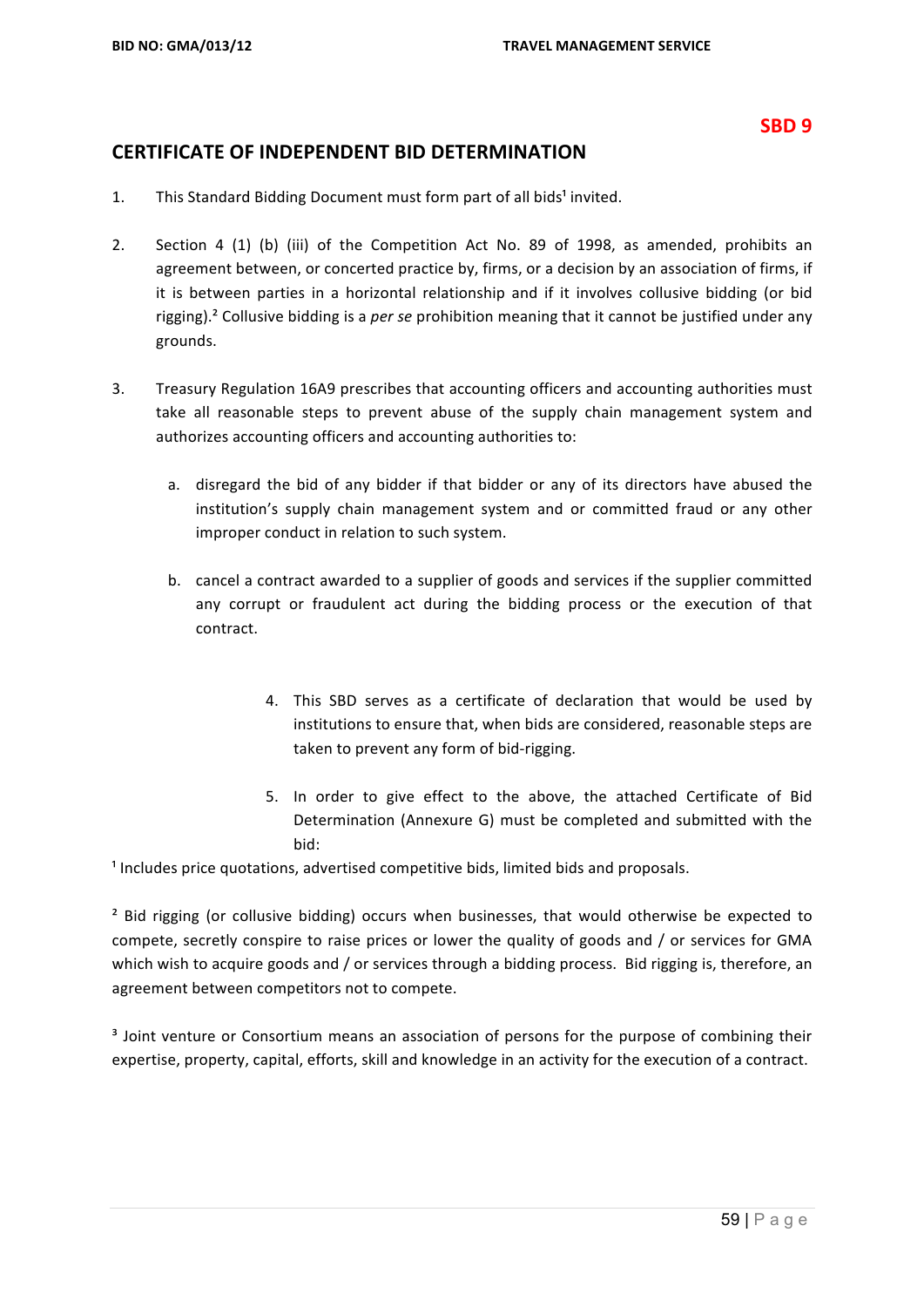**SBD 9**

## CERTIFICATE OF INDEPENDENT BID DETERMINATION

1. This Standard Bidding Document must form part of all bids[1] invited.

2. Section 4 (1) (b) (iii) of the Competition Act No. 89 of 1998, as amended, prohibits an agreement between, or concerted practice by, firms, or a decision by an association of firms, if it is between parties in a horizontal relationship and if it involves collusive bidding (or bid rigging).[2] Collusive bidding is a *per se* prohibition meaning that it cannot be justified under any grounds.

3. Treasury Regulation 16A9 prescribes that accounting officers and accounting authorities must take all reasonable steps to prevent abuse of the supply chain management system and authorizes accounting officers and accounting authorities to:

   a. disregard the bid of any bidder if that bidder or any of its directors have abused the institution's supply chain management system and or committed fraud or any other improper conduct in relation to such system.

   b. cancel a contract awarded to a supplier of goods and services if the supplier committed any corrupt or fraudulent act during the bidding process or the execution of that contract.

4. This SBD serves as a certificate of declaration that would be used by institutions to ensure that, when bids are considered, reasonable steps are taken to prevent any form of bid-rigging.

5. In order to give effect to the above, the attached Certificate of Bid Determination (Annexure G) must be completed and submitted with the bid:

[1] Includes price quotations, advertised competitive bids, limited bids and proposals.

[2] Bid rigging (or collusive bidding) occurs when businesses, that would otherwise be expected to compete, secretly conspire to raise prices or lower the quality of goods and / or services for GMA which wish to acquire goods and / or services through a bidding process. Bid rigging is, therefore, an agreement between competitors not to compete.

[3] Joint venture or Consortium means an association of persons for the purpose of combining their expertise, property, capital, efforts, skill and knowledge in an activity for the execution of a contract.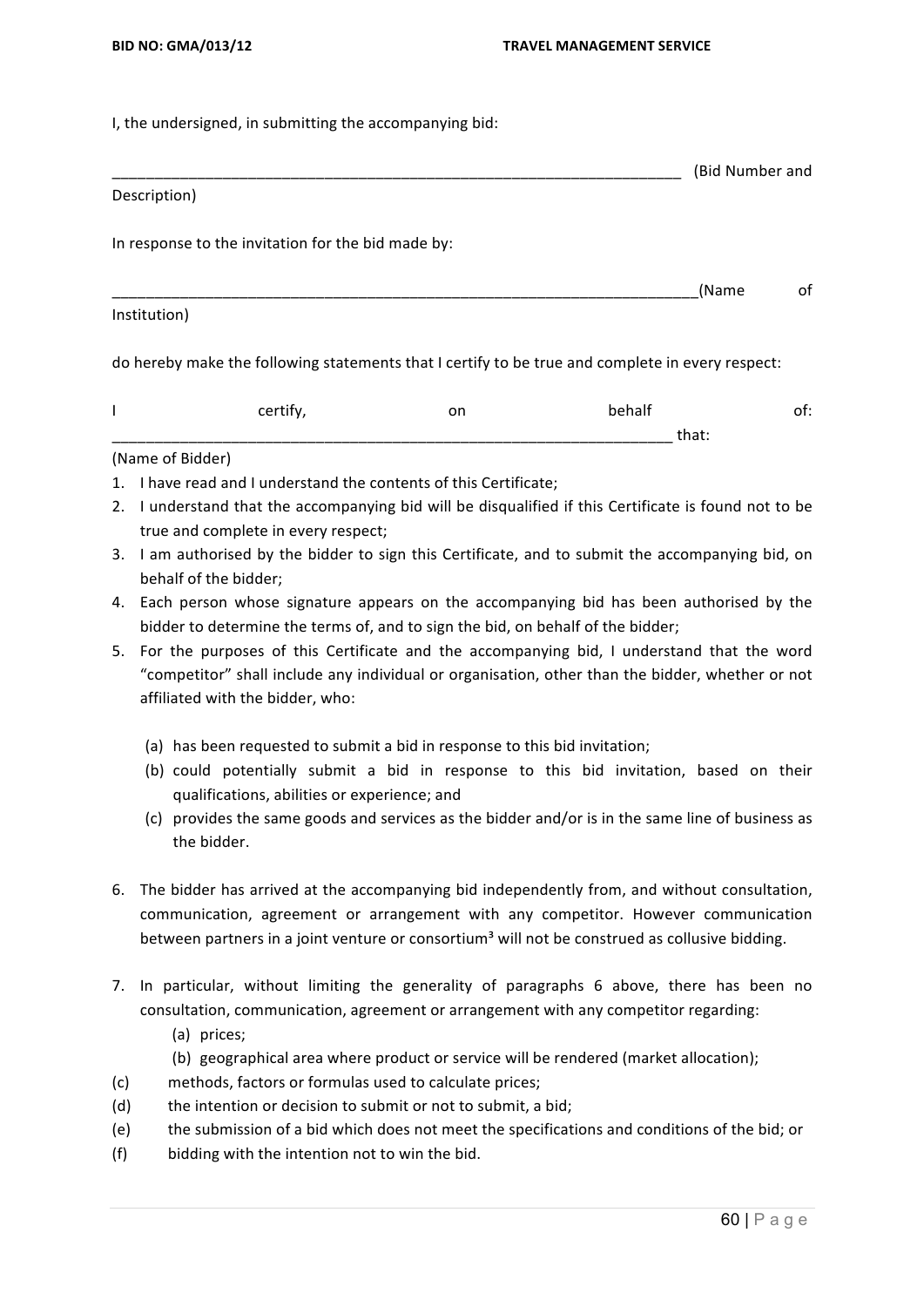I, the undersigned, in submitting the accompanying bid:

_______________________________________________________________________ (Bid Number and Description)

In response to the invitation for the bid made by:

_________________________________________________________________________(Name of Institution)

do hereby make the following statements that I certify to be true and complete in every respect:

I certify, on behalf of: _______________________________________________________________________ that:
(Name of Bidder)

1. I have read and I understand the contents of this Certificate;
2. I understand that the accompanying bid will be disqualified if this Certificate is found not to be true and complete in every respect;
3. I am authorised by the bidder to sign this Certificate, and to submit the accompanying bid, on behalf of the bidder;
4. Each person whose signature appears on the accompanying bid has been authorised by the bidder to determine the terms of, and to sign the bid, on behalf of the bidder;
5. For the purposes of this Certificate and the accompanying bid, I understand that the word "competitor" shall include any individual or organisation, other than the bidder, whether or not affiliated with the bidder, who:

   (a) has been requested to submit a bid in response to this bid invitation;
   (b) could potentially submit a bid in response to this bid invitation, based on their qualifications, abilities or experience; and
   (c) provides the same goods and services as the bidder and/or is in the same line of business as the bidder.

6. The bidder has arrived at the accompanying bid independently from, and without consultation, communication, agreement or arrangement with any competitor. However communication between partners in a joint venture or consortium[3] will not be construed as collusive bidding.

7. In particular, without limiting the generality of paragraphs 6 above, there has been no consultation, communication, agreement or arrangement with any competitor regarding:
   (a) prices;
   (b) geographical area where product or service will be rendered (market allocation);
   (c) methods, factors or formulas used to calculate prices;
   (d) the intention or decision to submit or not to submit, a bid;
   (e) the submission of a bid which does not meet the specifications and conditions of the bid; or
   (f) bidding with the intention not to win the bid.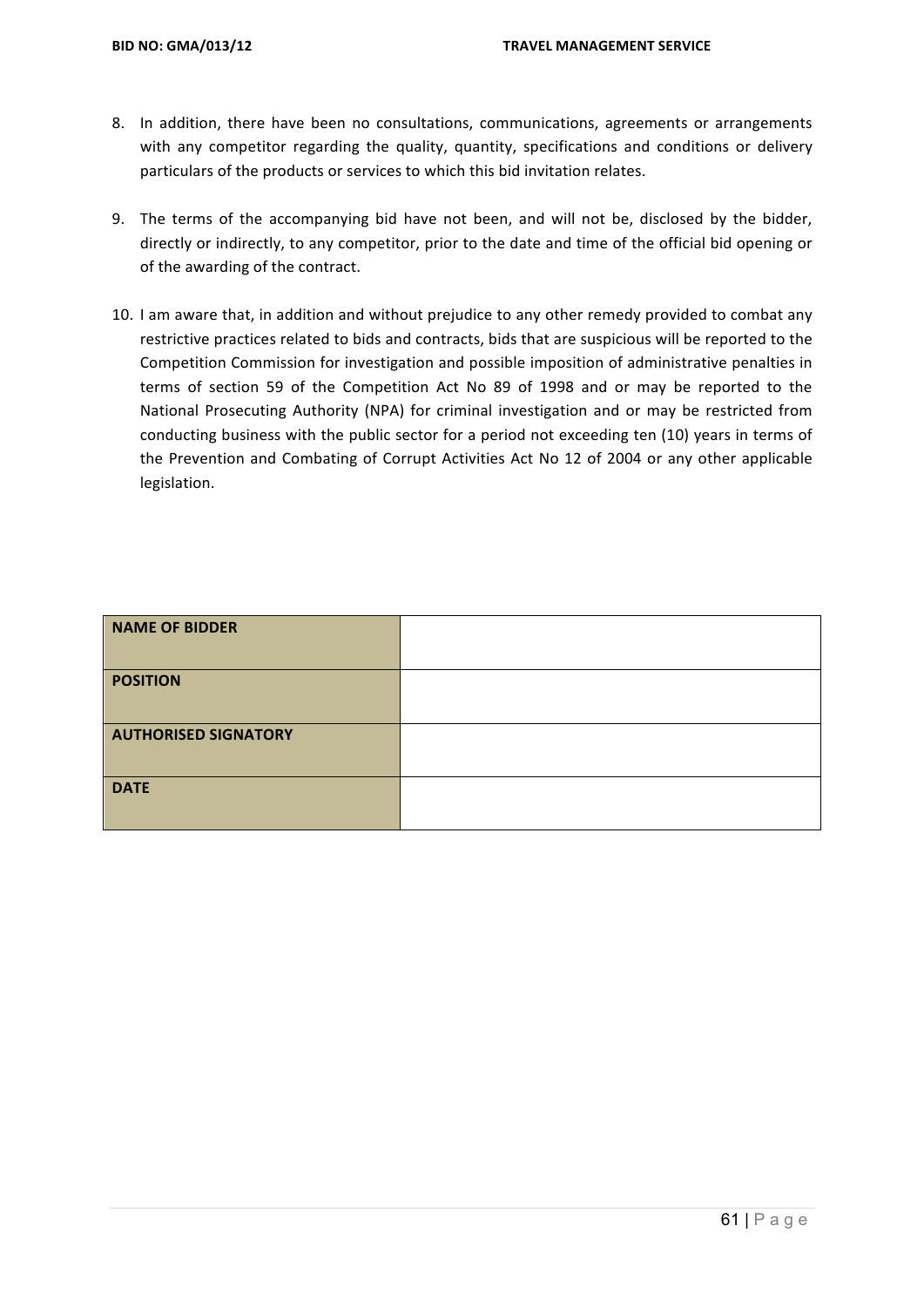8. In addition, there have been no consultations, communications, agreements or arrangements with any competitor regarding the quality, quantity, specifications and conditions or delivery particulars of the products or services to which this bid invitation relates.

9. The terms of the accompanying bid have not been, and will not be, disclosed by the bidder, directly or indirectly, to any competitor, prior to the date and time of the official bid opening or of the awarding of the contract.

10. I am aware that, in addition and without prejudice to any other remedy provided to combat any restrictive practices related to bids and contracts, bids that are suspicious will be reported to the Competition Commission for investigation and possible imposition of administrative penalties in terms of section 59 of the Competition Act No 89 of 1998 and or may be reported to the National Prosecuting Authority (NPA) for criminal investigation and or may be restricted from conducting business with the public sector for a period not exceeding ten (10) years in terms of the Prevention and Combating of Corrupt Activities Act No 12 of 2004 or any other applicable legislation.

| | |
|---|---|
| **NAME OF BIDDER** | |
| **POSITION** | |
| **AUTHORISED SIGNATORY** | |
| **DATE** | |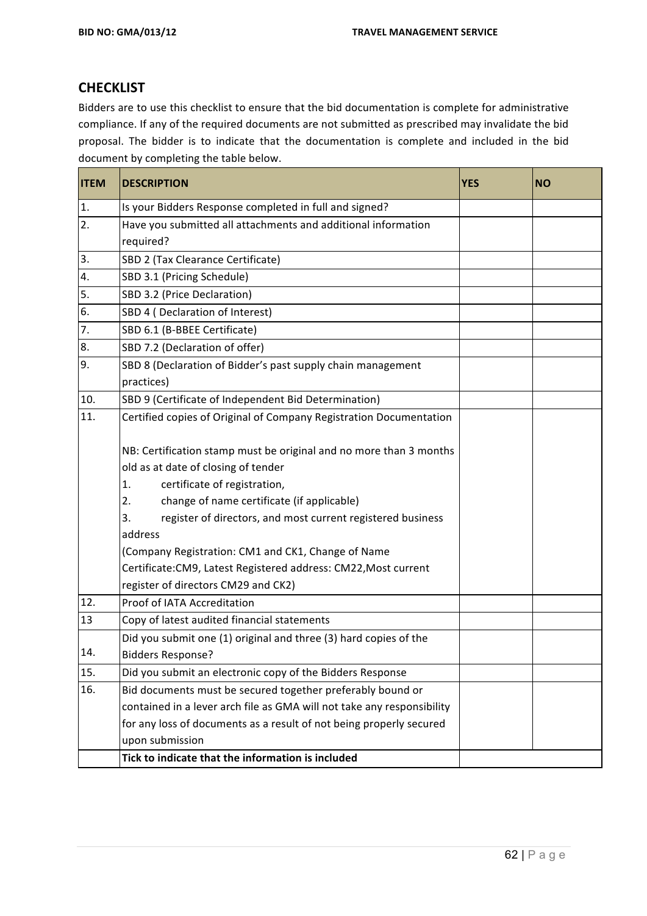## CHECKLIST

Bidders are to use this checklist to ensure that the bid documentation is complete for administrative compliance. If any of the required documents are not submitted as prescribed may invalidate the bid proposal. The bidder is to indicate that the documentation is complete and included in the bid document by completing the table below.

| ITEM | DESCRIPTION | YES | NO |
|---|---|---|---|
| 1. | Is your Bidders Response completed in full and signed? | | |
| 2. | Have you submitted all attachments and additional information required? | | |
| 3. | SBD 2 (Tax Clearance Certificate) | | |
| 4. | SBD 3.1 (Pricing Schedule) | | |
| 5. | SBD 3.2 (Price Declaration) | | |
| 6. | SBD 4 ( Declaration of Interest) | | |
| 7. | SBD 6.1 (B-BBEE Certificate) | | |
| 8. | SBD 7.2 (Declaration of offer) | | |
| 9. | SBD 8 (Declaration of Bidder's past supply chain management practices) | | |
| 10. | SBD 9 (Certificate of Independent Bid Determination) | | |
| 11. | Certified copies of Original of Company Registration Documentation<br><br>NB: Certification stamp must be original and no more than 3 months old as at date of closing of tender<br>1. certificate of registration,<br>2. change of name certificate (if applicable)<br>3. register of directors, and most current registered business address<br>(Company Registration: CM1 and CK1, Change of Name Certificate:CM9, Latest Registered address: CM22,Most current register of directors CM29 and CK2) | | |
| 12. | Proof of IATA Accreditation | | |
| 13 | Copy of latest audited financial statements | | |
| 14. | Did you submit one (1) original and three (3) hard copies of the Bidders Response? | | |
| 15. | Did you submit an electronic copy of the Bidders Response | | |
| 16. | Bid documents must be secured together preferably bound or contained in a lever arch file as GMA will not take any responsibility for any loss of documents as a result of not being properly secured upon submission | | |
| | **Tick to indicate that the information is included** | | |